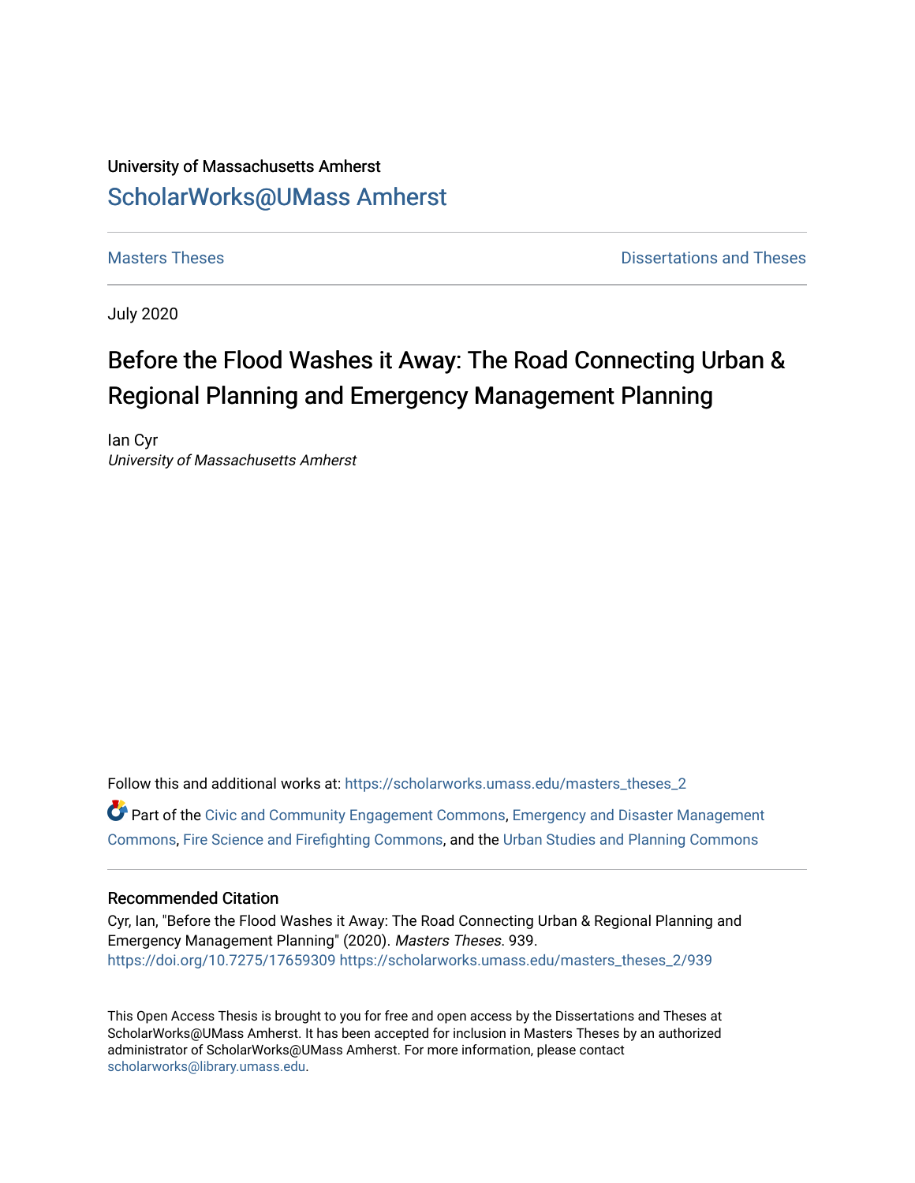University of Massachusetts Amherst

ScholarWorks@UMass Amherst

Masters Theses | Dissertations and Theses

July 2020

# Before the Flood Washes it Away: The Road Connecting Urban & Regional Planning and Emergency Management Planning

Ian Cyr

*University of Massachusetts Amherst*

Follow this and additional works at: https://scholarworks.umass.edu/masters_theses_2

Part of the Civic and Community Engagement Commons, Emergency and Disaster Management Commons, Fire Science and Firefighting Commons, and the Urban Studies and Planning Commons

## Recommended Citation

Cyr, Ian, "Before the Flood Washes it Away: The Road Connecting Urban & Regional Planning and Emergency Management Planning" (2020). *Masters Theses*. 939.
https://doi.org/10.7275/17659309 https://scholarworks.umass.edu/masters_theses_2/939

This Open Access Thesis is brought to you for free and open access by the Dissertations and Theses at ScholarWorks@UMass Amherst. It has been accepted for inclusion in Masters Theses by an authorized administrator of ScholarWorks@UMass Amherst. For more information, please contact scholarworks@library.umass.edu.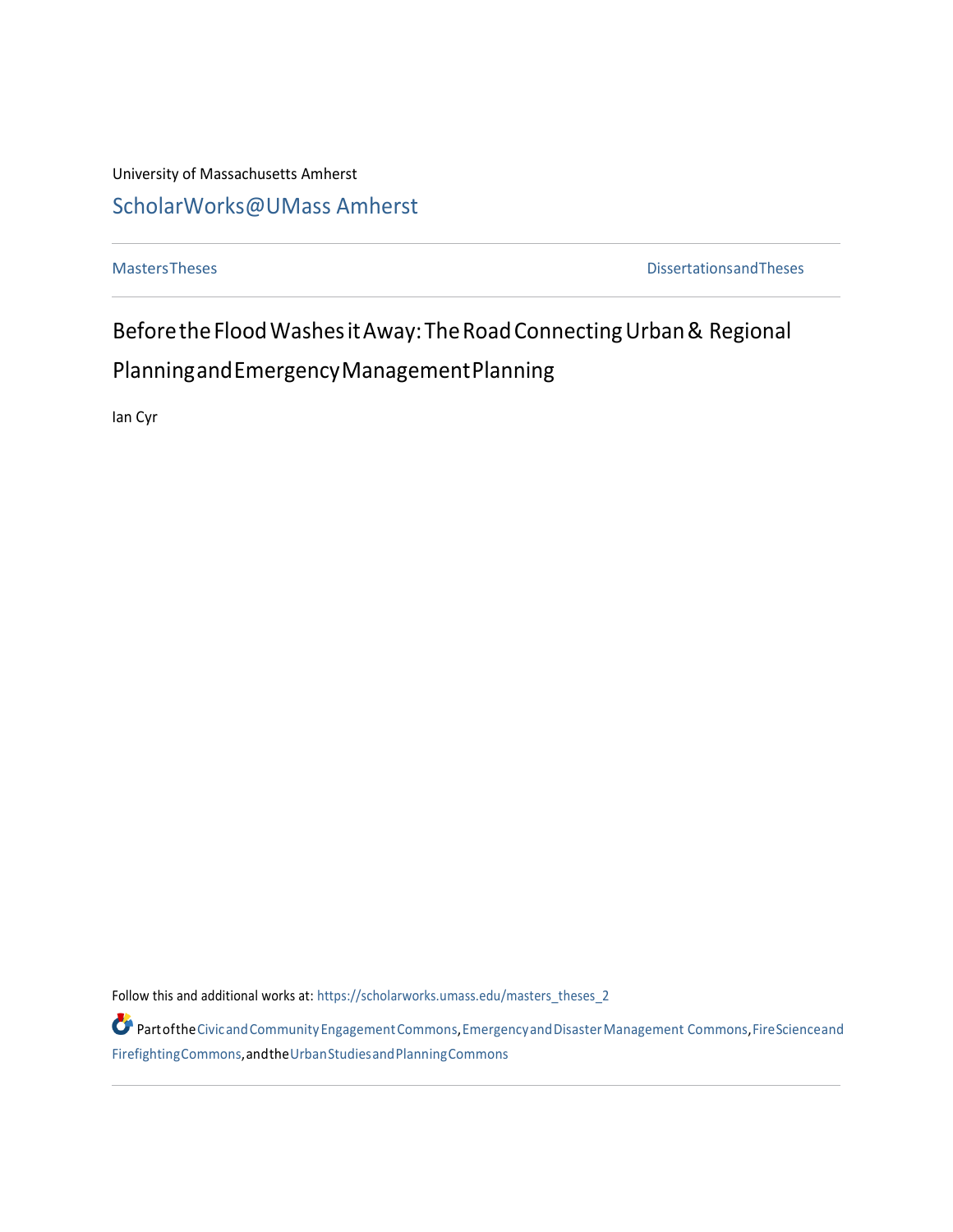University of Massachusetts Amherst

ScholarWorks@UMass Amherst

Masters Theses

Dissertations and Theses

# Before the Flood Washes it Away: The Road Connecting Urban & Regional Planning and Emergency Management Planning

Ian Cyr

Follow this and additional works at: https://scholarworks.umass.edu/masters_theses_2

Part of the Civic and Community Engagement Commons, Emergency and Disaster Management Commons, Fire Science and Firefighting Commons, and the Urban Studies and Planning Commons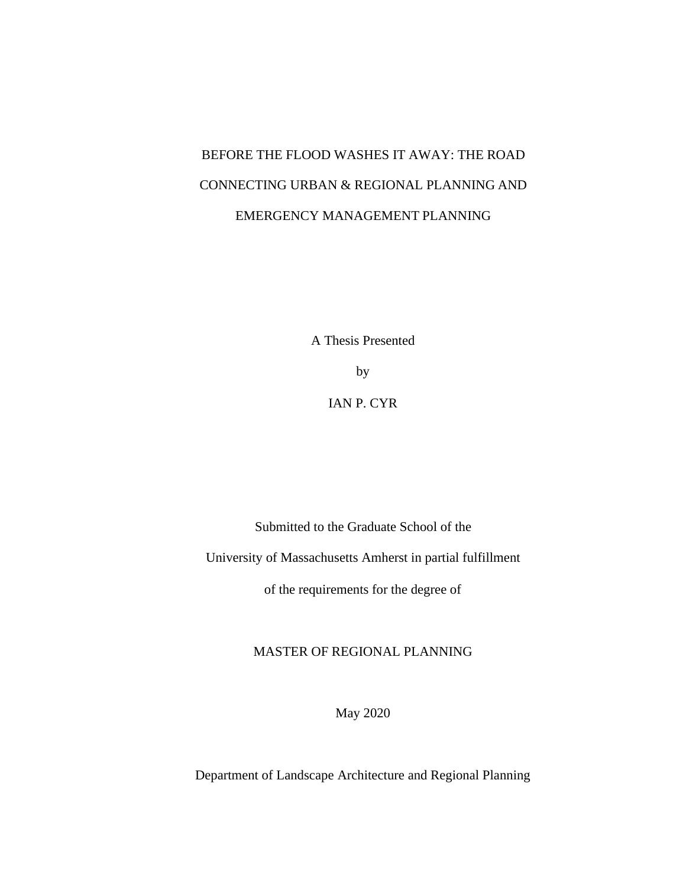# BEFORE THE FLOOD WASHES IT AWAY: THE ROAD CONNECTING URBAN & REGIONAL PLANNING AND EMERGENCY MANAGEMENT PLANNING

A Thesis Presented

by

IAN P. CYR

Submitted to the Graduate School of the

University of Massachusetts Amherst in partial fulfillment

of the requirements for the degree of

MASTER OF REGIONAL PLANNING

May 2020

Department of Landscape Architecture and Regional Planning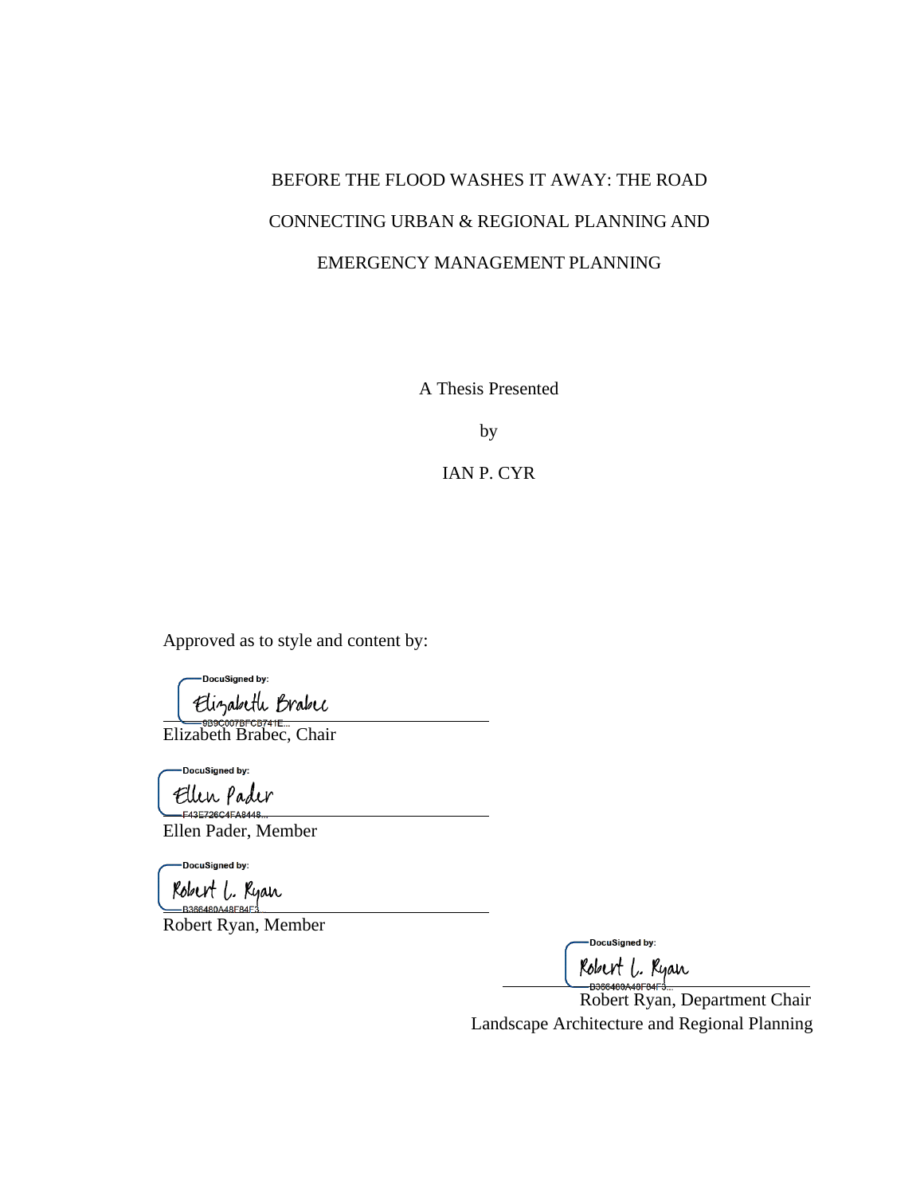BEFORE THE FLOOD WASHES IT AWAY: THE ROAD

CONNECTING URBAN & REGIONAL PLANNING AND

EMERGENCY MANAGEMENT PLANNING

A Thesis Presented

by

IAN P. CYR

Approved as to style and content by:

DocuSigned by:
Elizabeth Brabec
9B9C007BFCB741E...

Elizabeth Brabec, Chair

DocuSigned by:
Ellen Pader
F43E726C4FA8448...

Ellen Pader, Member

DocuSigned by:
Robert L. Ryan
B366480A48F84F3...

Robert Ryan, Member

DocuSigned by:
Robert L. Ryan
B366480A48F84F3...

Robert Ryan, Department Chair
Landscape Architecture and Regional Planning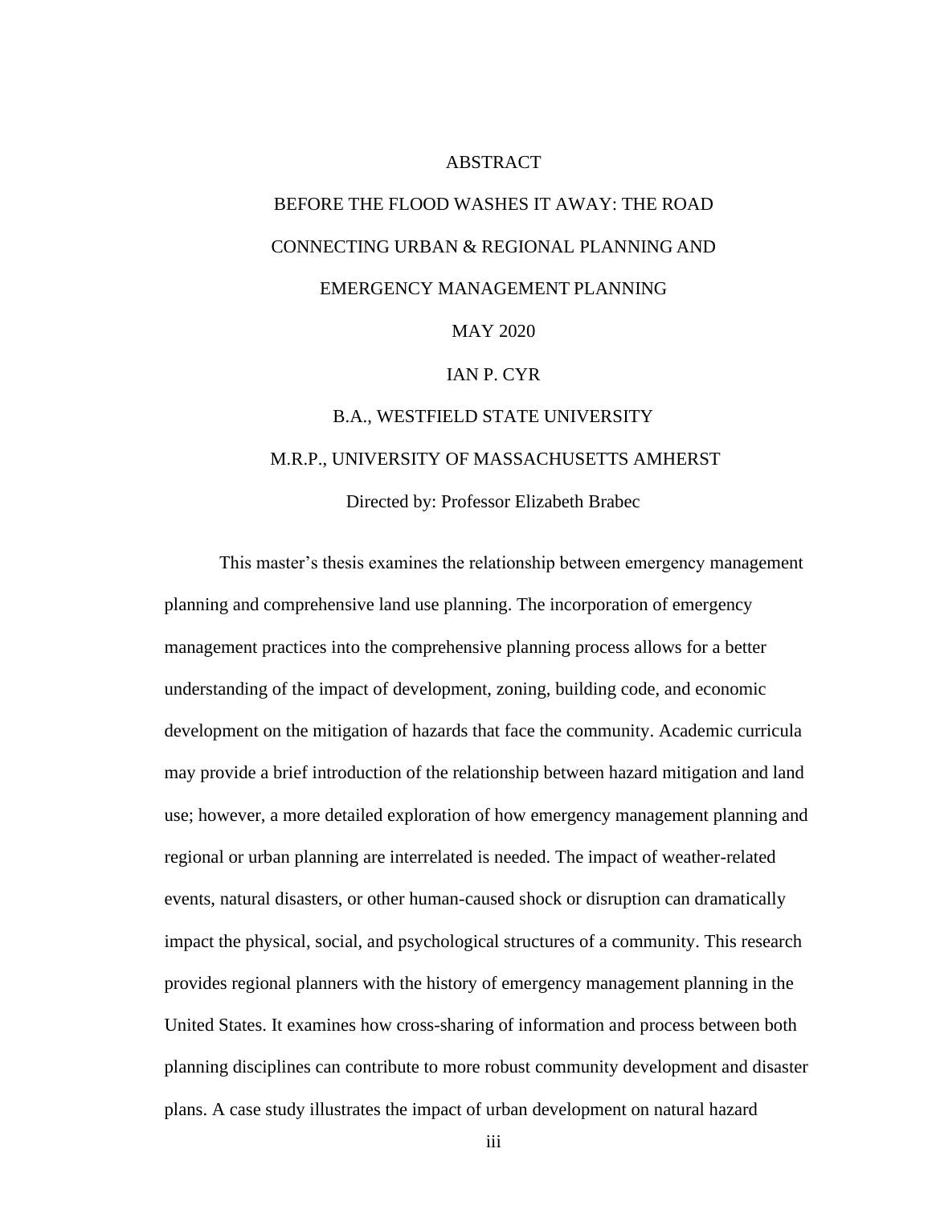# ABSTRACT

## BEFORE THE FLOOD WASHES IT AWAY: THE ROAD CONNECTING URBAN & REGIONAL PLANNING AND EMERGENCY MANAGEMENT PLANNING

MAY 2020

IAN P. CYR

B.A., WESTFIELD STATE UNIVERSITY

M.R.P., UNIVERSITY OF MASSACHUSETTS AMHERST

Directed by: Professor Elizabeth Brabec

This master's thesis examines the relationship between emergency management planning and comprehensive land use planning. The incorporation of emergency management practices into the comprehensive planning process allows for a better understanding of the impact of development, zoning, building code, and economic development on the mitigation of hazards that face the community. Academic curricula may provide a brief introduction of the relationship between hazard mitigation and land use; however, a more detailed exploration of how emergency management planning and regional or urban planning are interrelated is needed. The impact of weather-related events, natural disasters, or other human-caused shock or disruption can dramatically impact the physical, social, and psychological structures of a community. This research provides regional planners with the history of emergency management planning in the United States. It examines how cross-sharing of information and process between both planning disciplines can contribute to more robust community development and disaster plans. A case study illustrates the impact of urban development on natural hazard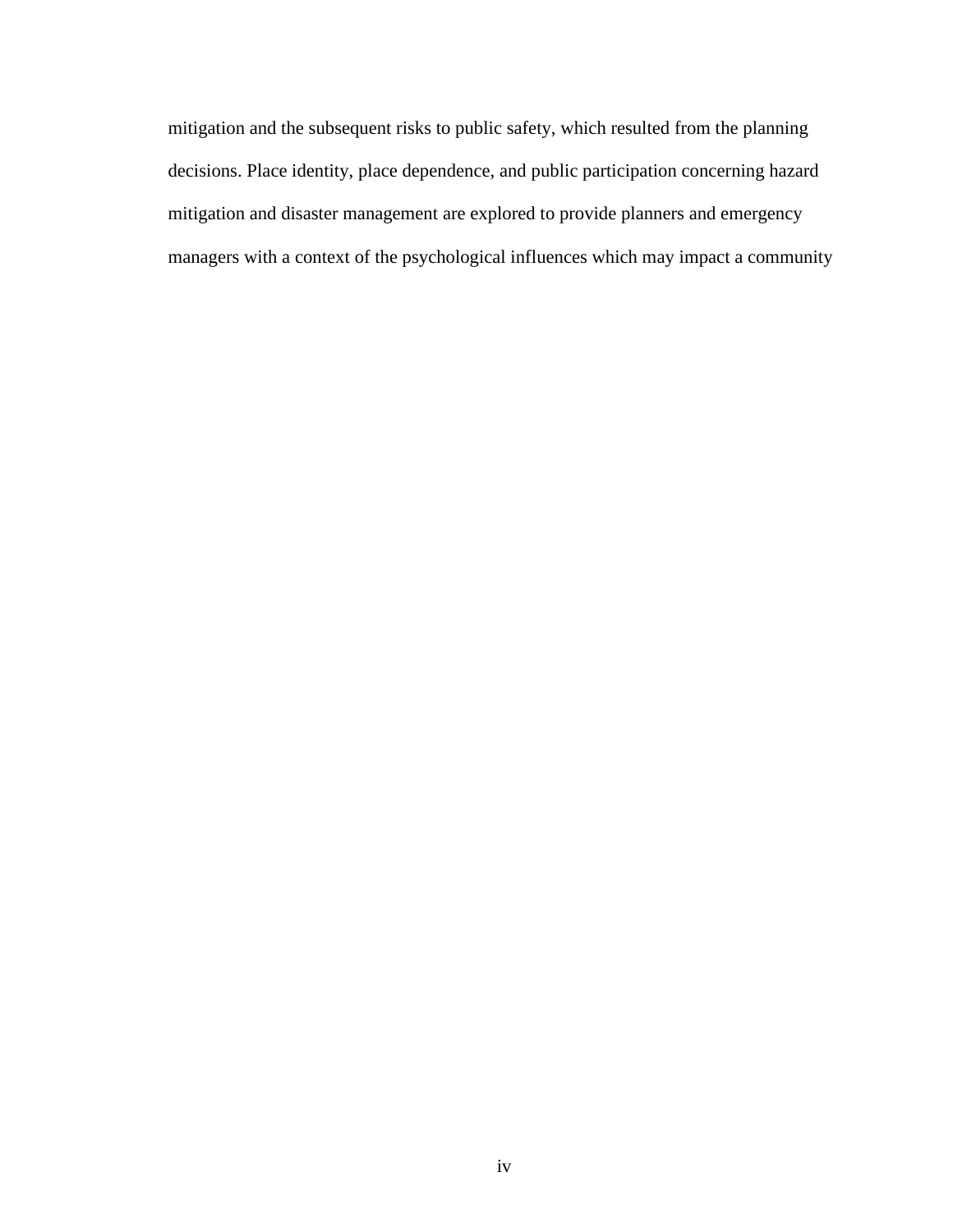mitigation and the subsequent risks to public safety, which resulted from the planning decisions. Place identity, place dependence, and public participation concerning hazard mitigation and disaster management are explored to provide planners and emergency managers with a context of the psychological influences which may impact a community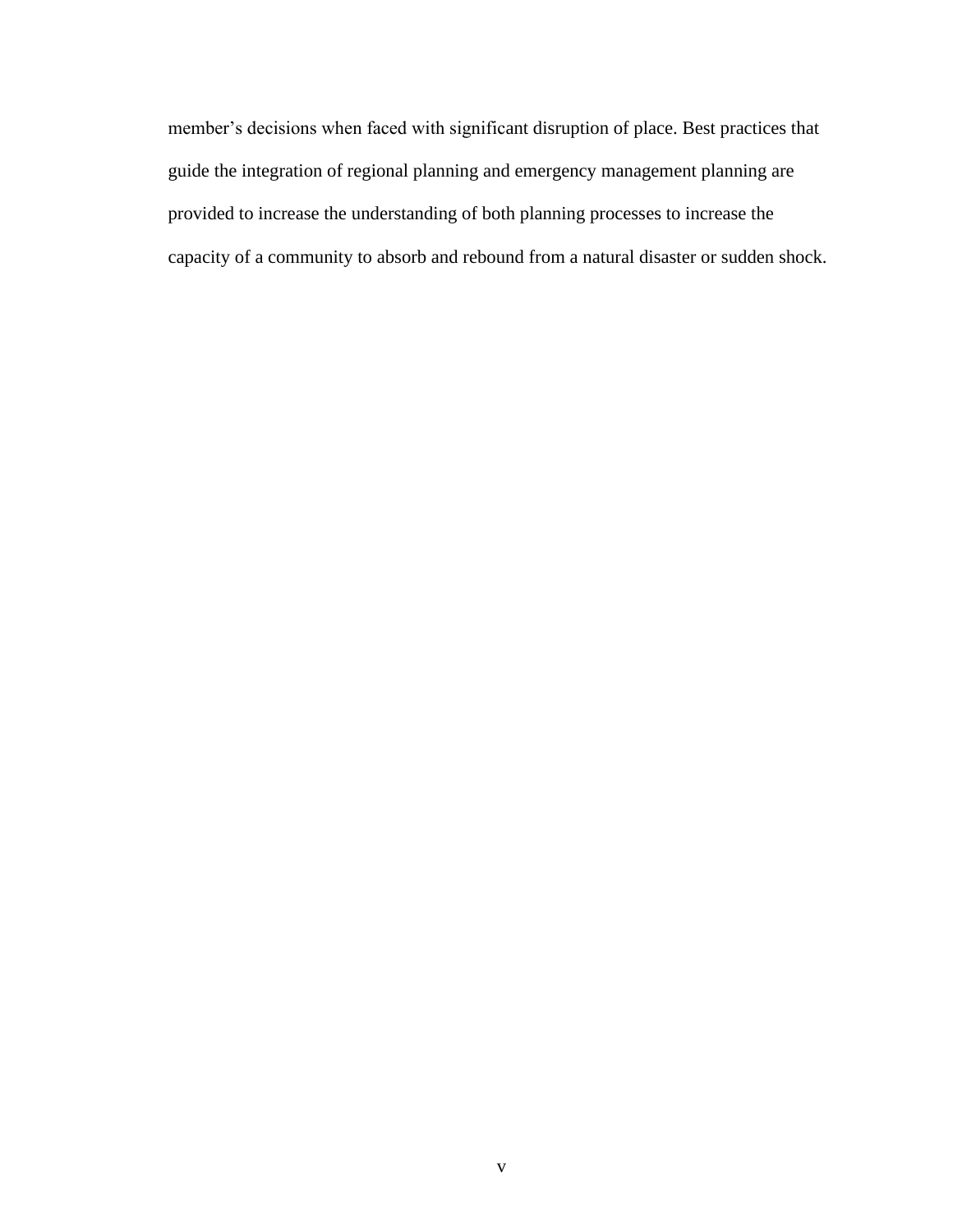member’s decisions when faced with significant disruption of place. Best practices that guide the integration of regional planning and emergency management planning are provided to increase the understanding of both planning processes to increase the capacity of a community to absorb and rebound from a natural disaster or sudden shock.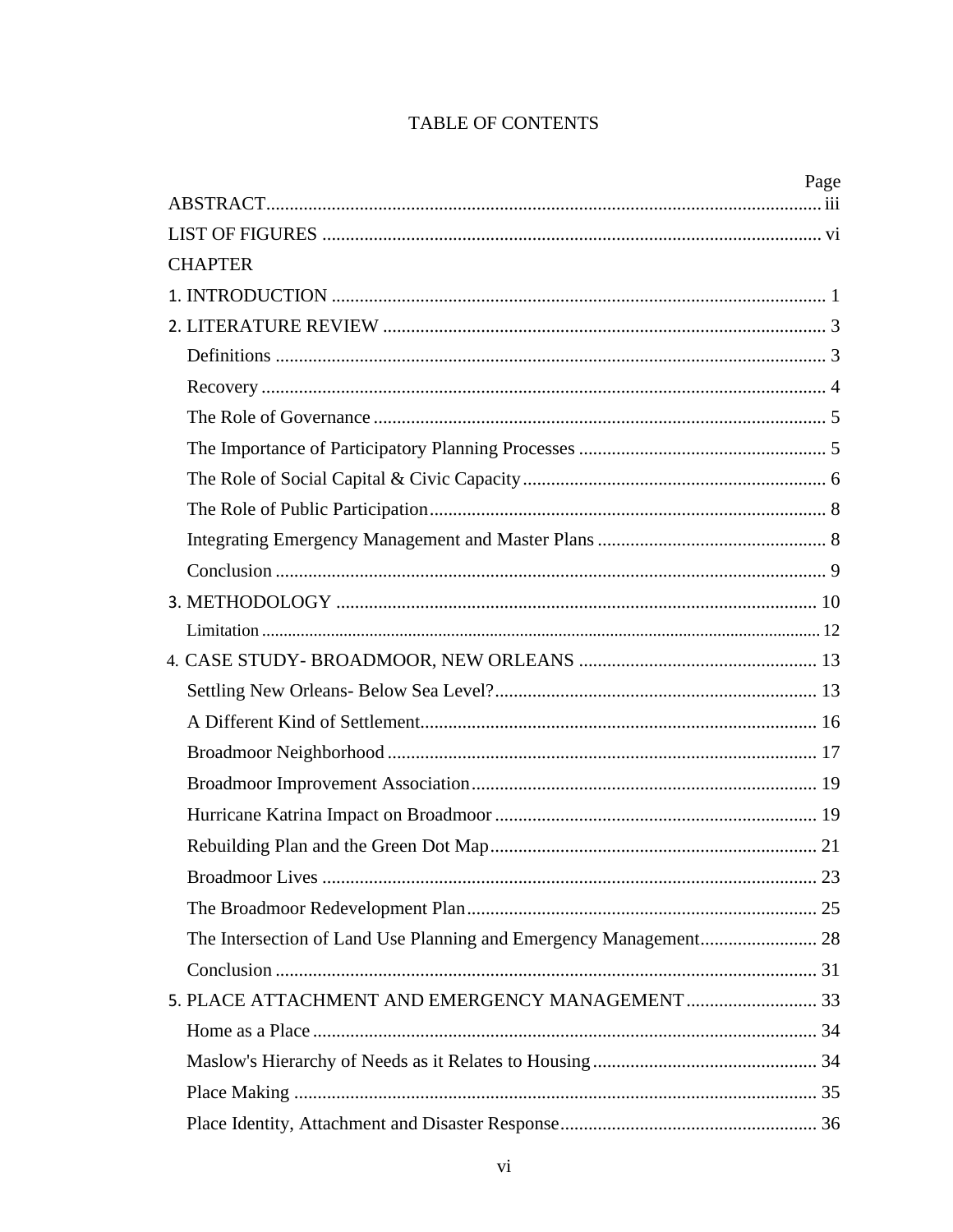# TABLE OF CONTENTS

| | Page |
|---|---|
| ABSTRACT | iii |
| LIST OF FIGURES | vi |
| CHAPTER | |
| 1. INTRODUCTION | 1 |
| 2. LITERATURE REVIEW | 3 |
| Definitions | 3 |
| Recovery | 4 |
| The Role of Governance | 5 |
| The Importance of Participatory Planning Processes | 5 |
| The Role of Social Capital & Civic Capacity | 6 |
| The Role of Public Participation | 8 |
| Integrating Emergency Management and Master Plans | 8 |
| Conclusion | 9 |
| 3. METHODOLOGY | 10 |
| Limitation | 12 |
| 4. CASE STUDY- BROADMOOR, NEW ORLEANS | 13 |
| Settling New Orleans- Below Sea Level? | 13 |
| A Different Kind of Settlement | 16 |
| Broadmoor Neighborhood | 17 |
| Broadmoor Improvement Association | 19 |
| Hurricane Katrina Impact on Broadmoor | 19 |
| Rebuilding Plan and the Green Dot Map | 21 |
| Broadmoor Lives | 23 |
| The Broadmoor Redevelopment Plan | 25 |
| The Intersection of Land Use Planning and Emergency Management | 28 |
| Conclusion | 31 |
| 5. PLACE ATTACHMENT AND EMERGENCY MANAGEMENT | 33 |
| Home as a Place | 34 |
| Maslow's Hierarchy of Needs as it Relates to Housing | 34 |
| Place Making | 35 |
| Place Identity, Attachment and Disaster Response | 36 |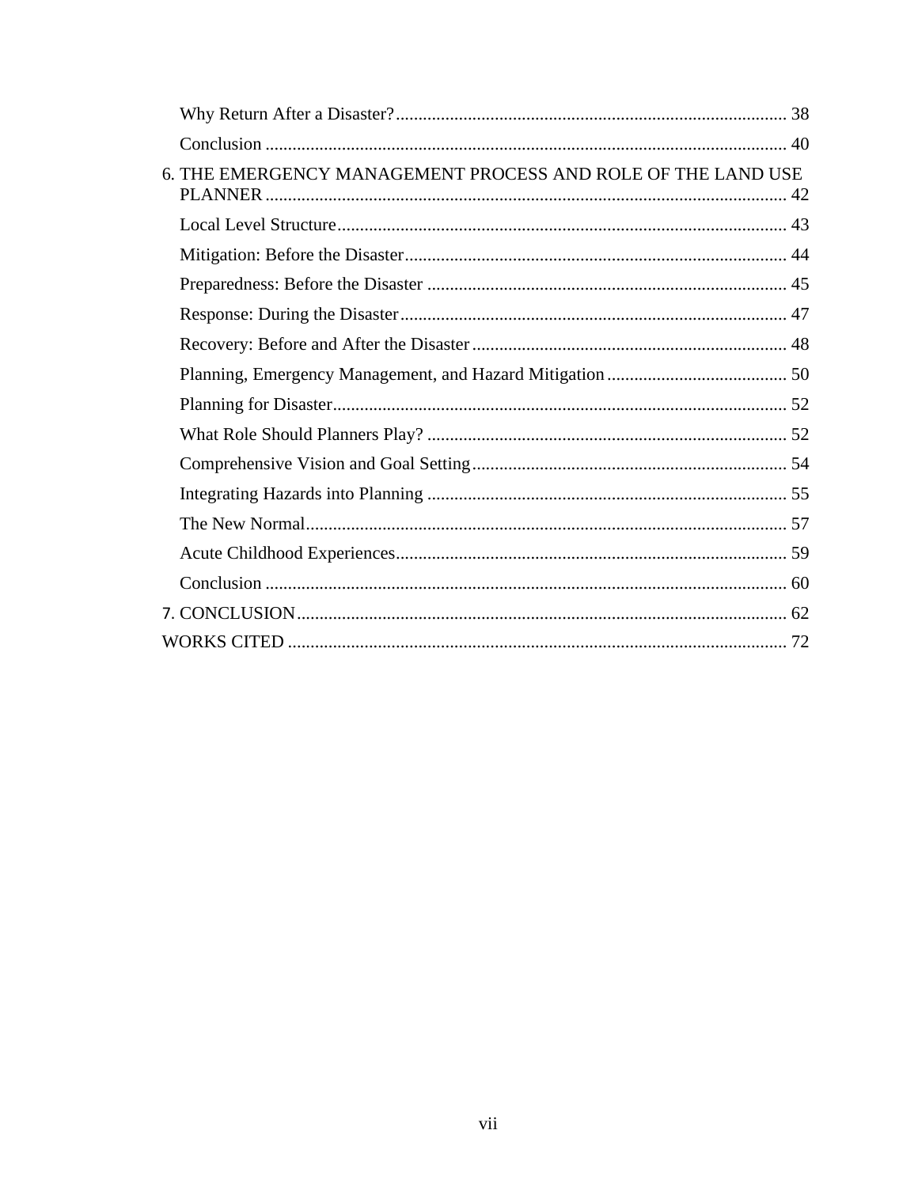Why Return After a Disaster? ........................................................................................ 38

Conclusion ...................................................................................................................... 40

6. THE EMERGENCY MANAGEMENT PROCESS AND ROLE OF THE LAND USE PLANNER ...................................................................................................................... 42

Local Level Structure ...................................................................................................... 43

Mitigation: Before the Disaster ...................................................................................... 44

Preparedness: Before the Disaster .................................................................................. 45

Response: During the Disaster ....................................................................................... 47

Recovery: Before and After the Disaster ....................................................................... 48

Planning, Emergency Management, and Hazard Mitigation ......................................... 50

Planning for Disaster ...................................................................................................... 52

What Role Should Planners Play? .................................................................................. 52

Comprehensive Vision and Goal Setting ....................................................................... 54

Integrating Hazards into Planning .................................................................................. 55

The New Normal ............................................................................................................ 57

Acute Childhood Experiences ........................................................................................ 59

Conclusion ...................................................................................................................... 60

7. CONCLUSION ............................................................................................................. 62

WORKS CITED ............................................................................................................... 72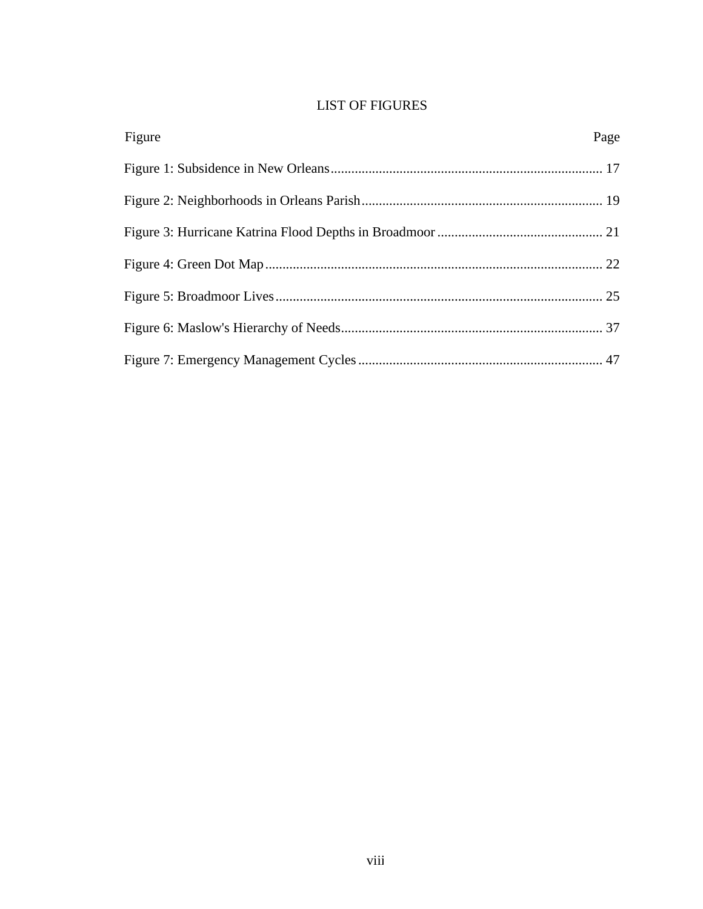# LIST OF FIGURES

| Figure | Page |
|---|---|
| Figure 1: Subsidence in New Orleans | 17 |
| Figure 2: Neighborhoods in Orleans Parish | 19 |
| Figure 3: Hurricane Katrina Flood Depths in Broadmoor | 21 |
| Figure 4: Green Dot Map | 22 |
| Figure 5: Broadmoor Lives | 25 |
| Figure 6: Maslow's Hierarchy of Needs | 37 |
| Figure 7: Emergency Management Cycles | 47 |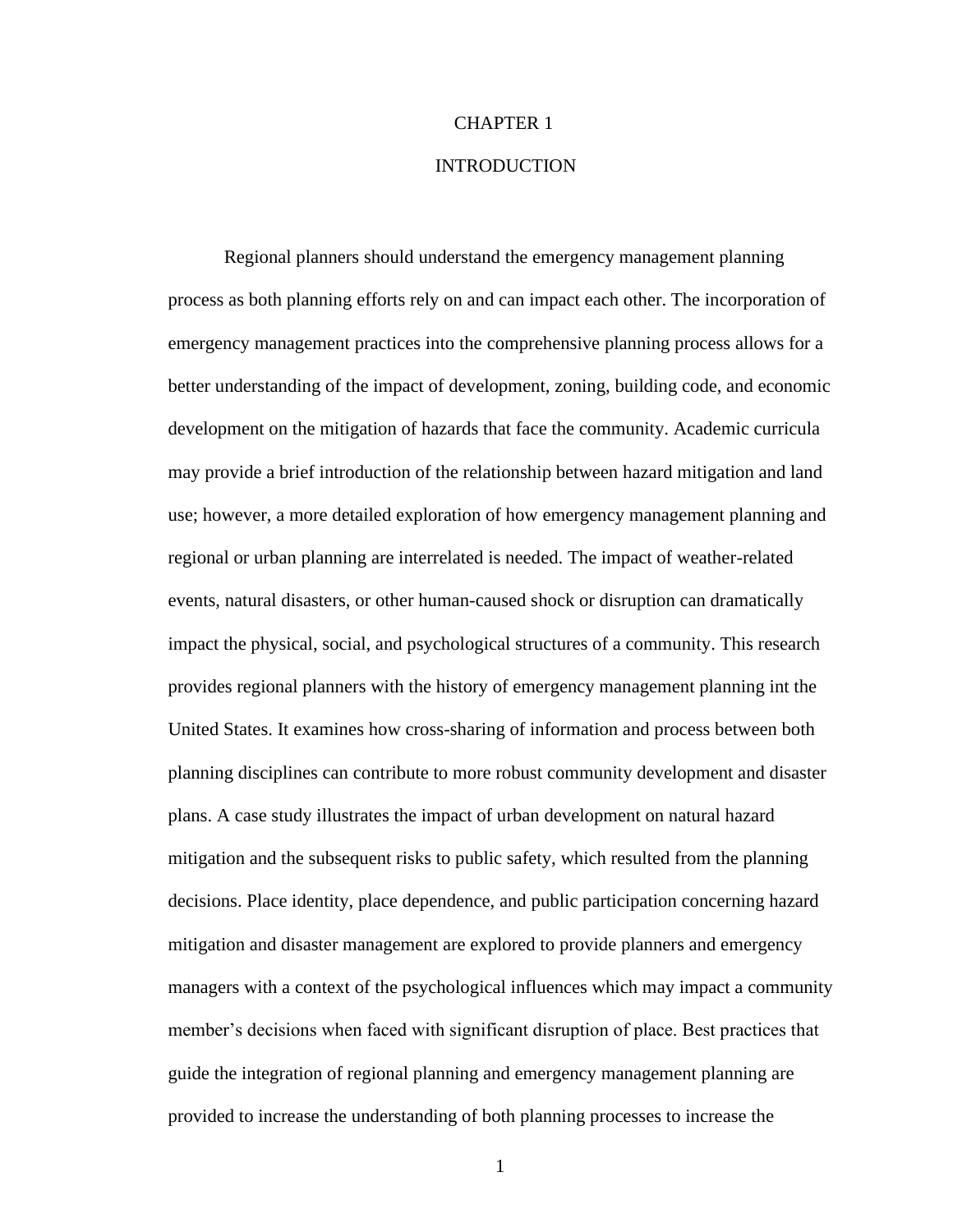# CHAPTER 1

# INTRODUCTION

Regional planners should understand the emergency management planning process as both planning efforts rely on and can impact each other. The incorporation of emergency management practices into the comprehensive planning process allows for a better understanding of the impact of development, zoning, building code, and economic development on the mitigation of hazards that face the community. Academic curricula may provide a brief introduction of the relationship between hazard mitigation and land use; however, a more detailed exploration of how emergency management planning and regional or urban planning are interrelated is needed. The impact of weather-related events, natural disasters, or other human-caused shock or disruption can dramatically impact the physical, social, and psychological structures of a community. This research provides regional planners with the history of emergency management planning int the United States. It examines how cross-sharing of information and process between both planning disciplines can contribute to more robust community development and disaster plans. A case study illustrates the impact of urban development on natural hazard mitigation and the subsequent risks to public safety, which resulted from the planning decisions. Place identity, place dependence, and public participation concerning hazard mitigation and disaster management are explored to provide planners and emergency managers with a context of the psychological influences which may impact a community member's decisions when faced with significant disruption of place. Best practices that guide the integration of regional planning and emergency management planning are provided to increase the understanding of both planning processes to increase the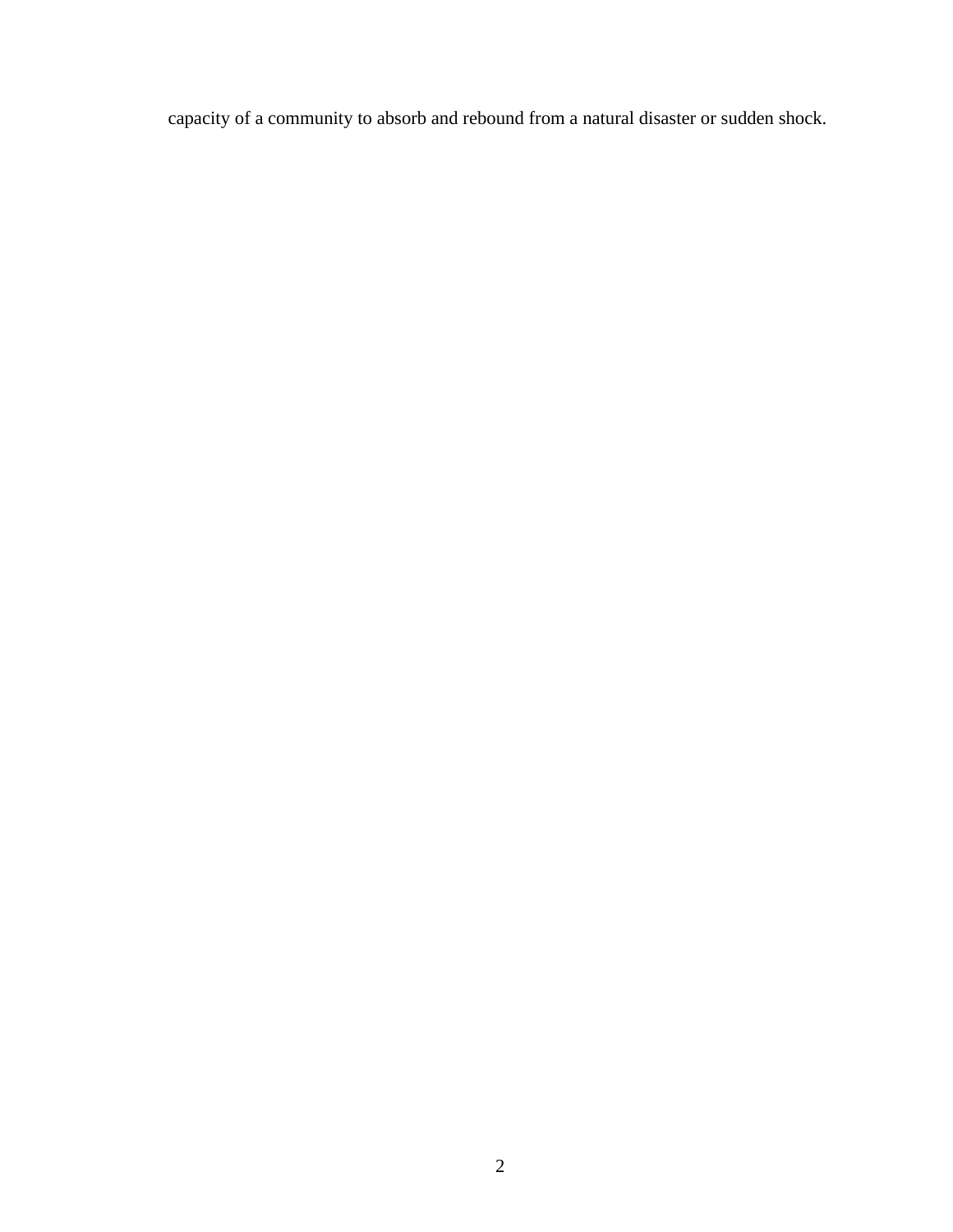capacity of a community to absorb and rebound from a natural disaster or sudden shock.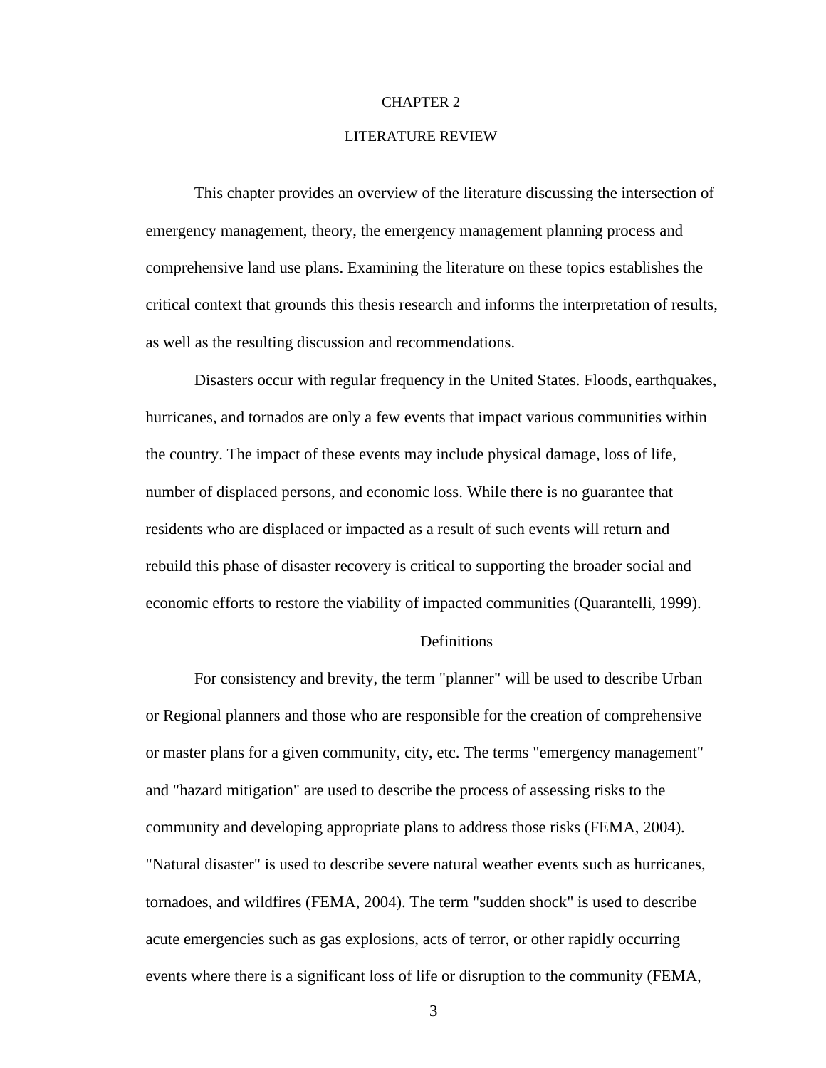# CHAPTER 2

# LITERATURE REVIEW

This chapter provides an overview of the literature discussing the intersection of emergency management, theory, the emergency management planning process and comprehensive land use plans. Examining the literature on these topics establishes the critical context that grounds this thesis research and informs the interpretation of results, as well as the resulting discussion and recommendations.

Disasters occur with regular frequency in the United States. Floods, earthquakes, hurricanes, and tornados are only a few events that impact various communities within the country. The impact of these events may include physical damage, loss of life, number of displaced persons, and economic loss. While there is no guarantee that residents who are displaced or impacted as a result of such events will return and rebuild this phase of disaster recovery is critical to supporting the broader social and economic efforts to restore the viability of impacted communities (Quarantelli, 1999).

## Definitions

For consistency and brevity, the term "planner" will be used to describe Urban or Regional planners and those who are responsible for the creation of comprehensive or master plans for a given community, city, etc. The terms "emergency management" and "hazard mitigation" are used to describe the process of assessing risks to the community and developing appropriate plans to address those risks (FEMA, 2004). "Natural disaster" is used to describe severe natural weather events such as hurricanes, tornadoes, and wildfires (FEMA, 2004). The term "sudden shock" is used to describe acute emergencies such as gas explosions, acts of terror, or other rapidly occurring events where there is a significant loss of life or disruption to the community (FEMA,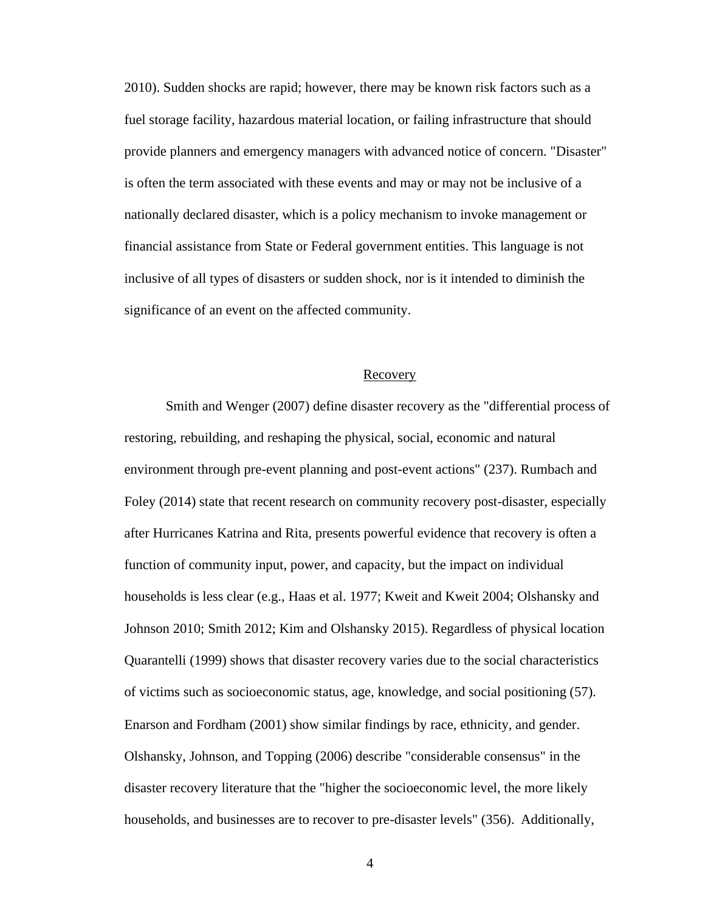2010). Sudden shocks are rapid; however, there may be known risk factors such as a fuel storage facility, hazardous material location, or failing infrastructure that should provide planners and emergency managers with advanced notice of concern. "Disaster" is often the term associated with these events and may or may not be inclusive of a nationally declared disaster, which is a policy mechanism to invoke management or financial assistance from State or Federal government entities. This language is not inclusive of all types of disasters or sudden shock, nor is it intended to diminish the significance of an event on the affected community.

## Recovery

Smith and Wenger (2007) define disaster recovery as the "differential process of restoring, rebuilding, and reshaping the physical, social, economic and natural environment through pre-event planning and post-event actions" (237). Rumbach and Foley (2014) state that recent research on community recovery post-disaster, especially after Hurricanes Katrina and Rita, presents powerful evidence that recovery is often a function of community input, power, and capacity, but the impact on individual households is less clear (e.g., Haas et al. 1977; Kweit and Kweit 2004; Olshansky and Johnson 2010; Smith 2012; Kim and Olshansky 2015). Regardless of physical location Quarantelli (1999) shows that disaster recovery varies due to the social characteristics of victims such as socioeconomic status, age, knowledge, and social positioning (57). Enarson and Fordham (2001) show similar findings by race, ethnicity, and gender. Olshansky, Johnson, and Topping (2006) describe "considerable consensus" in the disaster recovery literature that the "higher the socioeconomic level, the more likely households, and businesses are to recover to pre-disaster levels" (356). Additionally,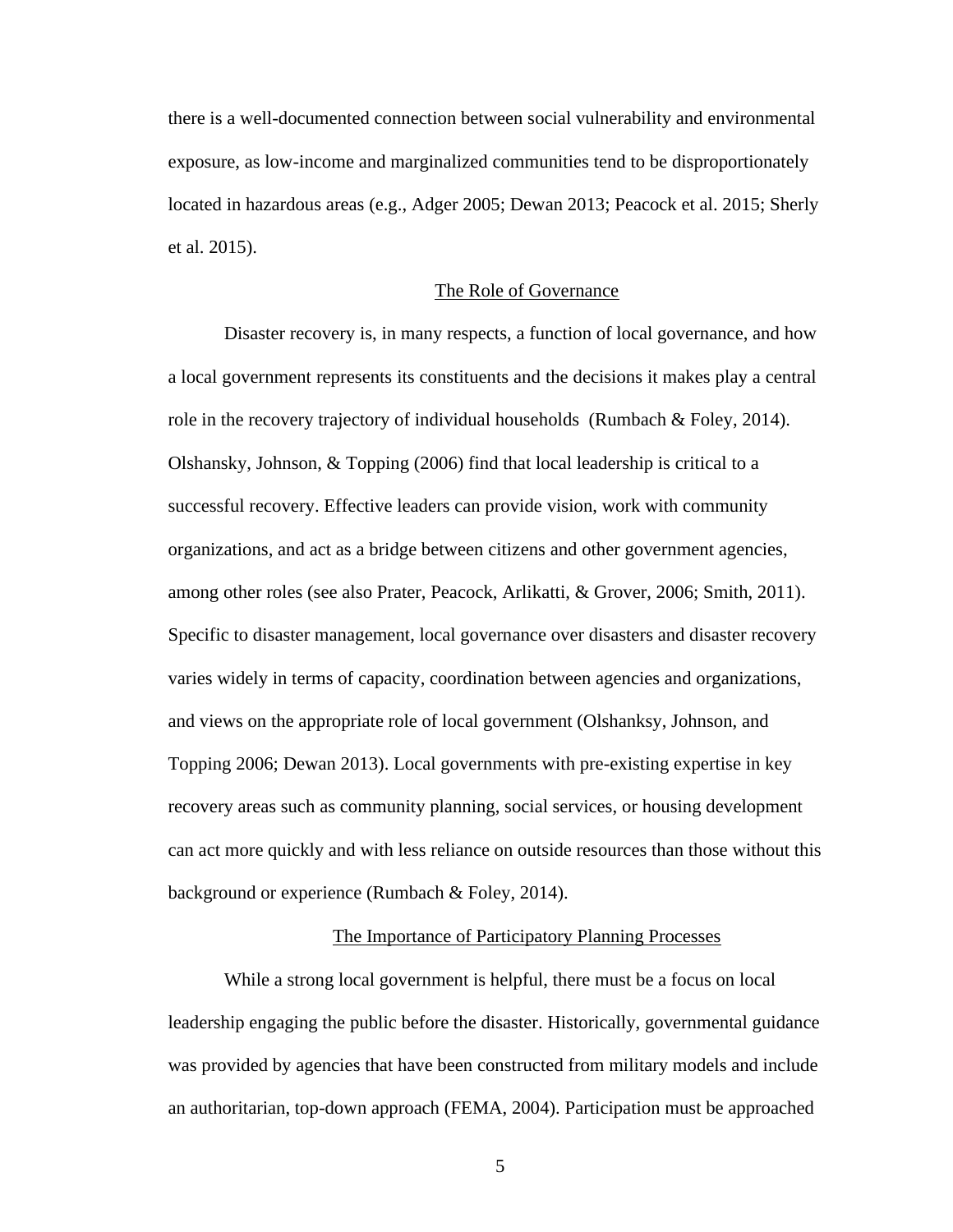there is a well-documented connection between social vulnerability and environmental exposure, as low-income and marginalized communities tend to be disproportionately located in hazardous areas (e.g., Adger 2005; Dewan 2013; Peacock et al. 2015; Sherly et al. 2015).

## The Role of Governance

Disaster recovery is, in many respects, a function of local governance, and how a local government represents its constituents and the decisions it makes play a central role in the recovery trajectory of individual households (Rumbach & Foley, 2014). Olshansky, Johnson, & Topping (2006) find that local leadership is critical to a successful recovery. Effective leaders can provide vision, work with community organizations, and act as a bridge between citizens and other government agencies, among other roles (see also Prater, Peacock, Arlikatti, & Grover, 2006; Smith, 2011). Specific to disaster management, local governance over disasters and disaster recovery varies widely in terms of capacity, coordination between agencies and organizations, and views on the appropriate role of local government (Olshanksy, Johnson, and Topping 2006; Dewan 2013). Local governments with pre-existing expertise in key recovery areas such as community planning, social services, or housing development can act more quickly and with less reliance on outside resources than those without this background or experience (Rumbach & Foley, 2014).

## The Importance of Participatory Planning Processes

While a strong local government is helpful, there must be a focus on local leadership engaging the public before the disaster. Historically, governmental guidance was provided by agencies that have been constructed from military models and include an authoritarian, top-down approach (FEMA, 2004). Participation must be approached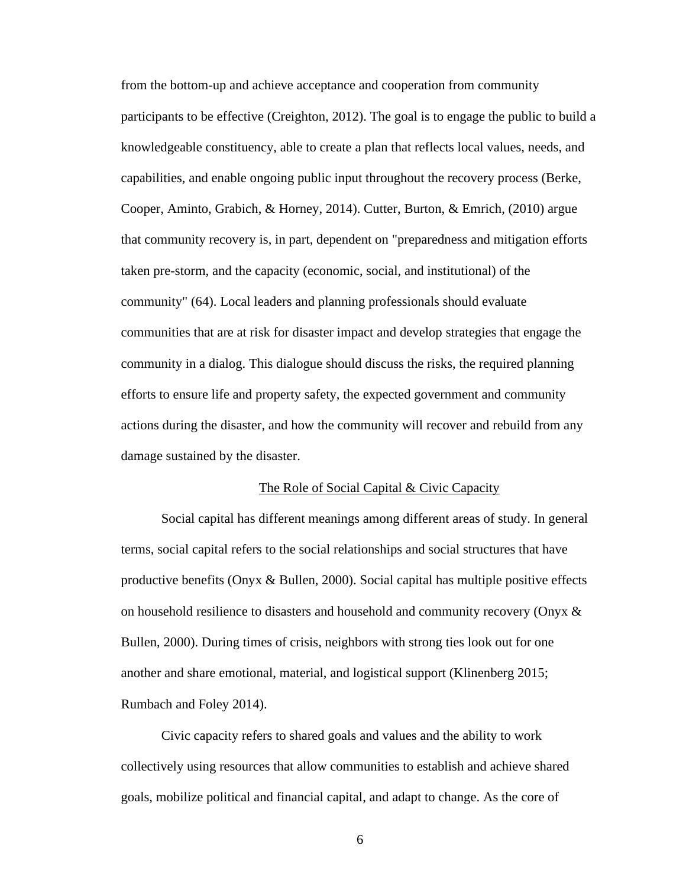from the bottom-up and achieve acceptance and cooperation from community participants to be effective (Creighton, 2012). The goal is to engage the public to build a knowledgeable constituency, able to create a plan that reflects local values, needs, and capabilities, and enable ongoing public input throughout the recovery process (Berke, Cooper, Aminto, Grabich, & Horney, 2014). Cutter, Burton, & Emrich, (2010) argue that community recovery is, in part, dependent on "preparedness and mitigation efforts taken pre-storm, and the capacity (economic, social, and institutional) of the community" (64). Local leaders and planning professionals should evaluate communities that are at risk for disaster impact and develop strategies that engage the community in a dialog. This dialogue should discuss the risks, the required planning efforts to ensure life and property safety, the expected government and community actions during the disaster, and how the community will recover and rebuild from any damage sustained by the disaster.

## The Role of Social Capital & Civic Capacity

Social capital has different meanings among different areas of study. In general terms, social capital refers to the social relationships and social structures that have productive benefits (Onyx & Bullen, 2000). Social capital has multiple positive effects on household resilience to disasters and household and community recovery (Onyx & Bullen, 2000). During times of crisis, neighbors with strong ties look out for one another and share emotional, material, and logistical support (Klinenberg 2015; Rumbach and Foley 2014).

Civic capacity refers to shared goals and values and the ability to work collectively using resources that allow communities to establish and achieve shared goals, mobilize political and financial capital, and adapt to change. As the core of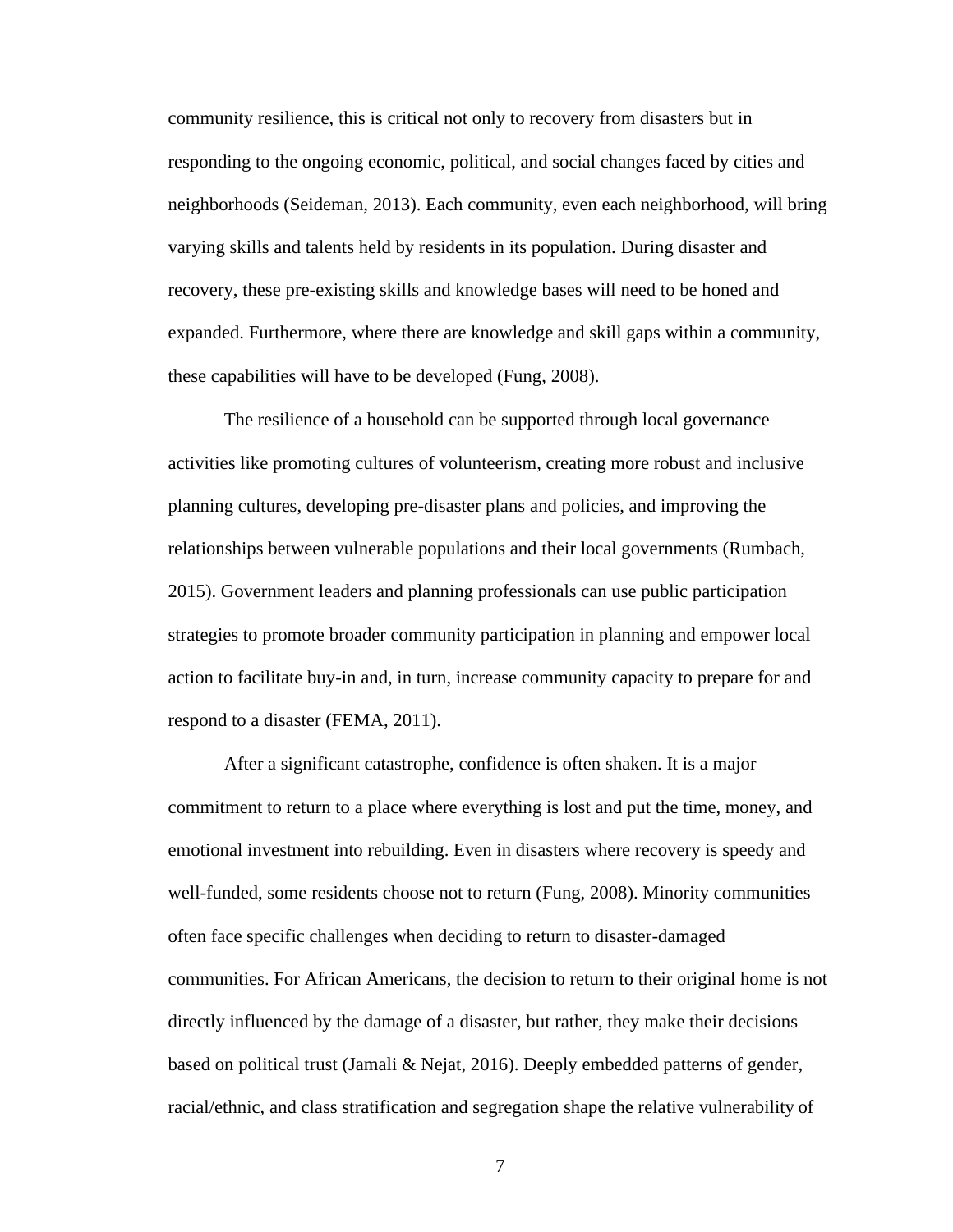community resilience, this is critical not only to recovery from disasters but in responding to the ongoing economic, political, and social changes faced by cities and neighborhoods (Seideman, 2013). Each community, even each neighborhood, will bring varying skills and talents held by residents in its population. During disaster and recovery, these pre-existing skills and knowledge bases will need to be honed and expanded. Furthermore, where there are knowledge and skill gaps within a community, these capabilities will have to be developed (Fung, 2008).

The resilience of a household can be supported through local governance activities like promoting cultures of volunteerism, creating more robust and inclusive planning cultures, developing pre-disaster plans and policies, and improving the relationships between vulnerable populations and their local governments (Rumbach, 2015). Government leaders and planning professionals can use public participation strategies to promote broader community participation in planning and empower local action to facilitate buy-in and, in turn, increase community capacity to prepare for and respond to a disaster (FEMA, 2011).

After a significant catastrophe, confidence is often shaken. It is a major commitment to return to a place where everything is lost and put the time, money, and emotional investment into rebuilding. Even in disasters where recovery is speedy and well-funded, some residents choose not to return (Fung, 2008). Minority communities often face specific challenges when deciding to return to disaster-damaged communities. For African Americans, the decision to return to their original home is not directly influenced by the damage of a disaster, but rather, they make their decisions based on political trust (Jamali & Nejat, 2016). Deeply embedded patterns of gender, racial/ethnic, and class stratification and segregation shape the relative vulnerability of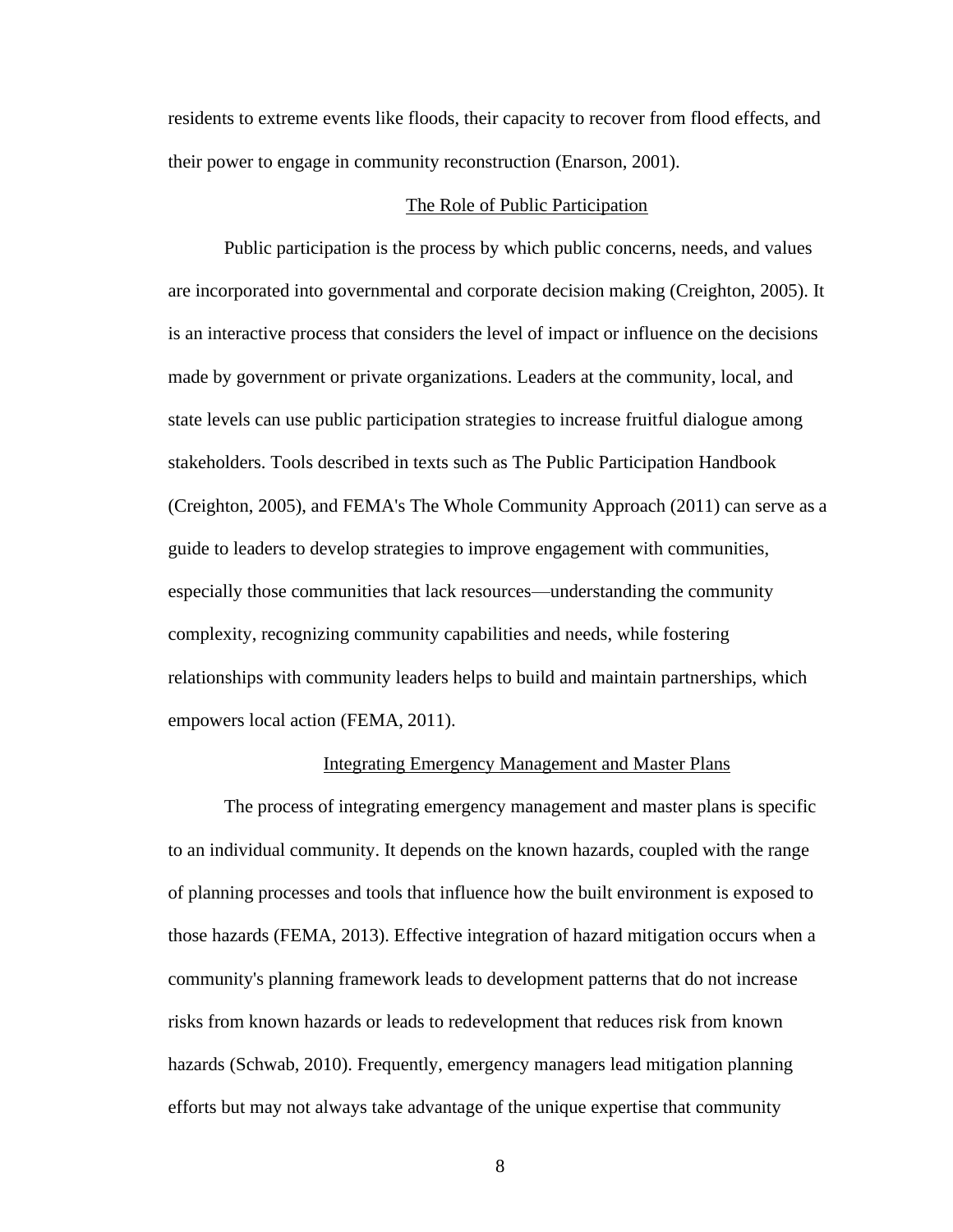residents to extreme events like floods, their capacity to recover from flood effects, and their power to engage in community reconstruction (Enarson, 2001).

## The Role of Public Participation

Public participation is the process by which public concerns, needs, and values are incorporated into governmental and corporate decision making (Creighton, 2005). It is an interactive process that considers the level of impact or influence on the decisions made by government or private organizations. Leaders at the community, local, and state levels can use public participation strategies to increase fruitful dialogue among stakeholders. Tools described in texts such as The Public Participation Handbook (Creighton, 2005), and FEMA's The Whole Community Approach (2011) can serve as a guide to leaders to develop strategies to improve engagement with communities, especially those communities that lack resources—understanding the community complexity, recognizing community capabilities and needs, while fostering relationships with community leaders helps to build and maintain partnerships, which empowers local action (FEMA, 2011).

## Integrating Emergency Management and Master Plans

The process of integrating emergency management and master plans is specific to an individual community. It depends on the known hazards, coupled with the range of planning processes and tools that influence how the built environment is exposed to those hazards (FEMA, 2013). Effective integration of hazard mitigation occurs when a community's planning framework leads to development patterns that do not increase risks from known hazards or leads to redevelopment that reduces risk from known hazards (Schwab, 2010). Frequently, emergency managers lead mitigation planning efforts but may not always take advantage of the unique expertise that community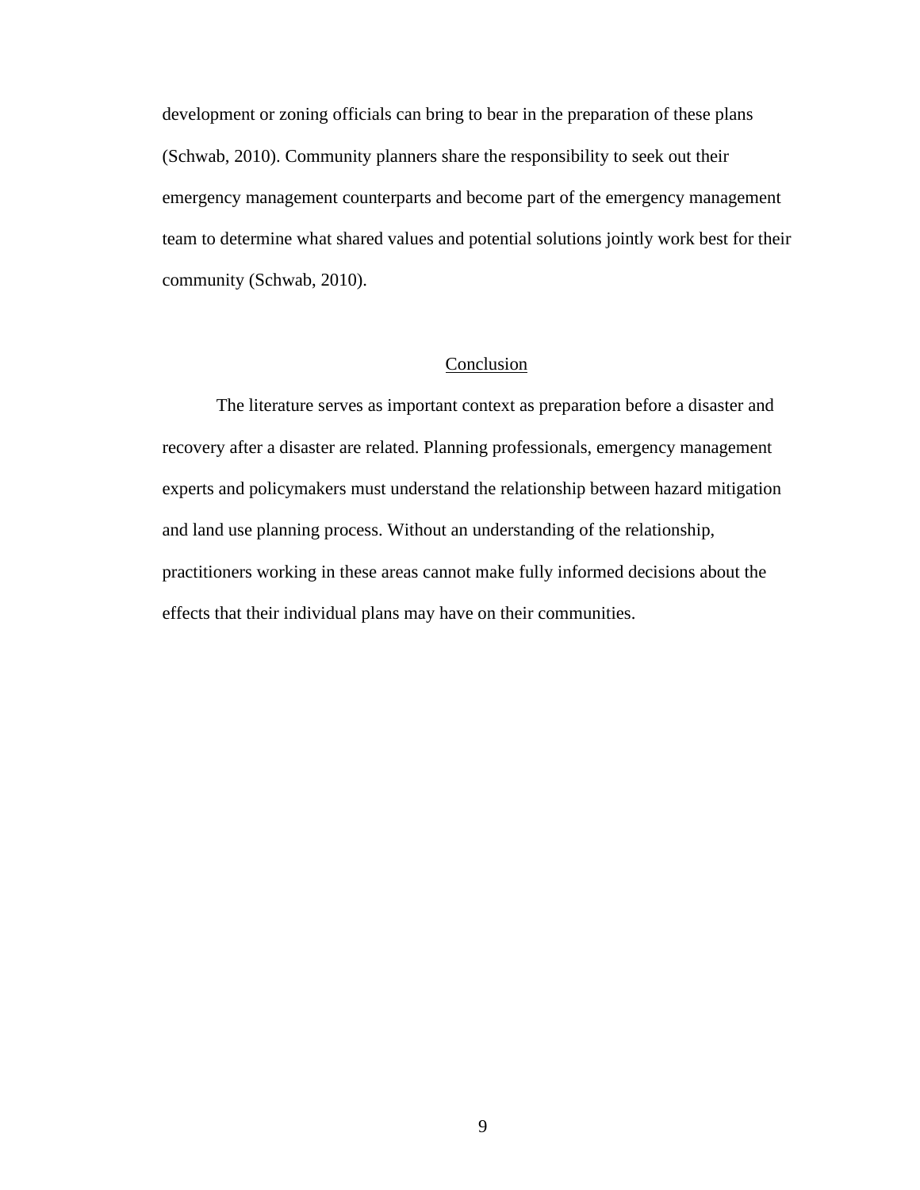development or zoning officials can bring to bear in the preparation of these plans (Schwab, 2010). Community planners share the responsibility to seek out their emergency management counterparts and become part of the emergency management team to determine what shared values and potential solutions jointly work best for their community (Schwab, 2010).

## Conclusion

The literature serves as important context as preparation before a disaster and recovery after a disaster are related. Planning professionals, emergency management experts and policymakers must understand the relationship between hazard mitigation and land use planning process. Without an understanding of the relationship, practitioners working in these areas cannot make fully informed decisions about the effects that their individual plans may have on their communities.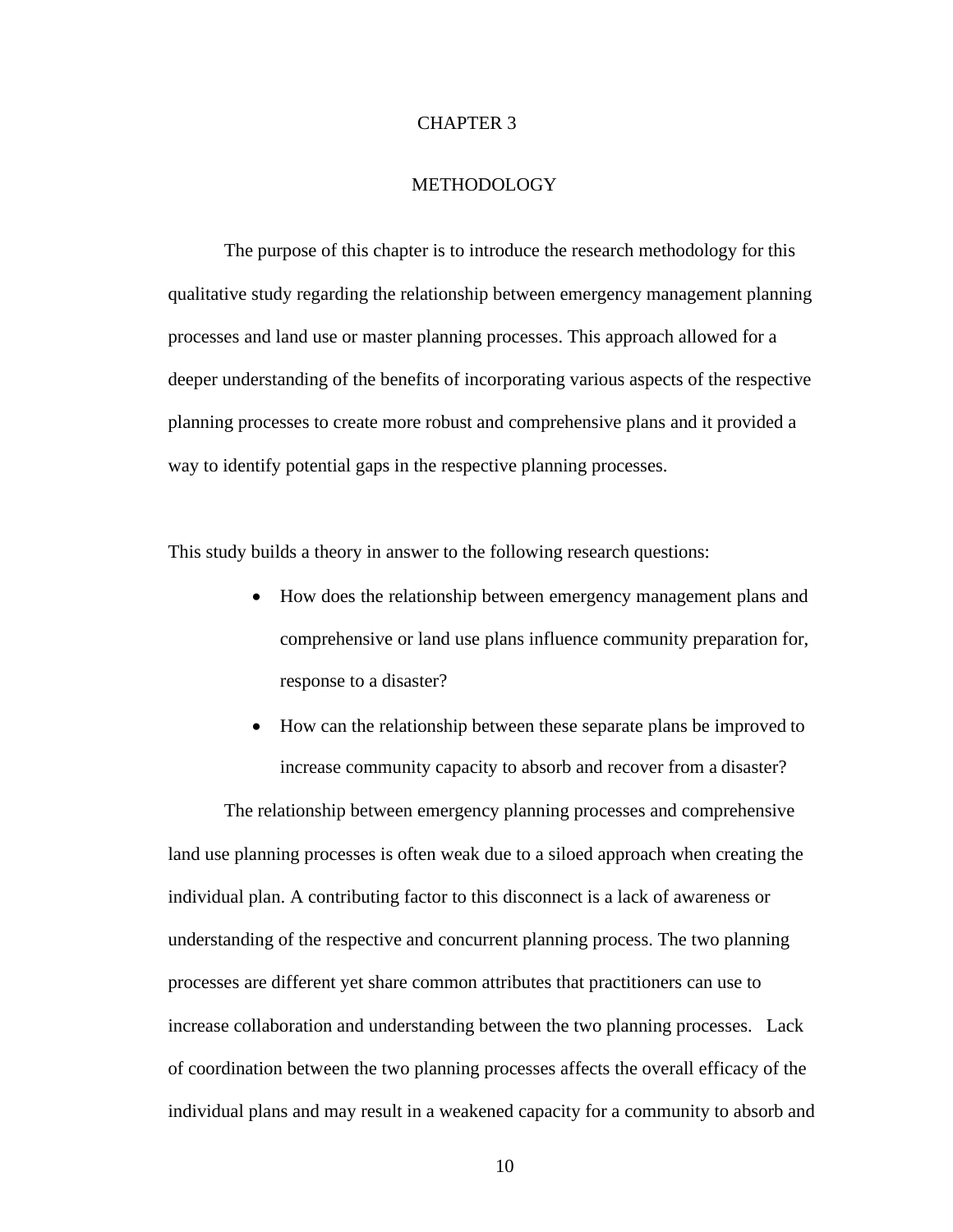# CHAPTER 3

# METHODOLOGY

The purpose of this chapter is to introduce the research methodology for this qualitative study regarding the relationship between emergency management planning processes and land use or master planning processes. This approach allowed for a deeper understanding of the benefits of incorporating various aspects of the respective planning processes to create more robust and comprehensive plans and it provided a way to identify potential gaps in the respective planning processes.

This study builds a theory in answer to the following research questions:

- How does the relationship between emergency management plans and comprehensive or land use plans influence community preparation for, response to a disaster?
- How can the relationship between these separate plans be improved to increase community capacity to absorb and recover from a disaster?

The relationship between emergency planning processes and comprehensive land use planning processes is often weak due to a siloed approach when creating the individual plan. A contributing factor to this disconnect is a lack of awareness or understanding of the respective and concurrent planning process. The two planning processes are different yet share common attributes that practitioners can use to increase collaboration and understanding between the two planning processes. Lack of coordination between the two planning processes affects the overall efficacy of the individual plans and may result in a weakened capacity for a community to absorb and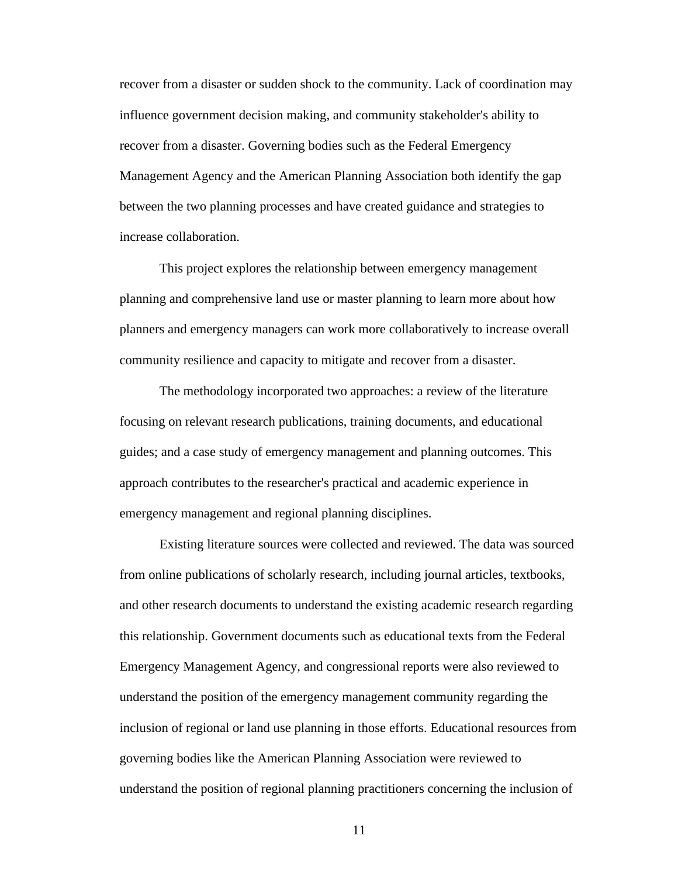recover from a disaster or sudden shock to the community. Lack of coordination may influence government decision making, and community stakeholder's ability to recover from a disaster. Governing bodies such as the Federal Emergency Management Agency and the American Planning Association both identify the gap between the two planning processes and have created guidance and strategies to increase collaboration.

This project explores the relationship between emergency management planning and comprehensive land use or master planning to learn more about how planners and emergency managers can work more collaboratively to increase overall community resilience and capacity to mitigate and recover from a disaster.

The methodology incorporated two approaches: a review of the literature focusing on relevant research publications, training documents, and educational guides; and a case study of emergency management and planning outcomes. This approach contributes to the researcher's practical and academic experience in emergency management and regional planning disciplines.

Existing literature sources were collected and reviewed. The data was sourced from online publications of scholarly research, including journal articles, textbooks, and other research documents to understand the existing academic research regarding this relationship. Government documents such as educational texts from the Federal Emergency Management Agency, and congressional reports were also reviewed to understand the position of the emergency management community regarding the inclusion of regional or land use planning in those efforts. Educational resources from governing bodies like the American Planning Association were reviewed to understand the position of regional planning practitioners concerning the inclusion of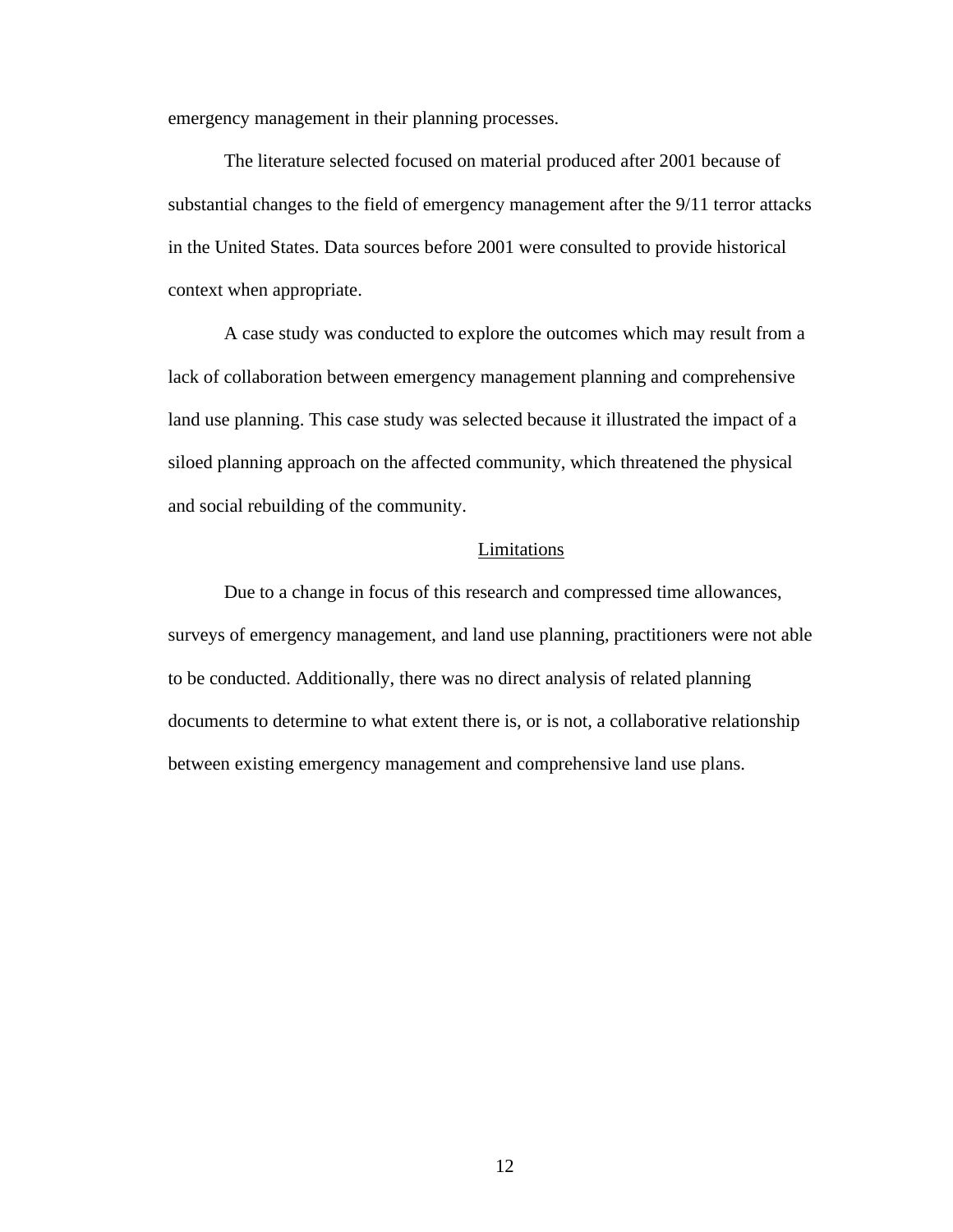emergency management in their planning processes.

The literature selected focused on material produced after 2001 because of substantial changes to the field of emergency management after the 9/11 terror attacks in the United States. Data sources before 2001 were consulted to provide historical context when appropriate.

A case study was conducted to explore the outcomes which may result from a lack of collaboration between emergency management planning and comprehensive land use planning. This case study was selected because it illustrated the impact of a siloed planning approach on the affected community, which threatened the physical and social rebuilding of the community.

## Limitations

Due to a change in focus of this research and compressed time allowances, surveys of emergency management, and land use planning, practitioners were not able to be conducted. Additionally, there was no direct analysis of related planning documents to determine to what extent there is, or is not, a collaborative relationship between existing emergency management and comprehensive land use plans.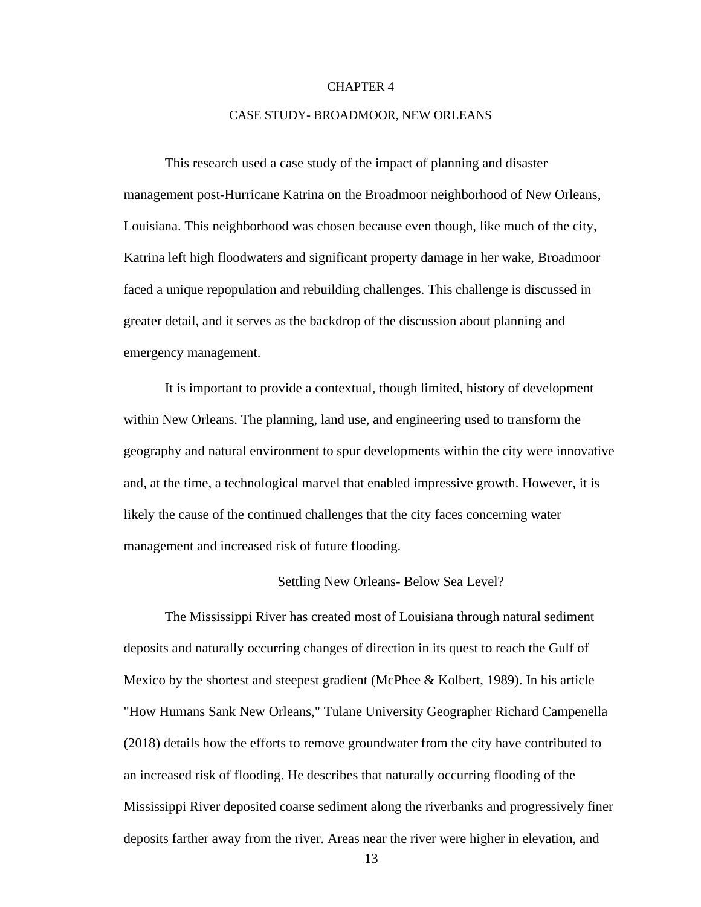# CHAPTER 4

## CASE STUDY- BROADMOOR, NEW ORLEANS

This research used a case study of the impact of planning and disaster management post-Hurricane Katrina on the Broadmoor neighborhood of New Orleans, Louisiana. This neighborhood was chosen because even though, like much of the city, Katrina left high floodwaters and significant property damage in her wake, Broadmoor faced a unique repopulation and rebuilding challenges. This challenge is discussed in greater detail, and it serves as the backdrop of the discussion about planning and emergency management.

It is important to provide a contextual, though limited, history of development within New Orleans. The planning, land use, and engineering used to transform the geography and natural environment to spur developments within the city were innovative and, at the time, a technological marvel that enabled impressive growth. However, it is likely the cause of the continued challenges that the city faces concerning water management and increased risk of future flooding.

### Settling New Orleans- Below Sea Level?

The Mississippi River has created most of Louisiana through natural sediment deposits and naturally occurring changes of direction in its quest to reach the Gulf of Mexico by the shortest and steepest gradient (McPhee & Kolbert, 1989). In his article "How Humans Sank New Orleans," Tulane University Geographer Richard Campenella (2018) details how the efforts to remove groundwater from the city have contributed to an increased risk of flooding. He describes that naturally occurring flooding of the Mississippi River deposited coarse sediment along the riverbanks and progressively finer deposits farther away from the river. Areas near the river were higher in elevation, and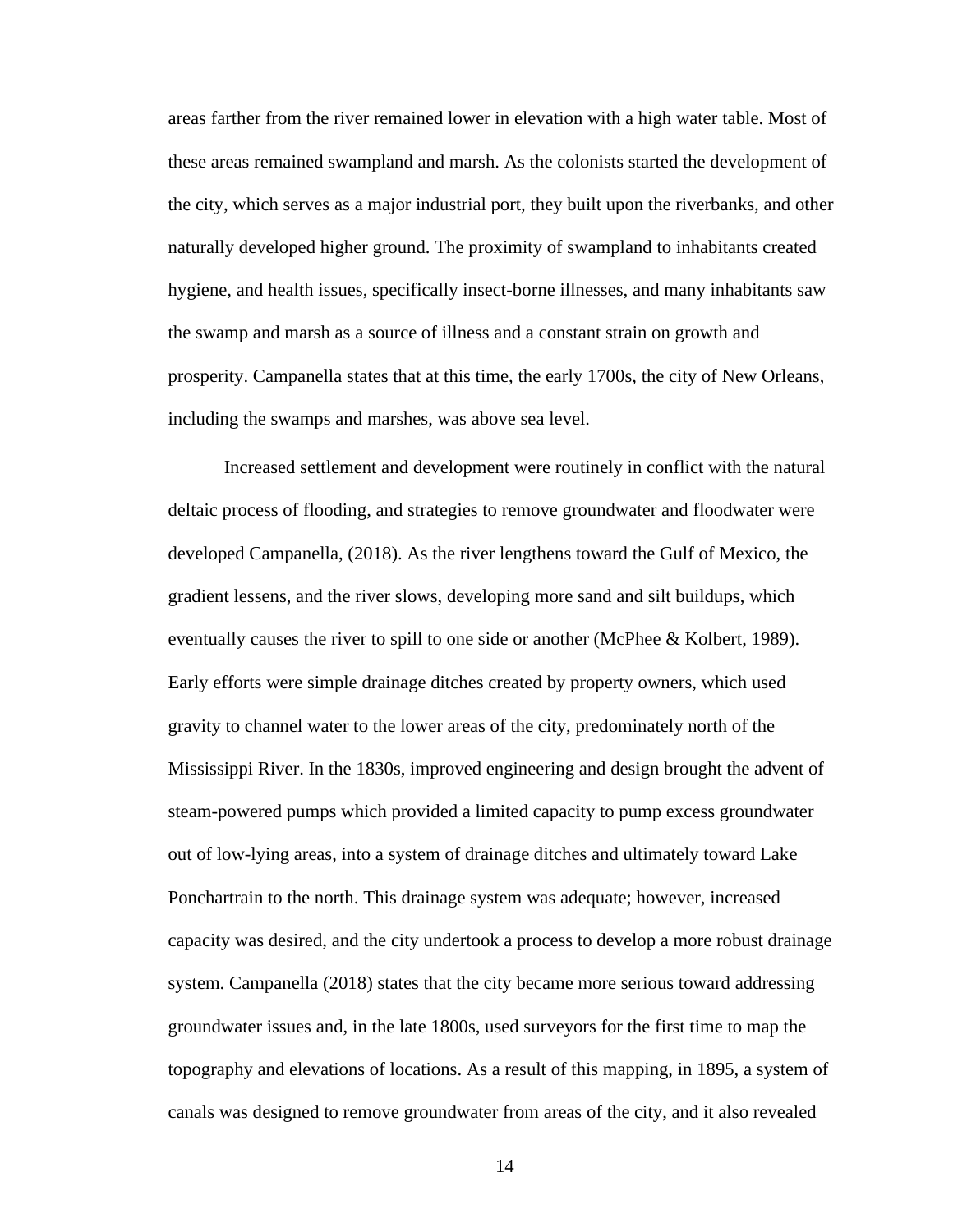areas farther from the river remained lower in elevation with a high water table. Most of these areas remained swampland and marsh. As the colonists started the development of the city, which serves as a major industrial port, they built upon the riverbanks, and other naturally developed higher ground. The proximity of swampland to inhabitants created hygiene, and health issues, specifically insect-borne illnesses, and many inhabitants saw the swamp and marsh as a source of illness and a constant strain on growth and prosperity. Campanella states that at this time, the early 1700s, the city of New Orleans, including the swamps and marshes, was above sea level.

Increased settlement and development were routinely in conflict with the natural deltaic process of flooding, and strategies to remove groundwater and floodwater were developed Campanella, (2018). As the river lengthens toward the Gulf of Mexico, the gradient lessens, and the river slows, developing more sand and silt buildups, which eventually causes the river to spill to one side or another (McPhee & Kolbert, 1989). Early efforts were simple drainage ditches created by property owners, which used gravity to channel water to the lower areas of the city, predominately north of the Mississippi River. In the 1830s, improved engineering and design brought the advent of steam-powered pumps which provided a limited capacity to pump excess groundwater out of low-lying areas, into a system of drainage ditches and ultimately toward Lake Ponchartrain to the north. This drainage system was adequate; however, increased capacity was desired, and the city undertook a process to develop a more robust drainage system. Campanella (2018) states that the city became more serious toward addressing groundwater issues and, in the late 1800s, used surveyors for the first time to map the topography and elevations of locations. As a result of this mapping, in 1895, a system of canals was designed to remove groundwater from areas of the city, and it also revealed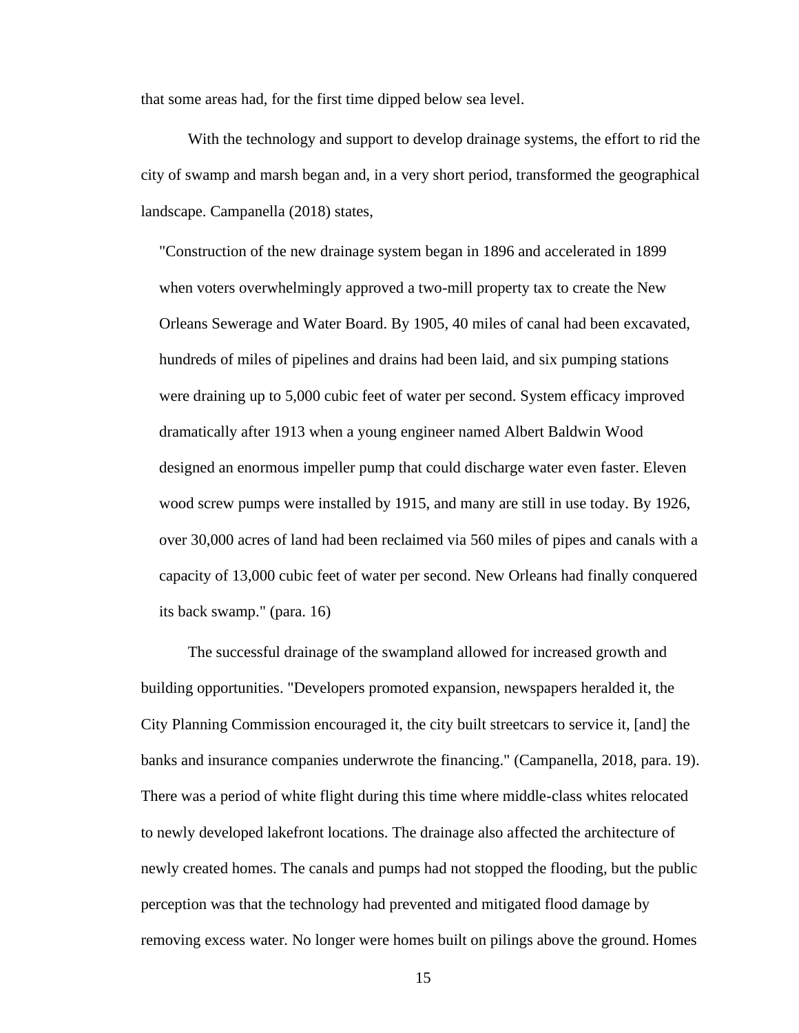that some areas had, for the first time dipped below sea level.

With the technology and support to develop drainage systems, the effort to rid the city of swamp and marsh began and, in a very short period, transformed the geographical landscape. Campanella (2018) states,

> "Construction of the new drainage system began in 1896 and accelerated in 1899 when voters overwhelmingly approved a two-mill property tax to create the New Orleans Sewerage and Water Board. By 1905, 40 miles of canal had been excavated, hundreds of miles of pipelines and drains had been laid, and six pumping stations were draining up to 5,000 cubic feet of water per second. System efficacy improved dramatically after 1913 when a young engineer named Albert Baldwin Wood designed an enormous impeller pump that could discharge water even faster. Eleven wood screw pumps were installed by 1915, and many are still in use today. By 1926, over 30,000 acres of land had been reclaimed via 560 miles of pipes and canals with a capacity of 13,000 cubic feet of water per second. New Orleans had finally conquered its back swamp." (para. 16)

The successful drainage of the swampland allowed for increased growth and building opportunities. "Developers promoted expansion, newspapers heralded it, the City Planning Commission encouraged it, the city built streetcars to service it, [and] the banks and insurance companies underwrote the financing." (Campanella, 2018, para. 19). There was a period of white flight during this time where middle-class whites relocated to newly developed lakefront locations. The drainage also affected the architecture of newly created homes. The canals and pumps had not stopped the flooding, but the public perception was that the technology had prevented and mitigated flood damage by removing excess water. No longer were homes built on pilings above the ground. Homes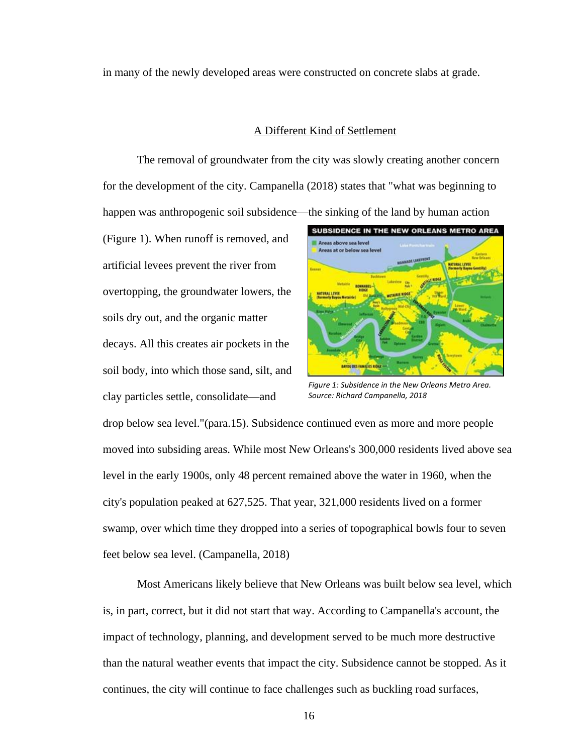in many of the newly developed areas were constructed on concrete slabs at grade.

## A Different Kind of Settlement

The removal of groundwater from the city was slowly creating another concern for the development of the city. Campanella (2018) states that "what was beginning to happen was anthropogenic soil subsidence—the sinking of the land by human action (Figure 1). When runoff is removed, and artificial levees prevent the river from overtopping, the groundwater lowers, the soils dry out, and the organic matter decays. All this creates air pockets in the soil body, into which those sand, silt, and clay particles settle, consolidate—and drop below sea level."(para.15). Subsidence continued even as more and more people moved into subsiding areas. While most New Orleans's 300,000 residents lived above sea level in the early 1900s, only 48 percent remained above the water in 1960, when the city's population peaked at 627,525. That year, 321,000 residents lived on a former swamp, over which time they dropped into a series of topographical bowls four to seven feet below sea level. (Campanella, 2018)

*Figure 1: Subsidence in the New Orleans Metro Area. Source: Richard Campanella, 2018*

Most Americans likely believe that New Orleans was built below sea level, which is, in part, correct, but it did not start that way. According to Campanella's account, the impact of technology, planning, and development served to be much more destructive than the natural weather events that impact the city. Subsidence cannot be stopped. As it continues, the city will continue to face challenges such as buckling road surfaces,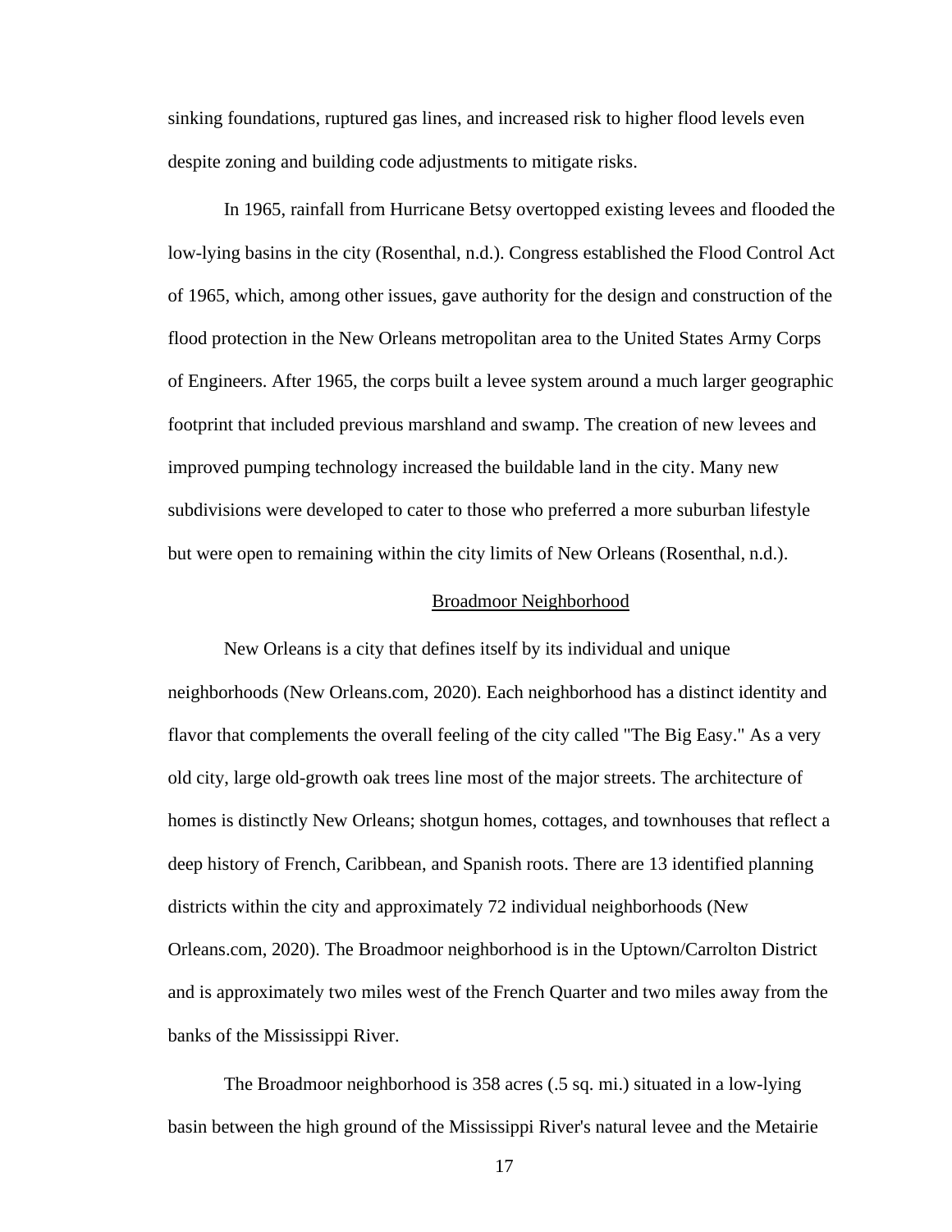sinking foundations, ruptured gas lines, and increased risk to higher flood levels even despite zoning and building code adjustments to mitigate risks.

In 1965, rainfall from Hurricane Betsy overtopped existing levees and flooded the low-lying basins in the city (Rosenthal, n.d.). Congress established the Flood Control Act of 1965, which, among other issues, gave authority for the design and construction of the flood protection in the New Orleans metropolitan area to the United States Army Corps of Engineers. After 1965, the corps built a levee system around a much larger geographic footprint that included previous marshland and swamp. The creation of new levees and improved pumping technology increased the buildable land in the city. Many new subdivisions were developed to cater to those who preferred a more suburban lifestyle but were open to remaining within the city limits of New Orleans (Rosenthal, n.d.).

## Broadmoor Neighborhood

New Orleans is a city that defines itself by its individual and unique neighborhoods (New Orleans.com, 2020). Each neighborhood has a distinct identity and flavor that complements the overall feeling of the city called "The Big Easy." As a very old city, large old-growth oak trees line most of the major streets. The architecture of homes is distinctly New Orleans; shotgun homes, cottages, and townhouses that reflect a deep history of French, Caribbean, and Spanish roots. There are 13 identified planning districts within the city and approximately 72 individual neighborhoods (New Orleans.com, 2020). The Broadmoor neighborhood is in the Uptown/Carrolton District and is approximately two miles west of the French Quarter and two miles away from the banks of the Mississippi River.

The Broadmoor neighborhood is 358 acres (.5 sq. mi.) situated in a low-lying basin between the high ground of the Mississippi River's natural levee and the Metairie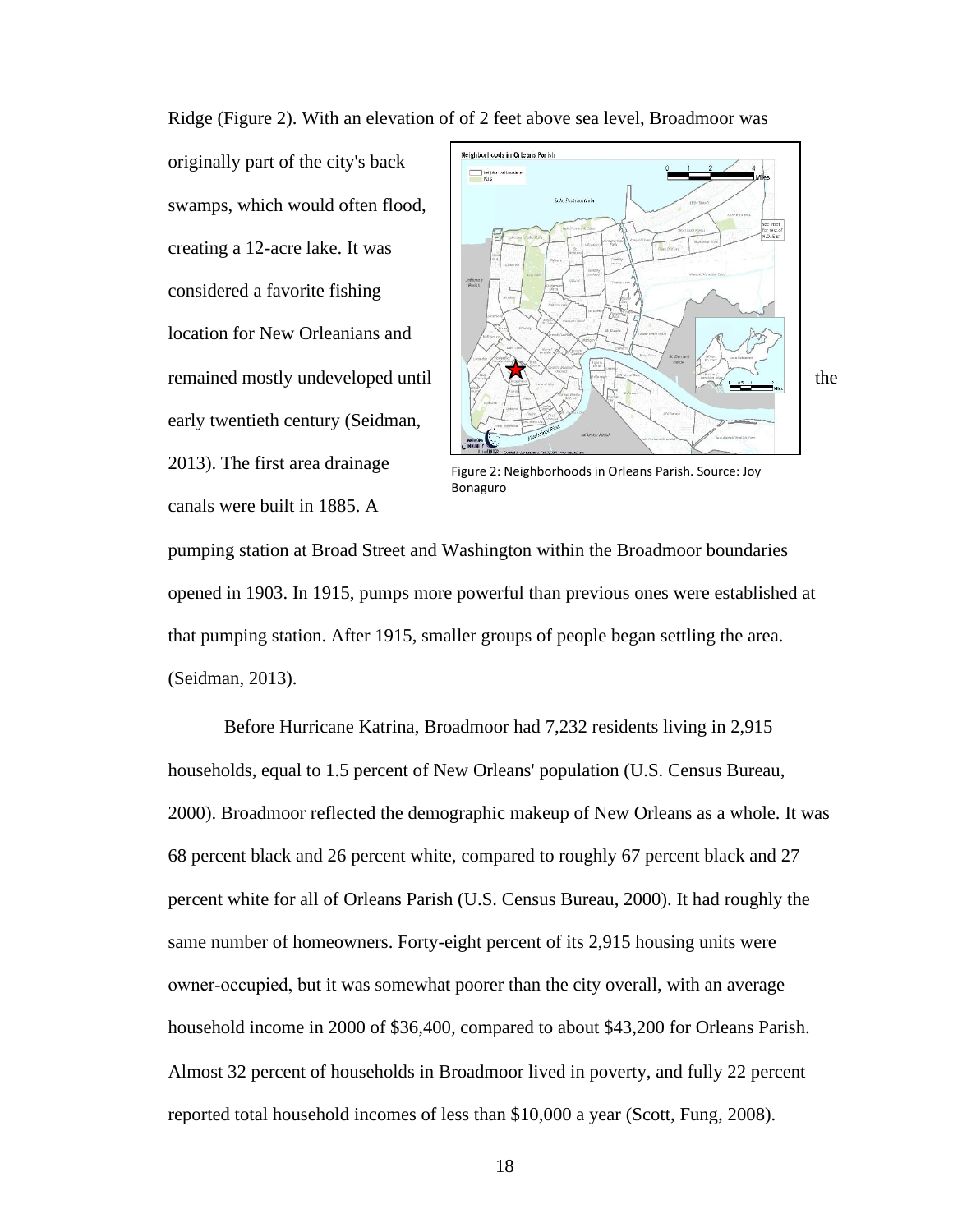Ridge (Figure 2). With an elevation of of 2 feet above sea level, Broadmoor was originally part of the city's back swamps, which would often flood, creating a 12-acre lake. It was considered a favorite fishing location for New Orleanians and remained mostly undeveloped until the early twentieth century (Seidman, 2013). The first area drainage canals were built in 1885. A pumping station at Broad Street and Washington within the Broadmoor boundaries opened in 1903. In 1915, pumps more powerful than previous ones were established at that pumping station. After 1915, smaller groups of people began settling the area. (Seidman, 2013).

Figure 2: Neighborhoods in Orleans Parish. Source: Joy Bonaguro

Before Hurricane Katrina, Broadmoor had 7,232 residents living in 2,915 households, equal to 1.5 percent of New Orleans' population (U.S. Census Bureau, 2000). Broadmoor reflected the demographic makeup of New Orleans as a whole. It was 68 percent black and 26 percent white, compared to roughly 67 percent black and 27 percent white for all of Orleans Parish (U.S. Census Bureau, 2000). It had roughly the same number of homeowners. Forty-eight percent of its 2,915 housing units were owner-occupied, but it was somewhat poorer than the city overall, with an average household income in 2000 of $36,400, compared to about $43,200 for Orleans Parish. Almost 32 percent of households in Broadmoor lived in poverty, and fully 22 percent reported total household incomes of less than $10,000 a year (Scott, Fung, 2008).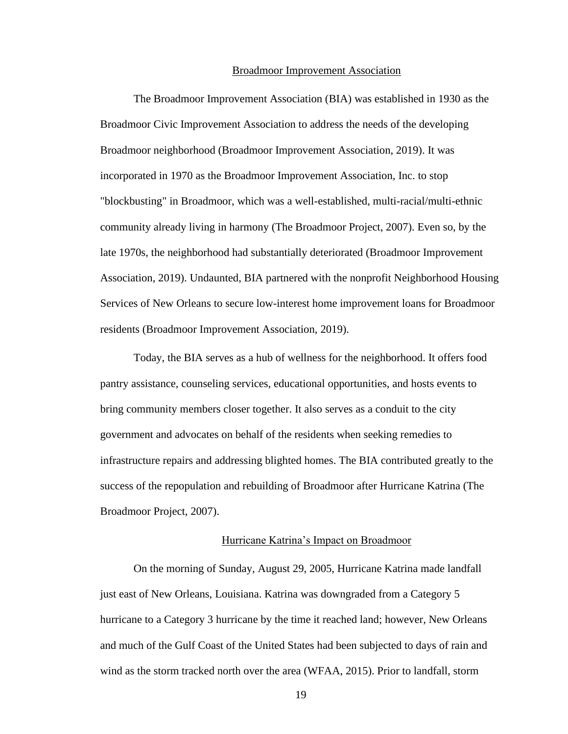## Broadmoor Improvement Association

The Broadmoor Improvement Association (BIA) was established in 1930 as the Broadmoor Civic Improvement Association to address the needs of the developing Broadmoor neighborhood (Broadmoor Improvement Association, 2019). It was incorporated in 1970 as the Broadmoor Improvement Association, Inc. to stop "blockbusting" in Broadmoor, which was a well-established, multi-racial/multi-ethnic community already living in harmony (The Broadmoor Project, 2007). Even so, by the late 1970s, the neighborhood had substantially deteriorated (Broadmoor Improvement Association, 2019). Undaunted, BIA partnered with the nonprofit Neighborhood Housing Services of New Orleans to secure low-interest home improvement loans for Broadmoor residents (Broadmoor Improvement Association, 2019).

Today, the BIA serves as a hub of wellness for the neighborhood. It offers food pantry assistance, counseling services, educational opportunities, and hosts events to bring community members closer together. It also serves as a conduit to the city government and advocates on behalf of the residents when seeking remedies to infrastructure repairs and addressing blighted homes. The BIA contributed greatly to the success of the repopulation and rebuilding of Broadmoor after Hurricane Katrina (The Broadmoor Project, 2007).

## Hurricane Katrina's Impact on Broadmoor

On the morning of Sunday, August 29, 2005, Hurricane Katrina made landfall just east of New Orleans, Louisiana. Katrina was downgraded from a Category 5 hurricane to a Category 3 hurricane by the time it reached land; however, New Orleans and much of the Gulf Coast of the United States had been subjected to days of rain and wind as the storm tracked north over the area (WFAA, 2015). Prior to landfall, storm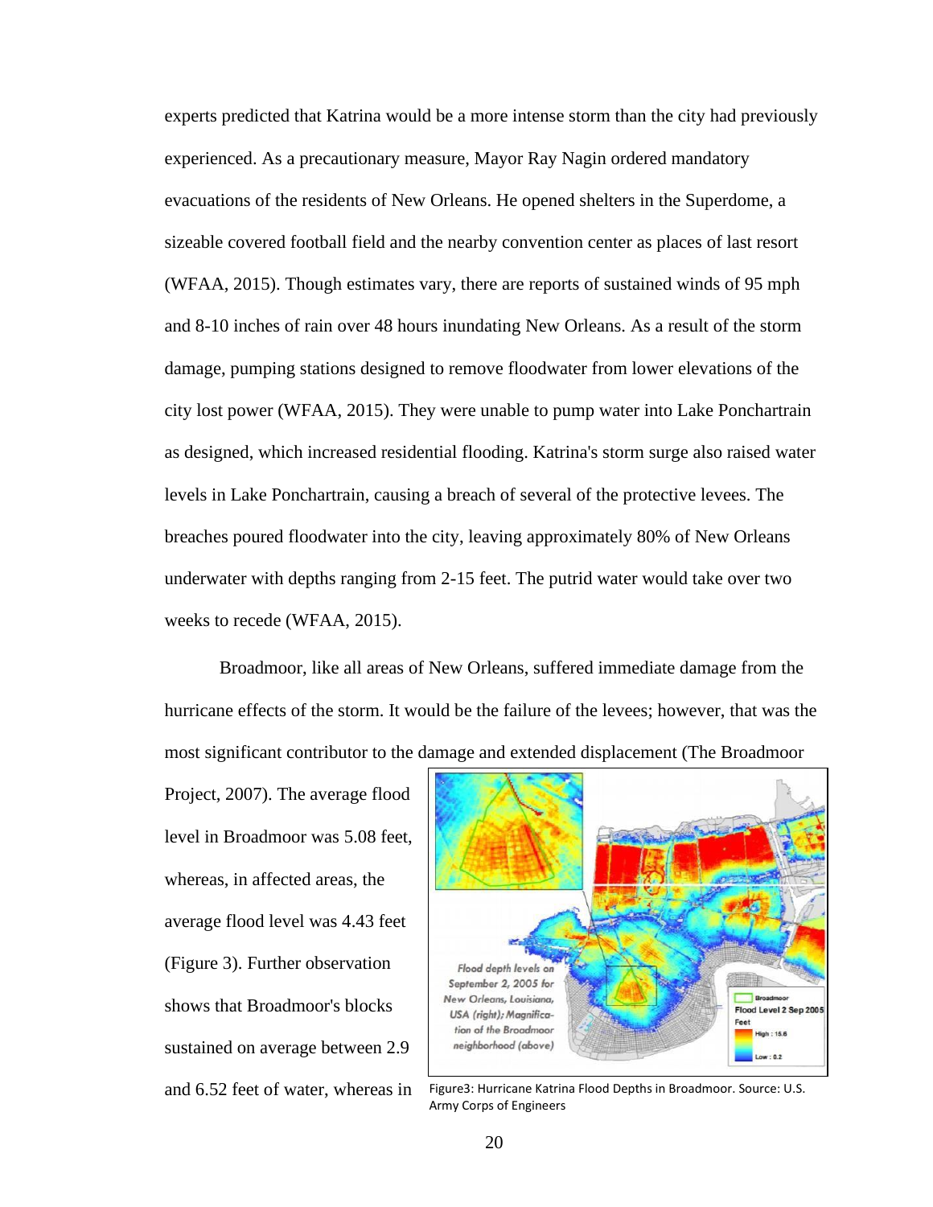experts predicted that Katrina would be a more intense storm than the city had previously experienced. As a precautionary measure, Mayor Ray Nagin ordered mandatory evacuations of the residents of New Orleans. He opened shelters in the Superdome, a sizeable covered football field and the nearby convention center as places of last resort (WFAA, 2015). Though estimates vary, there are reports of sustained winds of 95 mph and 8-10 inches of rain over 48 hours inundating New Orleans. As a result of the storm damage, pumping stations designed to remove floodwater from lower elevations of the city lost power (WFAA, 2015). They were unable to pump water into Lake Ponchartrain as designed, which increased residential flooding. Katrina's storm surge also raised water levels in Lake Ponchartrain, causing a breach of several of the protective levees. The breaches poured floodwater into the city, leaving approximately 80% of New Orleans underwater with depths ranging from 2-15 feet. The putrid water would take over two weeks to recede (WFAA, 2015).

Broadmoor, like all areas of New Orleans, suffered immediate damage from the hurricane effects of the storm. It would be the failure of the levees; however, that was the most significant contributor to the damage and extended displacement (The Broadmoor Project, 2007). The average flood level in Broadmoor was 5.08 feet, whereas, in affected areas, the average flood level was 4.43 feet (Figure 3). Further observation shows that Broadmoor's blocks sustained on average between 2.9 and 6.52 feet of water, whereas in

Figure3: Hurricane Katrina Flood Depths in Broadmoor. Source: U.S. Army Corps of Engineers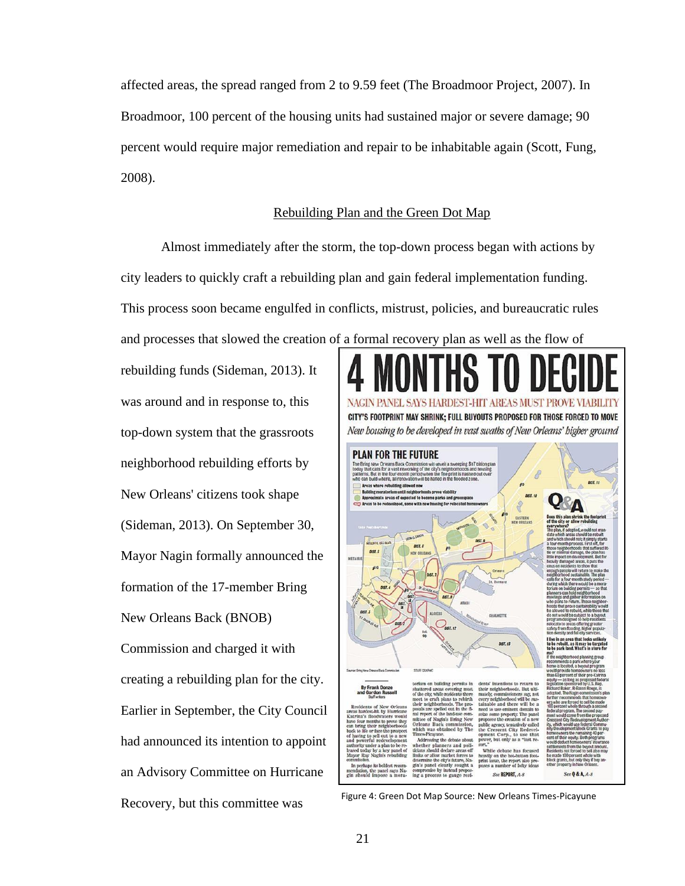affected areas, the spread ranged from 2 to 9.59 feet (The Broadmoor Project, 2007). In Broadmoor, 100 percent of the housing units had sustained major or severe damage; 90 percent would require major remediation and repair to be inhabitable again (Scott, Fung, 2008).

## Rebuilding Plan and the Green Dot Map

Almost immediately after the storm, the top-down process began with actions by city leaders to quickly craft a rebuilding plan and gain federal implementation funding. This process soon became engulfed in conflicts, mistrust, policies, and bureaucratic rules and processes that slowed the creation of a formal recovery plan as well as the flow of rebuilding funds (Sideman, 2013). It was around and in response to, this top-down system that the grassroots neighborhood rebuilding efforts by New Orleans' citizens took shape (Sideman, 2013). On September 30, Mayor Nagin formally announced the formation of the 17-member Bring New Orleans Back (BNOB) Commission and charged it with creating a rebuilding plan for the city. Earlier in September, the City Council had announced its intention to appoint an Advisory Committee on Hurricane Recovery, but this committee was

Figure 4: Green Dot Map Source: New Orleans Times-Picayune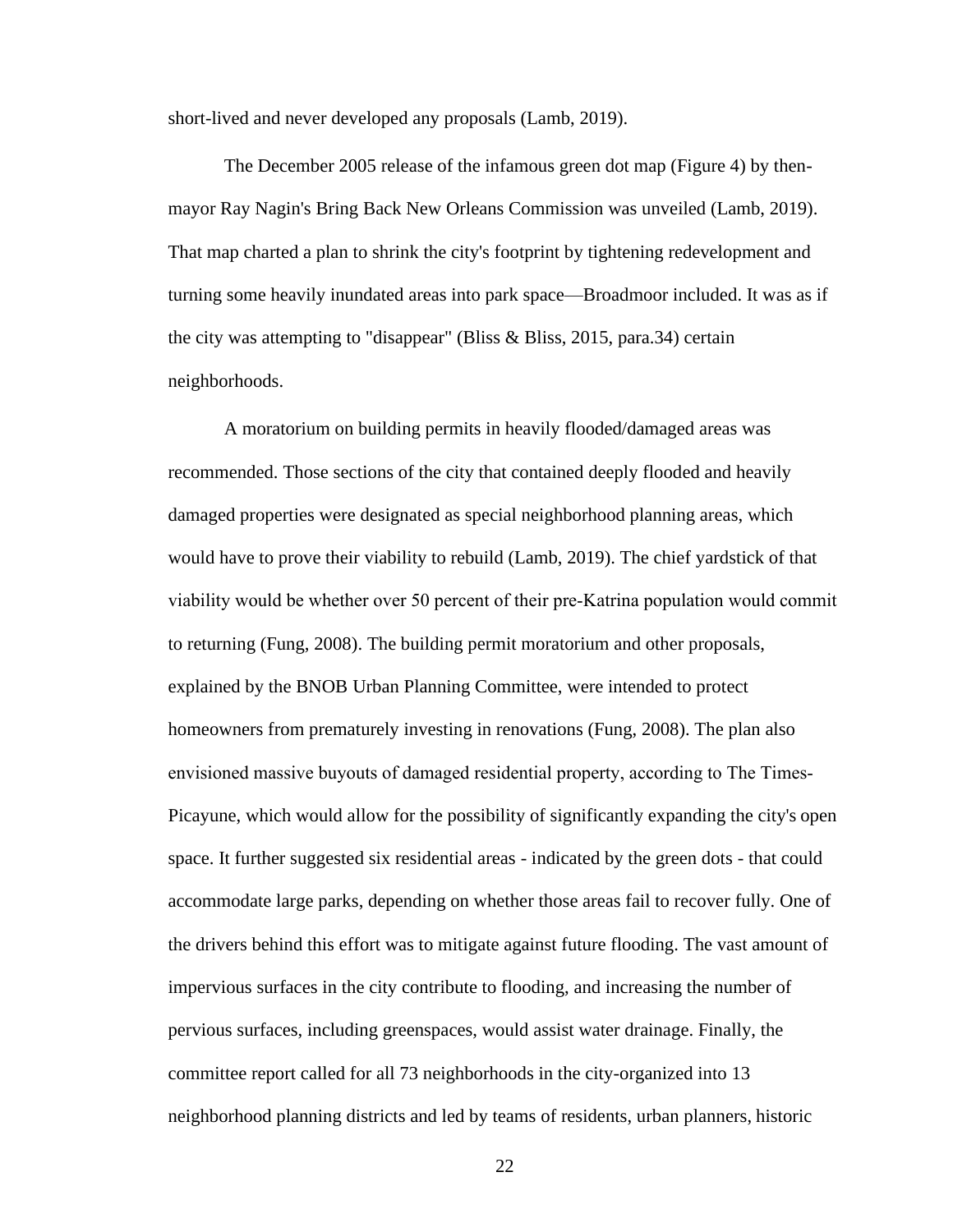short-lived and never developed any proposals (Lamb, 2019).

The December 2005 release of the infamous green dot map (Figure 4) by then-mayor Ray Nagin's Bring Back New Orleans Commission was unveiled (Lamb, 2019). That map charted a plan to shrink the city's footprint by tightening redevelopment and turning some heavily inundated areas into park space—Broadmoor included. It was as if the city was attempting to "disappear" (Bliss & Bliss, 2015, para.34) certain neighborhoods.

A moratorium on building permits in heavily flooded/damaged areas was recommended. Those sections of the city that contained deeply flooded and heavily damaged properties were designated as special neighborhood planning areas, which would have to prove their viability to rebuild (Lamb, 2019). The chief yardstick of that viability would be whether over 50 percent of their pre-Katrina population would commit to returning (Fung, 2008). The building permit moratorium and other proposals, explained by the BNOB Urban Planning Committee, were intended to protect homeowners from prematurely investing in renovations (Fung, 2008). The plan also envisioned massive buyouts of damaged residential property, according to The Times-Picayune, which would allow for the possibility of significantly expanding the city's open space. It further suggested six residential areas - indicated by the green dots - that could accommodate large parks, depending on whether those areas fail to recover fully. One of the drivers behind this effort was to mitigate against future flooding. The vast amount of impervious surfaces in the city contribute to flooding, and increasing the number of pervious surfaces, including greenspaces, would assist water drainage. Finally, the committee report called for all 73 neighborhoods in the city-organized into 13 neighborhood planning districts and led by teams of residents, urban planners, historic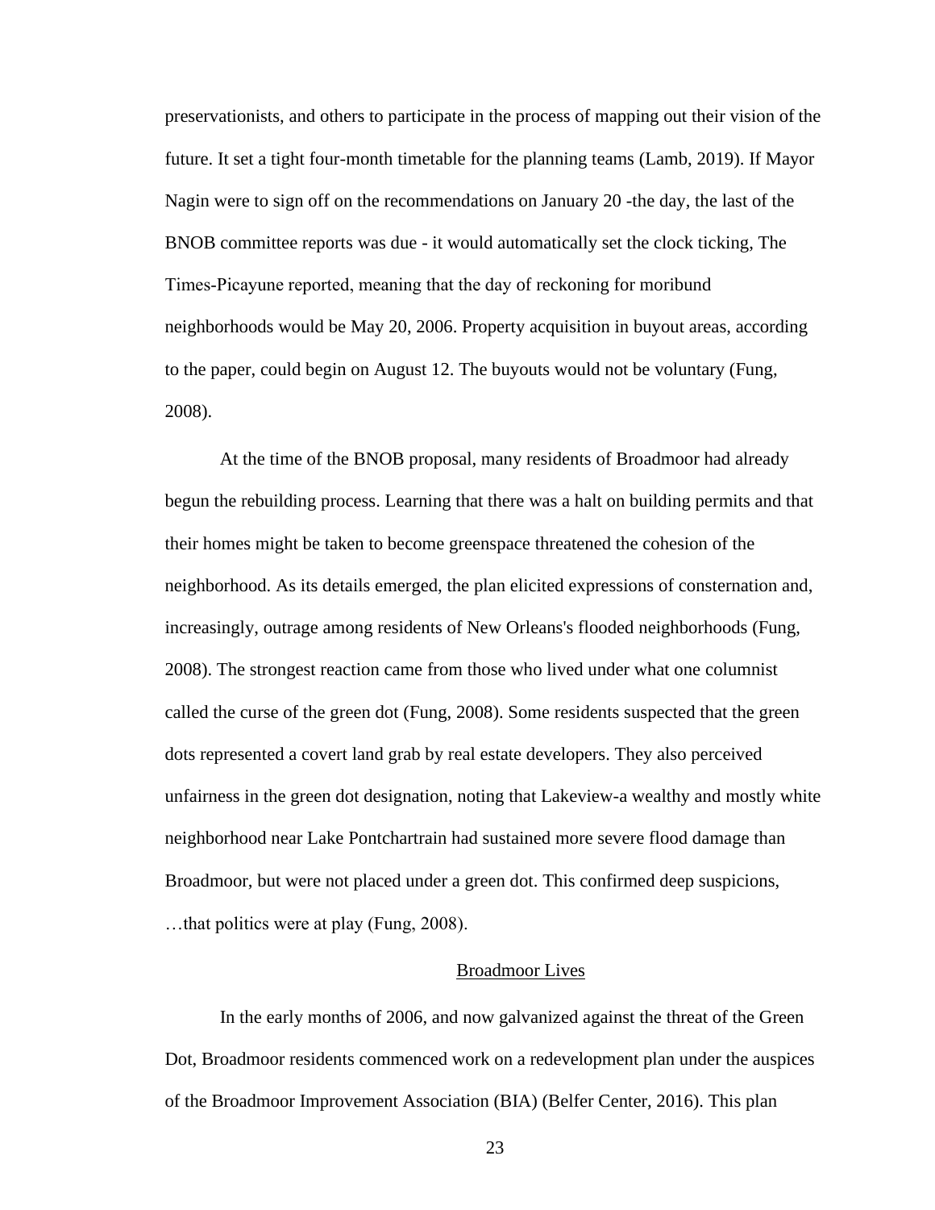preservationists, and others to participate in the process of mapping out their vision of the future. It set a tight four-month timetable for the planning teams (Lamb, 2019). If Mayor Nagin were to sign off on the recommendations on January 20 -the day, the last of the BNOB committee reports was due - it would automatically set the clock ticking, The Times-Picayune reported, meaning that the day of reckoning for moribund neighborhoods would be May 20, 2006. Property acquisition in buyout areas, according to the paper, could begin on August 12. The buyouts would not be voluntary (Fung, 2008).

At the time of the BNOB proposal, many residents of Broadmoor had already begun the rebuilding process. Learning that there was a halt on building permits and that their homes might be taken to become greenspace threatened the cohesion of the neighborhood. As its details emerged, the plan elicited expressions of consternation and, increasingly, outrage among residents of New Orleans's flooded neighborhoods (Fung, 2008). The strongest reaction came from those who lived under what one columnist called the curse of the green dot (Fung, 2008). Some residents suspected that the green dots represented a covert land grab by real estate developers. They also perceived unfairness in the green dot designation, noting that Lakeview-a wealthy and mostly white neighborhood near Lake Pontchartrain had sustained more severe flood damage than Broadmoor, but were not placed under a green dot. This confirmed deep suspicions, …that politics were at play (Fung, 2008).

## Broadmoor Lives

In the early months of 2006, and now galvanized against the threat of the Green Dot, Broadmoor residents commenced work on a redevelopment plan under the auspices of the Broadmoor Improvement Association (BIA) (Belfer Center, 2016). This plan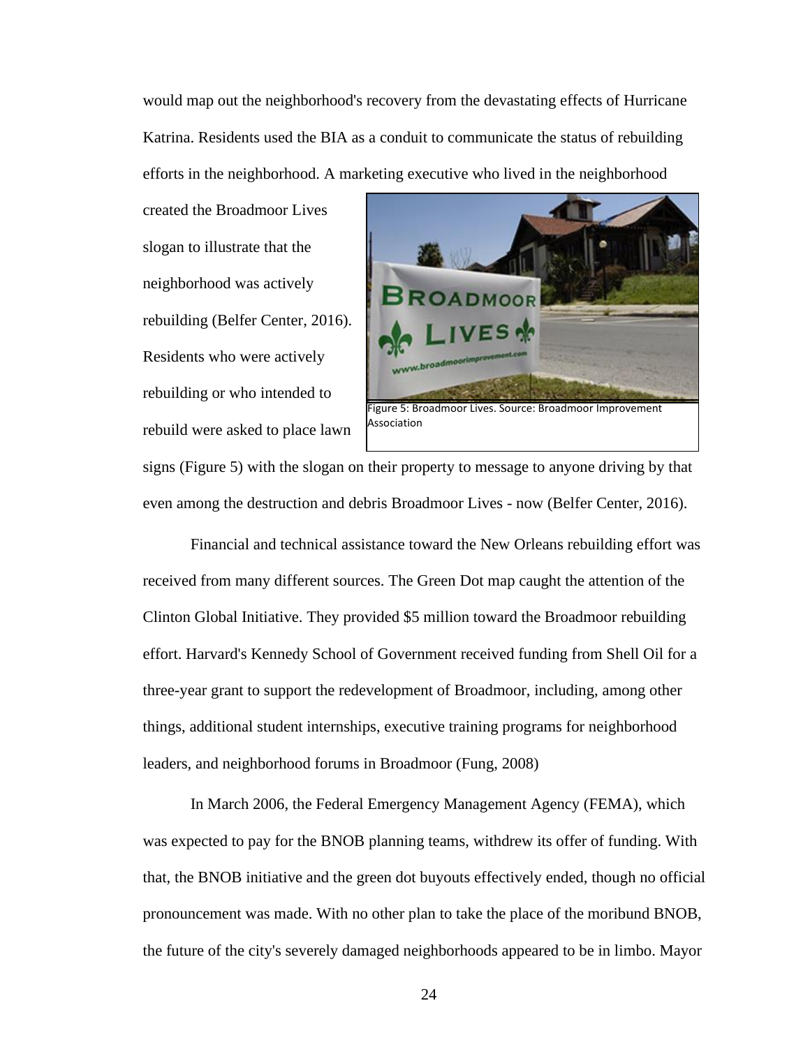would map out the neighborhood's recovery from the devastating effects of Hurricane Katrina. Residents used the BIA as a conduit to communicate the status of rebuilding efforts in the neighborhood. A marketing executive who lived in the neighborhood created the Broadmoor Lives slogan to illustrate that the neighborhood was actively rebuilding (Belfer Center, 2016). Residents who were actively rebuilding or who intended to rebuild were asked to place lawn signs (Figure 5) with the slogan on their property to message to anyone driving by that even among the destruction and debris Broadmoor Lives - now (Belfer Center, 2016).

Figure 5: Broadmoor Lives. Source: Broadmoor Improvement Association

Financial and technical assistance toward the New Orleans rebuilding effort was received from many different sources. The Green Dot map caught the attention of the Clinton Global Initiative. They provided $5 million toward the Broadmoor rebuilding effort. Harvard's Kennedy School of Government received funding from Shell Oil for a three-year grant to support the redevelopment of Broadmoor, including, among other things, additional student internships, executive training programs for neighborhood leaders, and neighborhood forums in Broadmoor (Fung, 2008)

In March 2006, the Federal Emergency Management Agency (FEMA), which was expected to pay for the BNOB planning teams, withdrew its offer of funding. With that, the BNOB initiative and the green dot buyouts effectively ended, though no official pronouncement was made. With no other plan to take the place of the moribund BNOB, the future of the city's severely damaged neighborhoods appeared to be in limbo. Mayor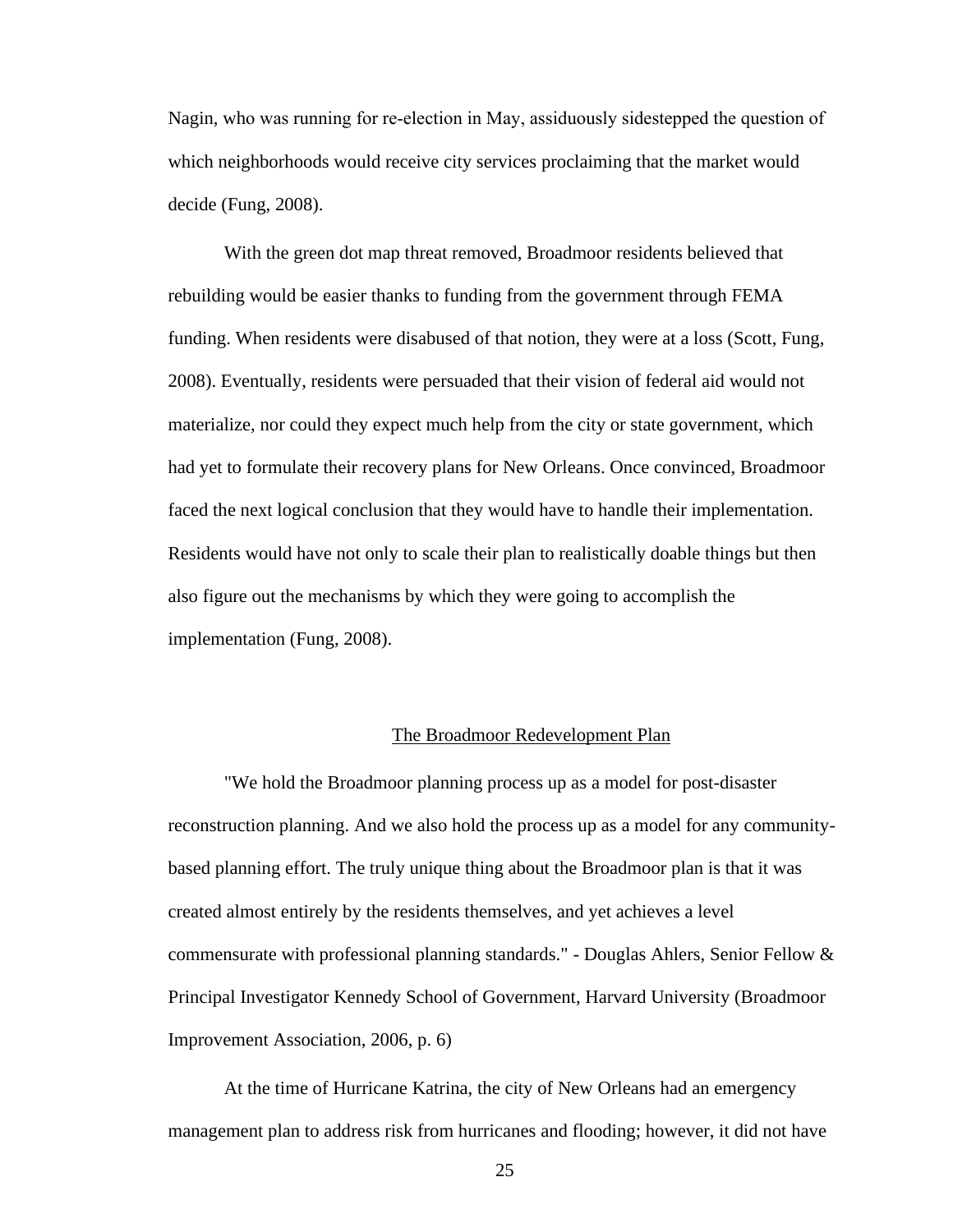Nagin, who was running for re-election in May, assiduously sidestepped the question of which neighborhoods would receive city services proclaiming that the market would decide (Fung, 2008).

With the green dot map threat removed, Broadmoor residents believed that rebuilding would be easier thanks to funding from the government through FEMA funding. When residents were disabused of that notion, they were at a loss (Scott, Fung, 2008). Eventually, residents were persuaded that their vision of federal aid would not materialize, nor could they expect much help from the city or state government, which had yet to formulate their recovery plans for New Orleans. Once convinced, Broadmoor faced the next logical conclusion that they would have to handle their implementation. Residents would have not only to scale their plan to realistically doable things but then also figure out the mechanisms by which they were going to accomplish the implementation (Fung, 2008).

## The Broadmoor Redevelopment Plan

"We hold the Broadmoor planning process up as a model for post-disaster reconstruction planning. And we also hold the process up as a model for any community-based planning effort. The truly unique thing about the Broadmoor plan is that it was created almost entirely by the residents themselves, and yet achieves a level commensurate with professional planning standards." - Douglas Ahlers, Senior Fellow & Principal Investigator Kennedy School of Government, Harvard University (Broadmoor Improvement Association, 2006, p. 6)

At the time of Hurricane Katrina, the city of New Orleans had an emergency management plan to address risk from hurricanes and flooding; however, it did not have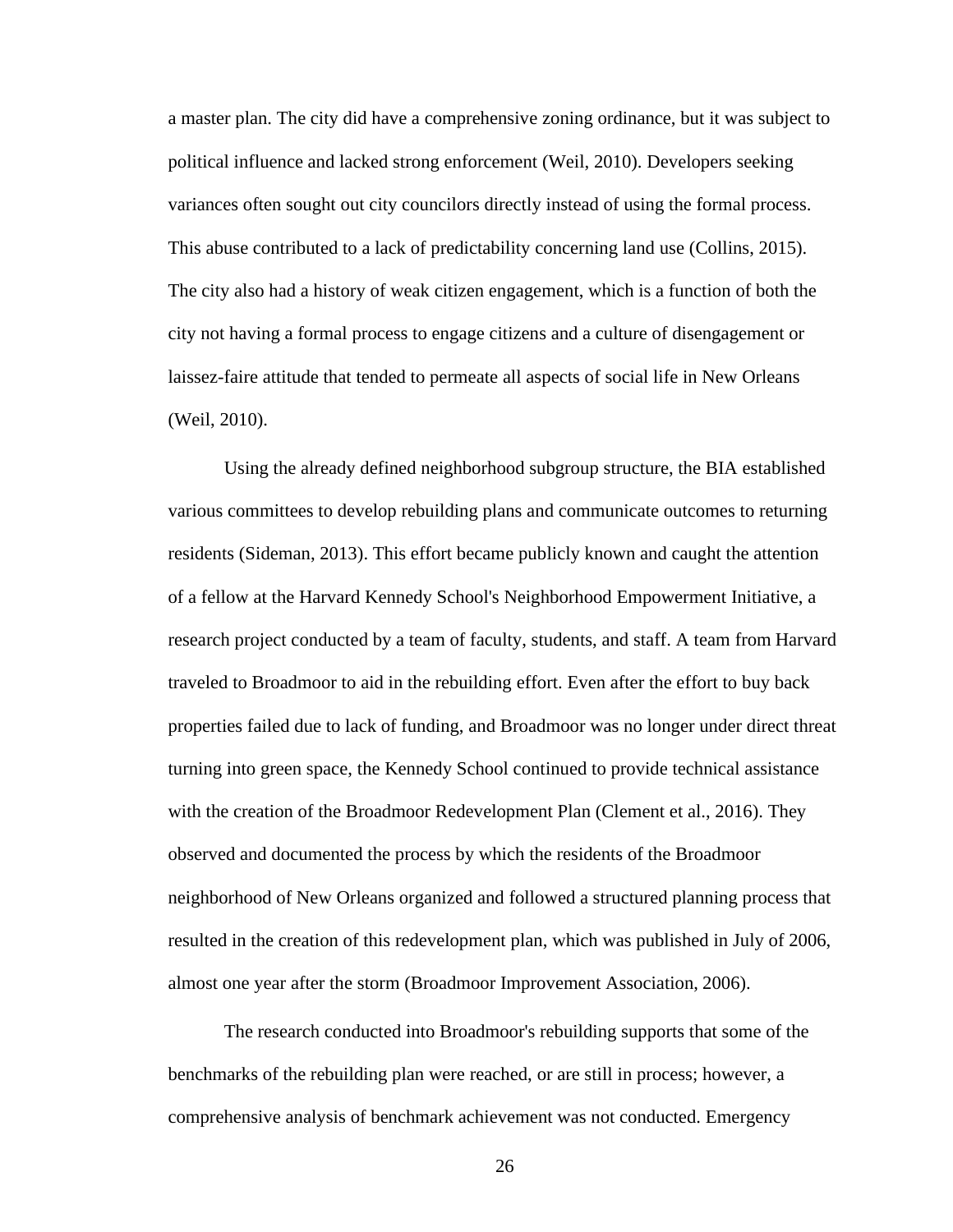a master plan. The city did have a comprehensive zoning ordinance, but it was subject to political influence and lacked strong enforcement (Weil, 2010). Developers seeking variances often sought out city councilors directly instead of using the formal process. This abuse contributed to a lack of predictability concerning land use (Collins, 2015). The city also had a history of weak citizen engagement, which is a function of both the city not having a formal process to engage citizens and a culture of disengagement or laissez-faire attitude that tended to permeate all aspects of social life in New Orleans (Weil, 2010).

Using the already defined neighborhood subgroup structure, the BIA established various committees to develop rebuilding plans and communicate outcomes to returning residents (Sideman, 2013). This effort became publicly known and caught the attention of a fellow at the Harvard Kennedy School's Neighborhood Empowerment Initiative, a research project conducted by a team of faculty, students, and staff. A team from Harvard traveled to Broadmoor to aid in the rebuilding effort. Even after the effort to buy back properties failed due to lack of funding, and Broadmoor was no longer under direct threat turning into green space, the Kennedy School continued to provide technical assistance with the creation of the Broadmoor Redevelopment Plan (Clement et al., 2016). They observed and documented the process by which the residents of the Broadmoor neighborhood of New Orleans organized and followed a structured planning process that resulted in the creation of this redevelopment plan, which was published in July of 2006, almost one year after the storm (Broadmoor Improvement Association, 2006).

The research conducted into Broadmoor's rebuilding supports that some of the benchmarks of the rebuilding plan were reached, or are still in process; however, a comprehensive analysis of benchmark achievement was not conducted. Emergency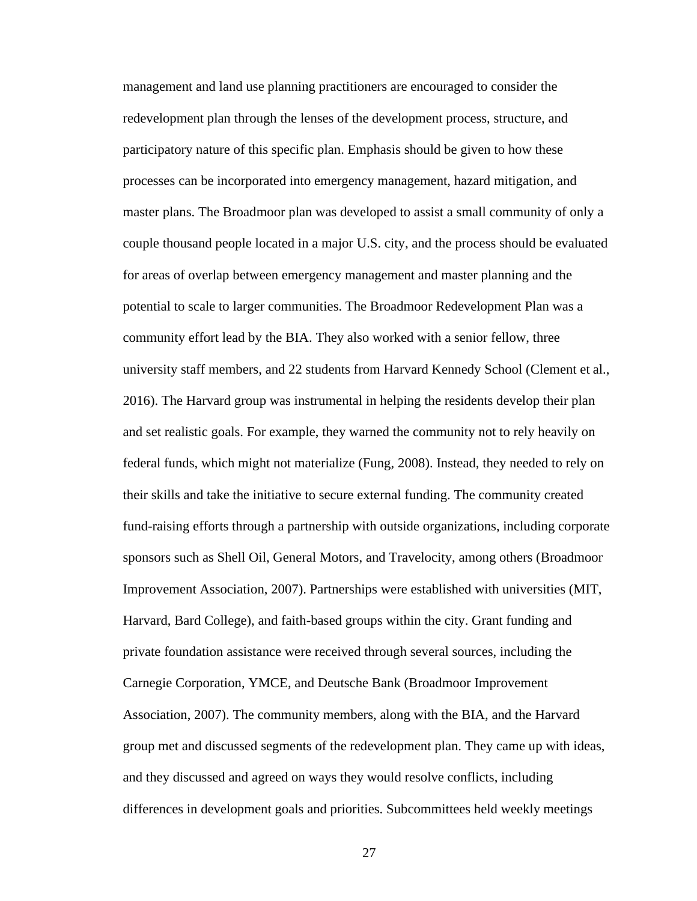management and land use planning practitioners are encouraged to consider the redevelopment plan through the lenses of the development process, structure, and participatory nature of this specific plan. Emphasis should be given to how these processes can be incorporated into emergency management, hazard mitigation, and master plans. The Broadmoor plan was developed to assist a small community of only a couple thousand people located in a major U.S. city, and the process should be evaluated for areas of overlap between emergency management and master planning and the potential to scale to larger communities. The Broadmoor Redevelopment Plan was a community effort lead by the BIA. They also worked with a senior fellow, three university staff members, and 22 students from Harvard Kennedy School (Clement et al., 2016). The Harvard group was instrumental in helping the residents develop their plan and set realistic goals. For example, they warned the community not to rely heavily on federal funds, which might not materialize (Fung, 2008). Instead, they needed to rely on their skills and take the initiative to secure external funding. The community created fund-raising efforts through a partnership with outside organizations, including corporate sponsors such as Shell Oil, General Motors, and Travelocity, among others (Broadmoor Improvement Association, 2007). Partnerships were established with universities (MIT, Harvard, Bard College), and faith-based groups within the city. Grant funding and private foundation assistance were received through several sources, including the Carnegie Corporation, YMCE, and Deutsche Bank (Broadmoor Improvement Association, 2007). The community members, along with the BIA, and the Harvard group met and discussed segments of the redevelopment plan. They came up with ideas, and they discussed and agreed on ways they would resolve conflicts, including differences in development goals and priorities. Subcommittees held weekly meetings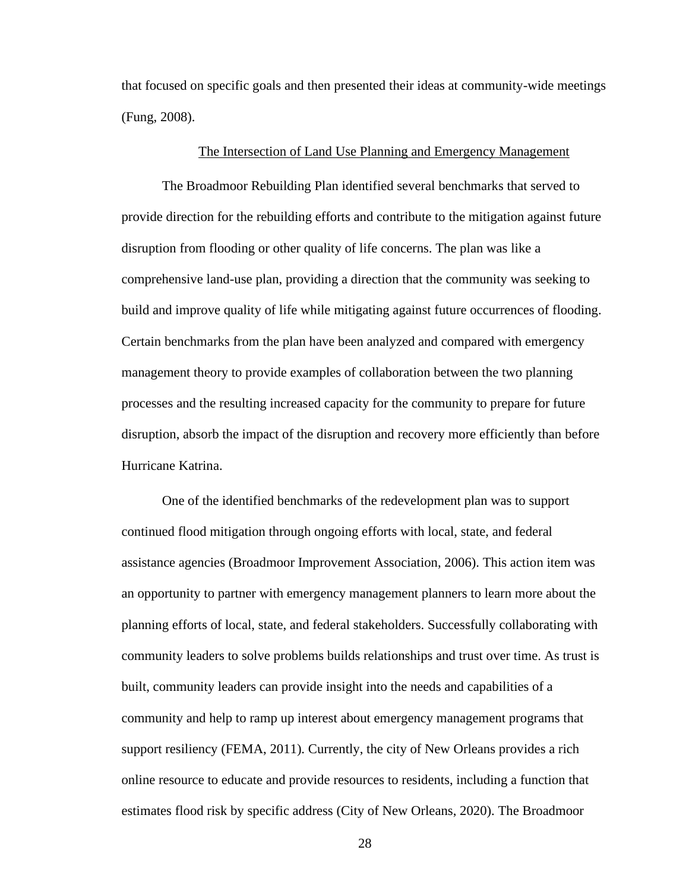that focused on specific goals and then presented their ideas at community-wide meetings (Fung, 2008).

## The Intersection of Land Use Planning and Emergency Management

The Broadmoor Rebuilding Plan identified several benchmarks that served to provide direction for the rebuilding efforts and contribute to the mitigation against future disruption from flooding or other quality of life concerns. The plan was like a comprehensive land-use plan, providing a direction that the community was seeking to build and improve quality of life while mitigating against future occurrences of flooding. Certain benchmarks from the plan have been analyzed and compared with emergency management theory to provide examples of collaboration between the two planning processes and the resulting increased capacity for the community to prepare for future disruption, absorb the impact of the disruption and recovery more efficiently than before Hurricane Katrina.

One of the identified benchmarks of the redevelopment plan was to support continued flood mitigation through ongoing efforts with local, state, and federal assistance agencies (Broadmoor Improvement Association, 2006). This action item was an opportunity to partner with emergency management planners to learn more about the planning efforts of local, state, and federal stakeholders. Successfully collaborating with community leaders to solve problems builds relationships and trust over time. As trust is built, community leaders can provide insight into the needs and capabilities of a community and help to ramp up interest about emergency management programs that support resiliency (FEMA, 2011). Currently, the city of New Orleans provides a rich online resource to educate and provide resources to residents, including a function that estimates flood risk by specific address (City of New Orleans, 2020). The Broadmoor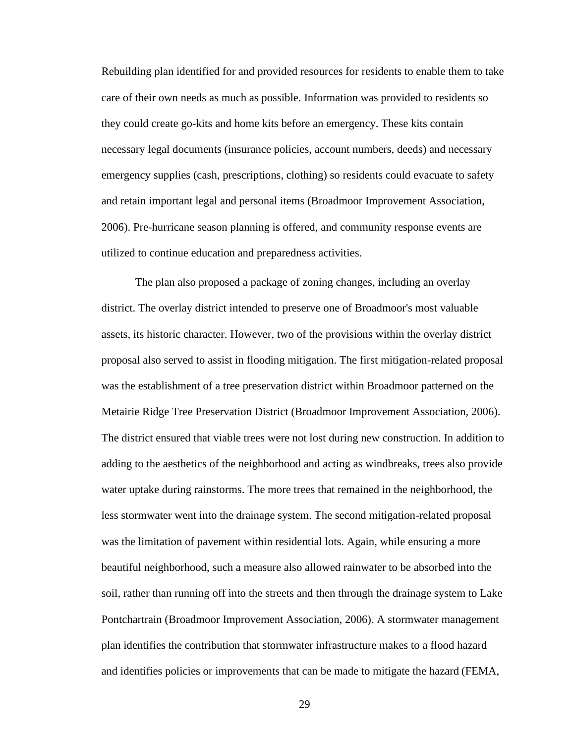Rebuilding plan identified for and provided resources for residents to enable them to take care of their own needs as much as possible. Information was provided to residents so they could create go-kits and home kits before an emergency. These kits contain necessary legal documents (insurance policies, account numbers, deeds) and necessary emergency supplies (cash, prescriptions, clothing) so residents could evacuate to safety and retain important legal and personal items (Broadmoor Improvement Association, 2006). Pre-hurricane season planning is offered, and community response events are utilized to continue education and preparedness activities.

The plan also proposed a package of zoning changes, including an overlay district. The overlay district intended to preserve one of Broadmoor's most valuable assets, its historic character. However, two of the provisions within the overlay district proposal also served to assist in flooding mitigation. The first mitigation-related proposal was the establishment of a tree preservation district within Broadmoor patterned on the Metairie Ridge Tree Preservation District (Broadmoor Improvement Association, 2006). The district ensured that viable trees were not lost during new construction. In addition to adding to the aesthetics of the neighborhood and acting as windbreaks, trees also provide water uptake during rainstorms. The more trees that remained in the neighborhood, the less stormwater went into the drainage system. The second mitigation-related proposal was the limitation of pavement within residential lots. Again, while ensuring a more beautiful neighborhood, such a measure also allowed rainwater to be absorbed into the soil, rather than running off into the streets and then through the drainage system to Lake Pontchartrain (Broadmoor Improvement Association, 2006). A stormwater management plan identifies the contribution that stormwater infrastructure makes to a flood hazard and identifies policies or improvements that can be made to mitigate the hazard (FEMA,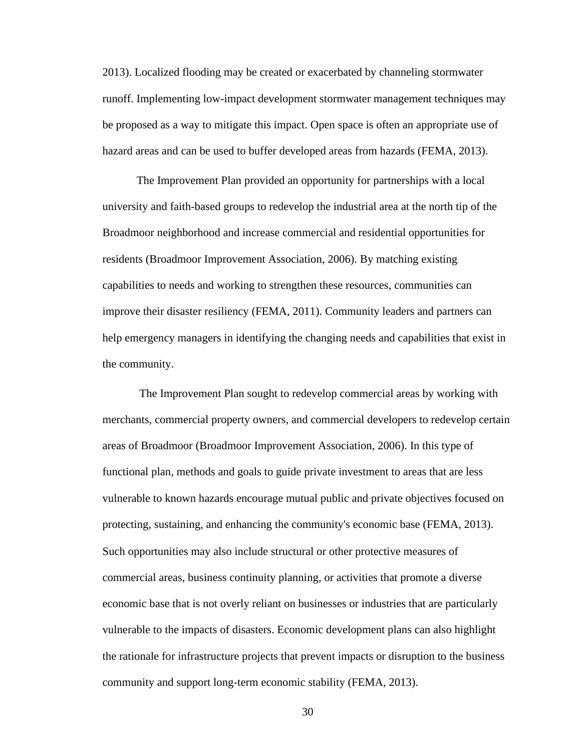2013). Localized flooding may be created or exacerbated by channeling stormwater runoff. Implementing low-impact development stormwater management techniques may be proposed as a way to mitigate this impact. Open space is often an appropriate use of hazard areas and can be used to buffer developed areas from hazards (FEMA, 2013).

The Improvement Plan provided an opportunity for partnerships with a local university and faith-based groups to redevelop the industrial area at the north tip of the Broadmoor neighborhood and increase commercial and residential opportunities for residents (Broadmoor Improvement Association, 2006). By matching existing capabilities to needs and working to strengthen these resources, communities can improve their disaster resiliency (FEMA, 2011). Community leaders and partners can help emergency managers in identifying the changing needs and capabilities that exist in the community.

The Improvement Plan sought to redevelop commercial areas by working with merchants, commercial property owners, and commercial developers to redevelop certain areas of Broadmoor (Broadmoor Improvement Association, 2006). In this type of functional plan, methods and goals to guide private investment to areas that are less vulnerable to known hazards encourage mutual public and private objectives focused on protecting, sustaining, and enhancing the community's economic base (FEMA, 2013). Such opportunities may also include structural or other protective measures of commercial areas, business continuity planning, or activities that promote a diverse economic base that is not overly reliant on businesses or industries that are particularly vulnerable to the impacts of disasters. Economic development plans can also highlight the rationale for infrastructure projects that prevent impacts or disruption to the business community and support long-term economic stability (FEMA, 2013).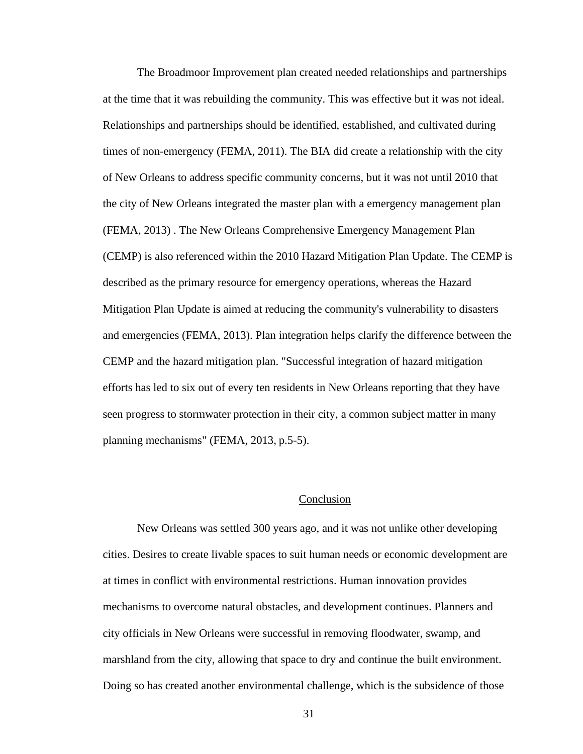The Broadmoor Improvement plan created needed relationships and partnerships at the time that it was rebuilding the community. This was effective but it was not ideal. Relationships and partnerships should be identified, established, and cultivated during times of non-emergency (FEMA, 2011). The BIA did create a relationship with the city of New Orleans to address specific community concerns, but it was not until 2010 that the city of New Orleans integrated the master plan with a emergency management plan (FEMA, 2013) . The New Orleans Comprehensive Emergency Management Plan (CEMP) is also referenced within the 2010 Hazard Mitigation Plan Update. The CEMP is described as the primary resource for emergency operations, whereas the Hazard Mitigation Plan Update is aimed at reducing the community's vulnerability to disasters and emergencies (FEMA, 2013). Plan integration helps clarify the difference between the CEMP and the hazard mitigation plan. "Successful integration of hazard mitigation efforts has led to six out of every ten residents in New Orleans reporting that they have seen progress to stormwater protection in their city, a common subject matter in many planning mechanisms" (FEMA, 2013, p.5-5).

## Conclusion

New Orleans was settled 300 years ago, and it was not unlike other developing cities. Desires to create livable spaces to suit human needs or economic development are at times in conflict with environmental restrictions. Human innovation provides mechanisms to overcome natural obstacles, and development continues. Planners and city officials in New Orleans were successful in removing floodwater, swamp, and marshland from the city, allowing that space to dry and continue the built environment. Doing so has created another environmental challenge, which is the subsidence of those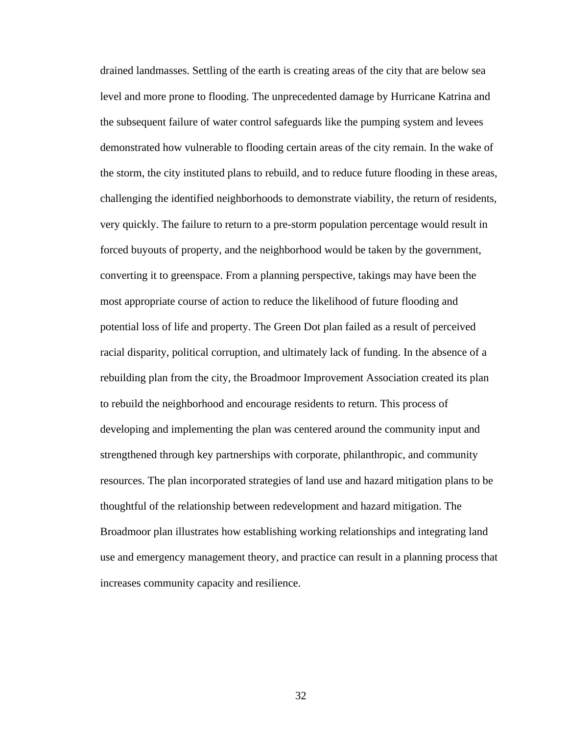drained landmasses. Settling of the earth is creating areas of the city that are below sea level and more prone to flooding. The unprecedented damage by Hurricane Katrina and the subsequent failure of water control safeguards like the pumping system and levees demonstrated how vulnerable to flooding certain areas of the city remain. In the wake of the storm, the city instituted plans to rebuild, and to reduce future flooding in these areas, challenging the identified neighborhoods to demonstrate viability, the return of residents, very quickly. The failure to return to a pre-storm population percentage would result in forced buyouts of property, and the neighborhood would be taken by the government, converting it to greenspace. From a planning perspective, takings may have been the most appropriate course of action to reduce the likelihood of future flooding and potential loss of life and property. The Green Dot plan failed as a result of perceived racial disparity, political corruption, and ultimately lack of funding. In the absence of a rebuilding plan from the city, the Broadmoor Improvement Association created its plan to rebuild the neighborhood and encourage residents to return. This process of developing and implementing the plan was centered around the community input and strengthened through key partnerships with corporate, philanthropic, and community resources. The plan incorporated strategies of land use and hazard mitigation plans to be thoughtful of the relationship between redevelopment and hazard mitigation. The Broadmoor plan illustrates how establishing working relationships and integrating land use and emergency management theory, and practice can result in a planning process that increases community capacity and resilience.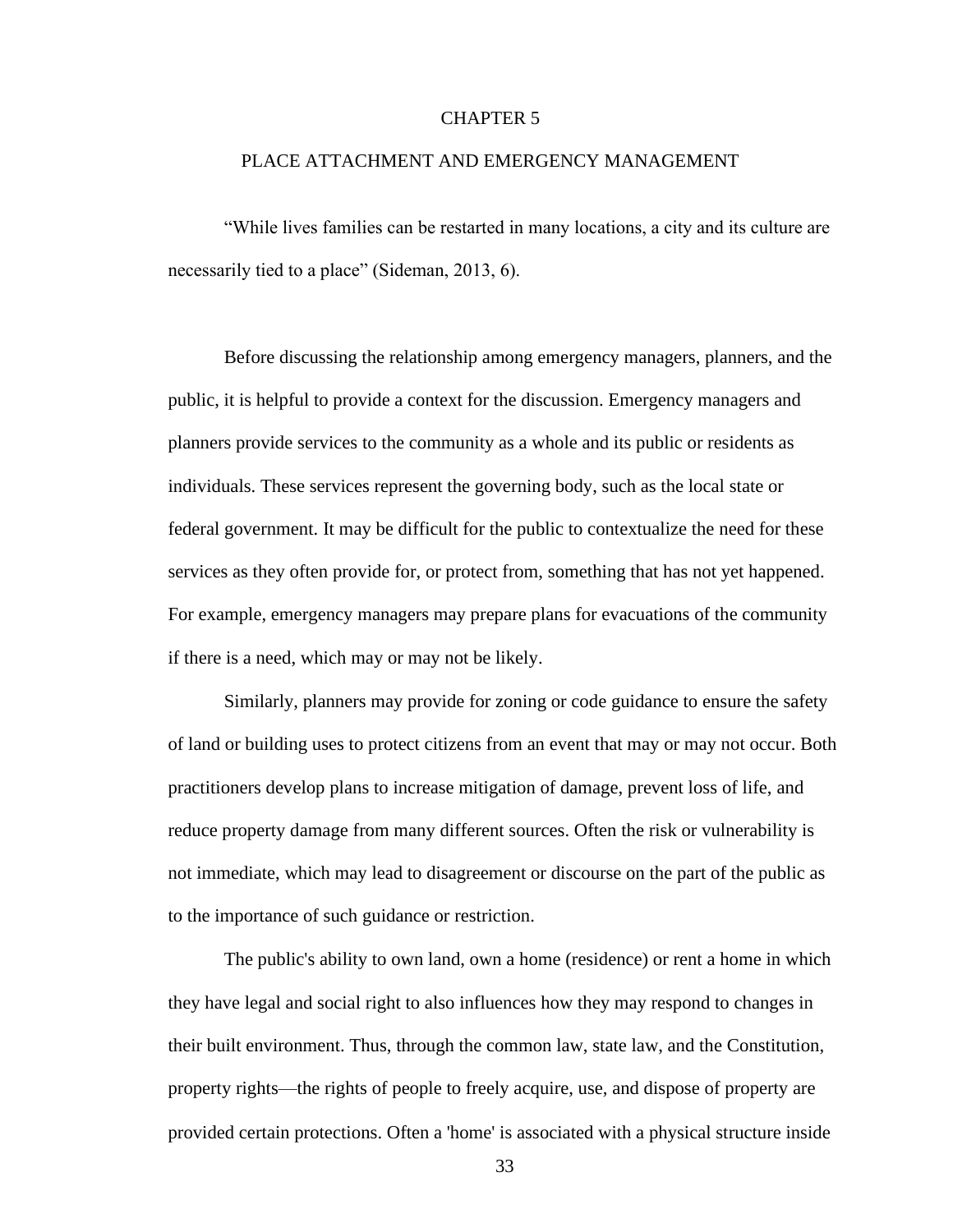# CHAPTER 5

## PLACE ATTACHMENT AND EMERGENCY MANAGEMENT

"While lives families can be restarted in many locations, a city and its culture are necessarily tied to a place" (Sideman, 2013, 6).

Before discussing the relationship among emergency managers, planners, and the public, it is helpful to provide a context for the discussion. Emergency managers and planners provide services to the community as a whole and its public or residents as individuals. These services represent the governing body, such as the local state or federal government. It may be difficult for the public to contextualize the need for these services as they often provide for, or protect from, something that has not yet happened. For example, emergency managers may prepare plans for evacuations of the community if there is a need, which may or may not be likely.

Similarly, planners may provide for zoning or code guidance to ensure the safety of land or building uses to protect citizens from an event that may or may not occur. Both practitioners develop plans to increase mitigation of damage, prevent loss of life, and reduce property damage from many different sources. Often the risk or vulnerability is not immediate, which may lead to disagreement or discourse on the part of the public as to the importance of such guidance or restriction.

The public's ability to own land, own a home (residence) or rent a home in which they have legal and social right to also influences how they may respond to changes in their built environment. Thus, through the common law, state law, and the Constitution, property rights—the rights of people to freely acquire, use, and dispose of property are provided certain protections. Often a 'home' is associated with a physical structure inside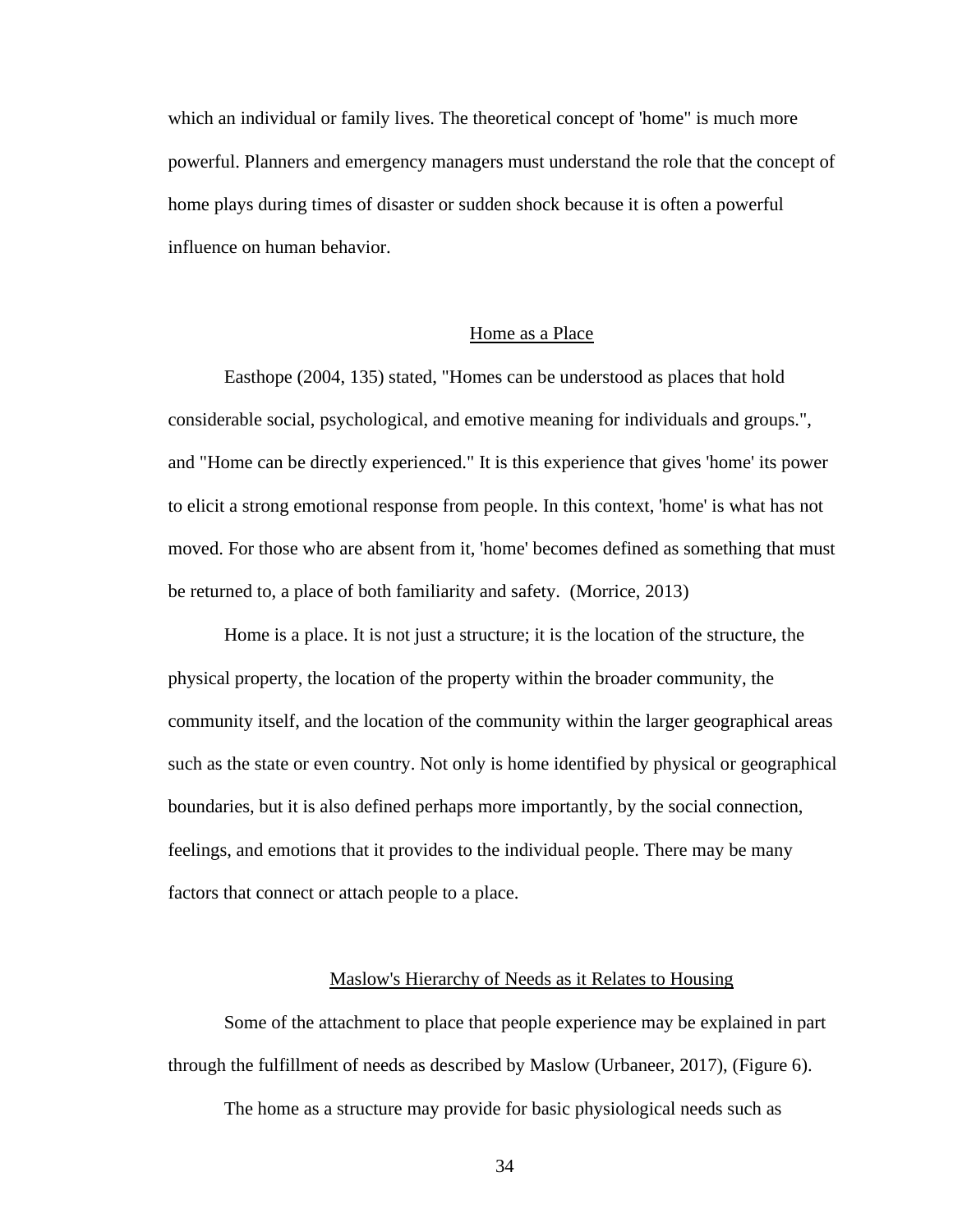which an individual or family lives. The theoretical concept of 'home" is much more powerful. Planners and emergency managers must understand the role that the concept of home plays during times of disaster or sudden shock because it is often a powerful influence on human behavior.

## Home as a Place

Easthope (2004, 135) stated, "Homes can be understood as places that hold considerable social, psychological, and emotive meaning for individuals and groups.", and "Home can be directly experienced." It is this experience that gives 'home' its power to elicit a strong emotional response from people. In this context, 'home' is what has not moved. For those who are absent from it, 'home' becomes defined as something that must be returned to, a place of both familiarity and safety. (Morrice, 2013)

Home is a place. It is not just a structure; it is the location of the structure, the physical property, the location of the property within the broader community, the community itself, and the location of the community within the larger geographical areas such as the state or even country. Not only is home identified by physical or geographical boundaries, but it is also defined perhaps more importantly, by the social connection, feelings, and emotions that it provides to the individual people. There may be many factors that connect or attach people to a place.

## Maslow's Hierarchy of Needs as it Relates to Housing

Some of the attachment to place that people experience may be explained in part through the fulfillment of needs as described by Maslow (Urbaneer, 2017), (Figure 6).

The home as a structure may provide for basic physiological needs such as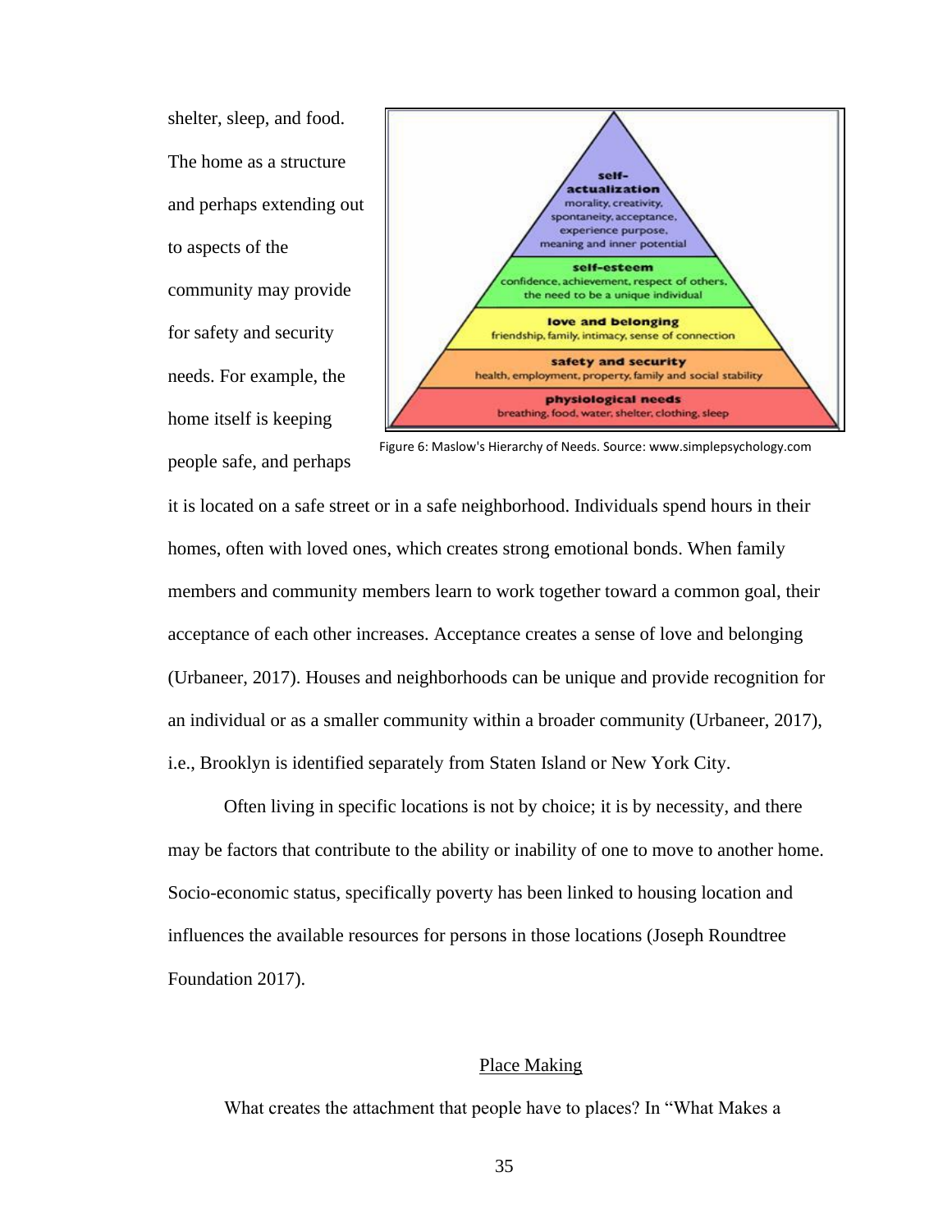shelter, sleep, and food. The home as a structure and perhaps extending out to aspects of the community may provide for safety and security needs. For example, the home itself is keeping people safe, and perhaps it is located on a safe street or in a safe neighborhood. Individuals spend hours in their homes, often with loved ones, which creates strong emotional bonds. When family members and community members learn to work together toward a common goal, their acceptance of each other increases. Acceptance creates a sense of love and belonging (Urbaneer, 2017). Houses and neighborhoods can be unique and provide recognition for an individual or as a smaller community within a broader community (Urbaneer, 2017), i.e., Brooklyn is identified separately from Staten Island or New York City.

Figure 6: Maslow's Hierarchy of Needs. Source: www.simplepsychology.com

Often living in specific locations is not by choice; it is by necessity, and there may be factors that contribute to the ability or inability of one to move to another home. Socio-economic status, specifically poverty has been linked to housing location and influences the available resources for persons in those locations (Joseph Roundtree Foundation 2017).

## Place Making

What creates the attachment that people have to places? In "What Makes a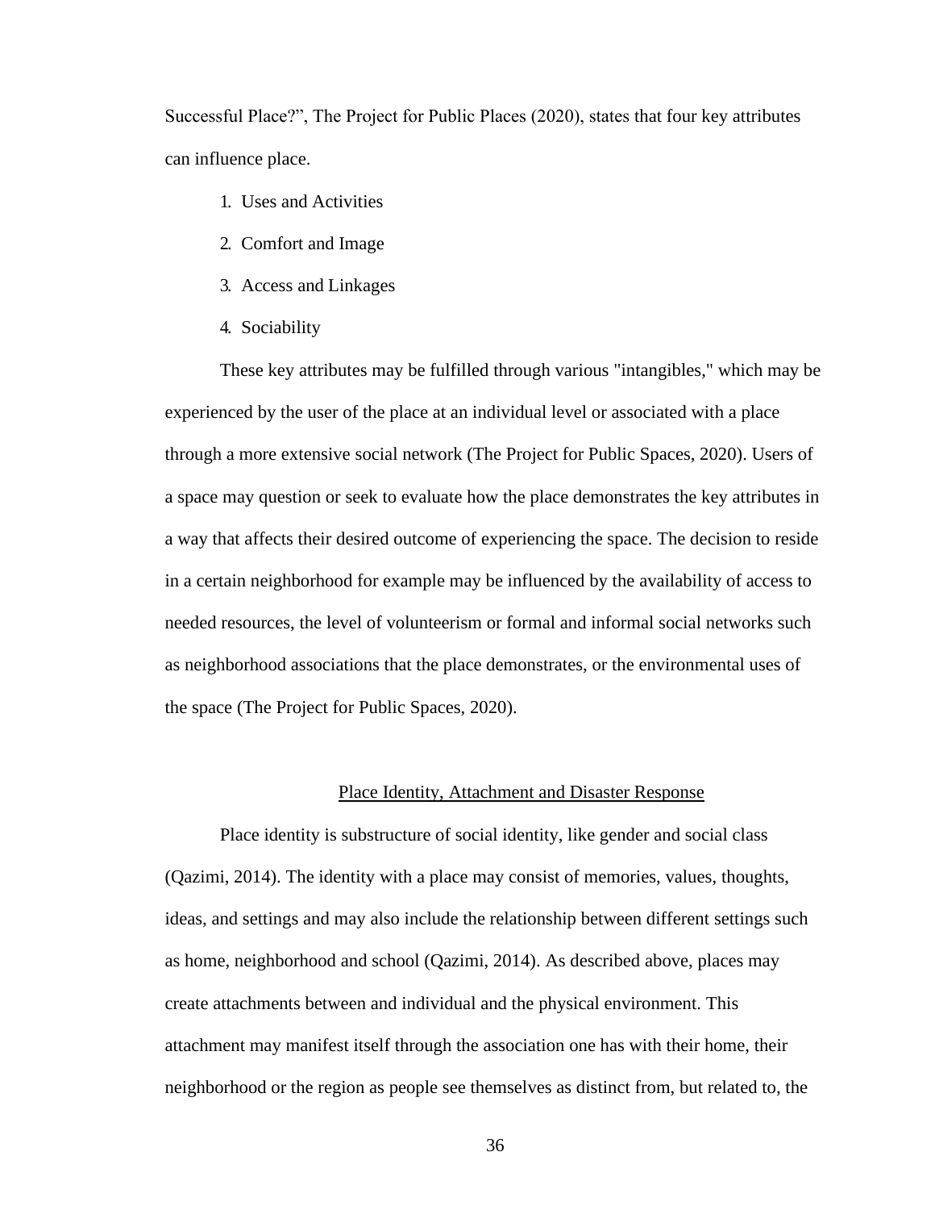Successful Place?", The Project for Public Places (2020), states that four key attributes can influence place.

1. Uses and Activities
2. Comfort and Image
3. Access and Linkages
4. Sociability

These key attributes may be fulfilled through various "intangibles," which may be experienced by the user of the place at an individual level or associated with a place through a more extensive social network (The Project for Public Spaces, 2020). Users of a space may question or seek to evaluate how the place demonstrates the key attributes in a way that affects their desired outcome of experiencing the space. The decision to reside in a certain neighborhood for example may be influenced by the availability of access to needed resources, the level of volunteerism or formal and informal social networks such as neighborhood associations that the place demonstrates, or the environmental uses of the space (The Project for Public Spaces, 2020).

## Place Identity, Attachment and Disaster Response

Place identity is substructure of social identity, like gender and social class (Qazimi, 2014). The identity with a place may consist of memories, values, thoughts, ideas, and settings and may also include the relationship between different settings such as home, neighborhood and school (Qazimi, 2014). As described above, places may create attachments between and individual and the physical environment. This attachment may manifest itself through the association one has with their home, their neighborhood or the region as people see themselves as distinct from, but related to, the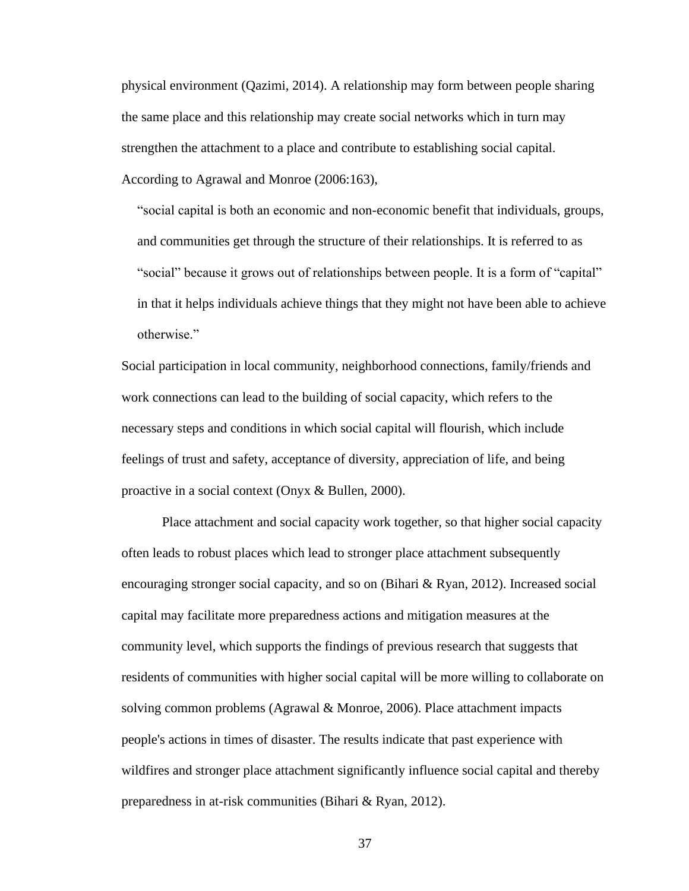physical environment (Qazimi, 2014). A relationship may form between people sharing the same place and this relationship may create social networks which in turn may strengthen the attachment to a place and contribute to establishing social capital. According to Agrawal and Monroe (2006:163),

> "social capital is both an economic and non-economic benefit that individuals, groups, and communities get through the structure of their relationships. It is referred to as "social" because it grows out of relationships between people. It is a form of "capital" in that it helps individuals achieve things that they might not have been able to achieve otherwise."

Social participation in local community, neighborhood connections, family/friends and work connections can lead to the building of social capacity, which refers to the necessary steps and conditions in which social capital will flourish, which include feelings of trust and safety, acceptance of diversity, appreciation of life, and being proactive in a social context (Onyx & Bullen, 2000).

Place attachment and social capacity work together, so that higher social capacity often leads to robust places which lead to stronger place attachment subsequently encouraging stronger social capacity, and so on (Bihari & Ryan, 2012). Increased social capital may facilitate more preparedness actions and mitigation measures at the community level, which supports the findings of previous research that suggests that residents of communities with higher social capital will be more willing to collaborate on solving common problems (Agrawal & Monroe, 2006). Place attachment impacts people's actions in times of disaster. The results indicate that past experience with wildfires and stronger place attachment significantly influence social capital and thereby preparedness in at-risk communities (Bihari & Ryan, 2012).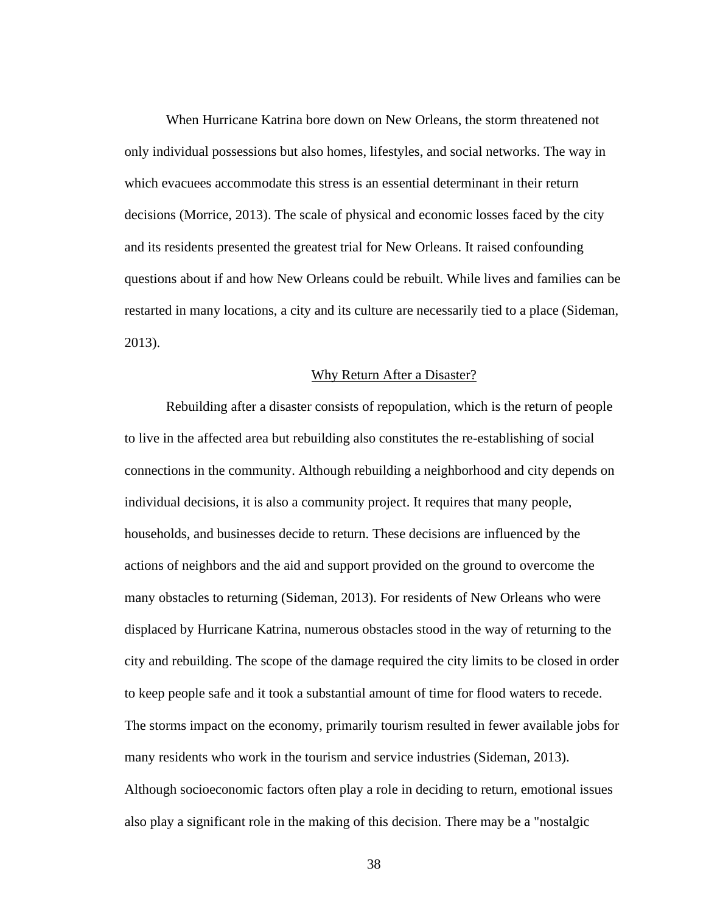When Hurricane Katrina bore down on New Orleans, the storm threatened not only individual possessions but also homes, lifestyles, and social networks. The way in which evacuees accommodate this stress is an essential determinant in their return decisions (Morrice, 2013). The scale of physical and economic losses faced by the city and its residents presented the greatest trial for New Orleans. It raised confounding questions about if and how New Orleans could be rebuilt. While lives and families can be restarted in many locations, a city and its culture are necessarily tied to a place (Sideman, 2013).

## Why Return After a Disaster?

Rebuilding after a disaster consists of repopulation, which is the return of people to live in the affected area but rebuilding also constitutes the re-establishing of social connections in the community. Although rebuilding a neighborhood and city depends on individual decisions, it is also a community project. It requires that many people, households, and businesses decide to return. These decisions are influenced by the actions of neighbors and the aid and support provided on the ground to overcome the many obstacles to returning (Sideman, 2013). For residents of New Orleans who were displaced by Hurricane Katrina, numerous obstacles stood in the way of returning to the city and rebuilding. The scope of the damage required the city limits to be closed in order to keep people safe and it took a substantial amount of time for flood waters to recede. The storms impact on the economy, primarily tourism resulted in fewer available jobs for many residents who work in the tourism and service industries (Sideman, 2013). Although socioeconomic factors often play a role in deciding to return, emotional issues also play a significant role in the making of this decision. There may be a "nostalgic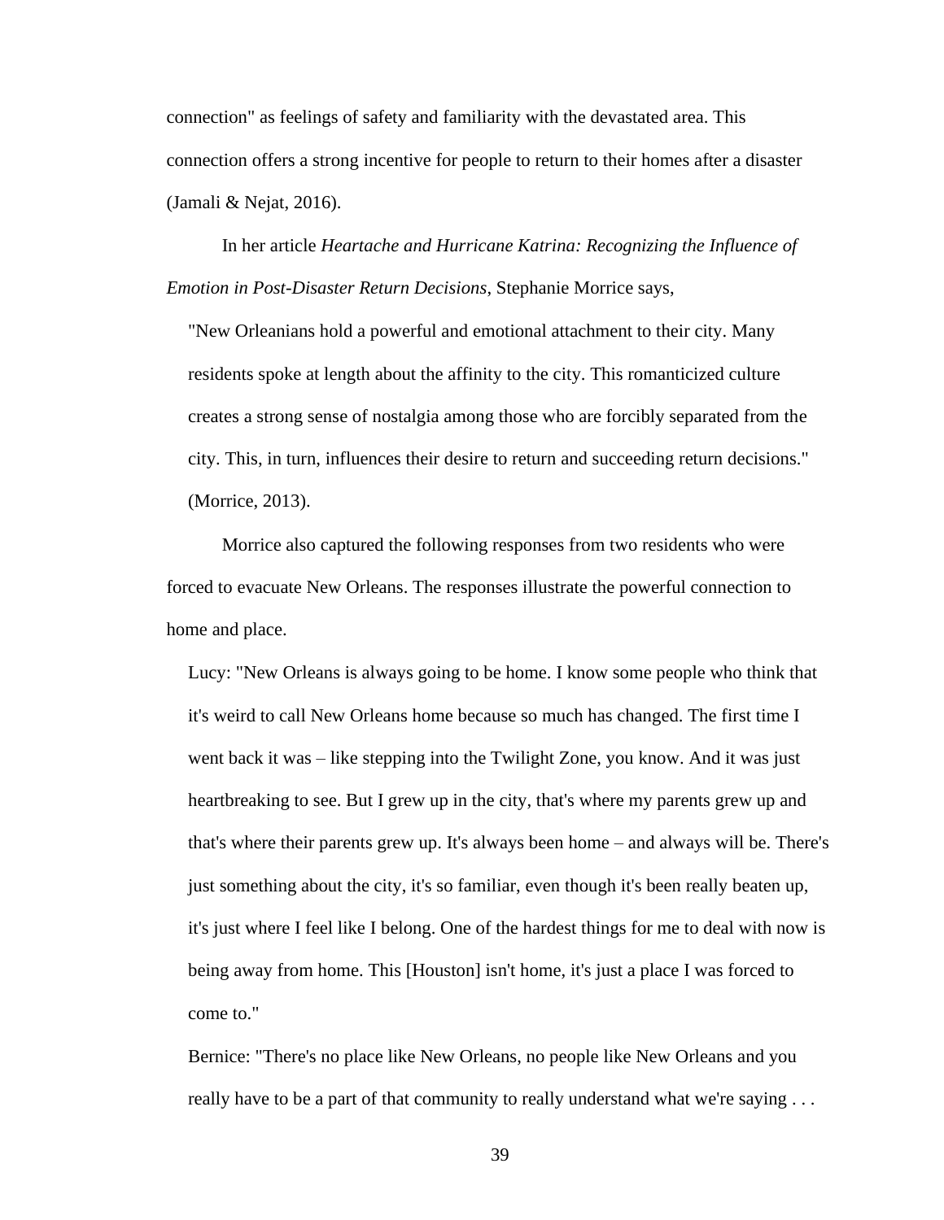connection" as feelings of safety and familiarity with the devastated area. This connection offers a strong incentive for people to return to their homes after a disaster (Jamali & Nejat, 2016).

In her article *Heartache and Hurricane Katrina: Recognizing the Influence of Emotion in Post-Disaster Return Decisions*, Stephanie Morrice says,

> "New Orleanians hold a powerful and emotional attachment to their city. Many residents spoke at length about the affinity to the city. This romanticized culture creates a strong sense of nostalgia among those who are forcibly separated from the city. This, in turn, influences their desire to return and succeeding return decisions." (Morrice, 2013).

Morrice also captured the following responses from two residents who were forced to evacuate New Orleans. The responses illustrate the powerful connection to home and place.

> Lucy: "New Orleans is always going to be home. I know some people who think that it's weird to call New Orleans home because so much has changed. The first time I went back it was – like stepping into the Twilight Zone, you know. And it was just heartbreaking to see. But I grew up in the city, that's where my parents grew up and that's where their parents grew up. It's always been home – and always will be. There's just something about the city, it's so familiar, even though it's been really beaten up, it's just where I feel like I belong. One of the hardest things for me to deal with now is being away from home. This [Houston] isn't home, it's just a place I was forced to come to."

> Bernice: "There's no place like New Orleans, no people like New Orleans and you really have to be a part of that community to really understand what we're saying . . .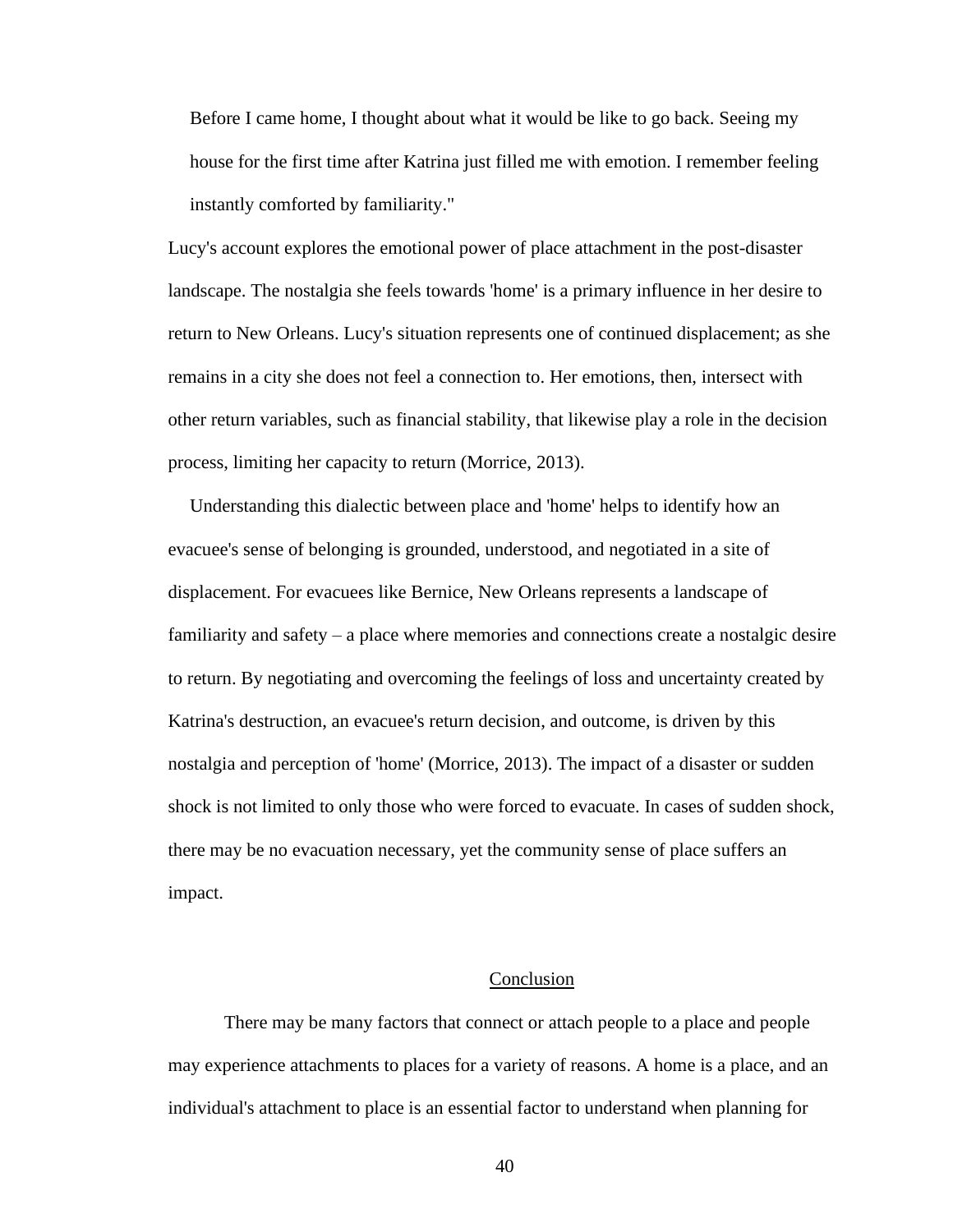Before I came home, I thought about what it would be like to go back. Seeing my house for the first time after Katrina just filled me with emotion. I remember feeling instantly comforted by familiarity."

Lucy's account explores the emotional power of place attachment in the post-disaster landscape. The nostalgia she feels towards 'home' is a primary influence in her desire to return to New Orleans. Lucy's situation represents one of continued displacement; as she remains in a city she does not feel a connection to. Her emotions, then, intersect with other return variables, such as financial stability, that likewise play a role in the decision process, limiting her capacity to return (Morrice, 2013).

Understanding this dialectic between place and 'home' helps to identify how an evacuee's sense of belonging is grounded, understood, and negotiated in a site of displacement. For evacuees like Bernice, New Orleans represents a landscape of familiarity and safety – a place where memories and connections create a nostalgic desire to return. By negotiating and overcoming the feelings of loss and uncertainty created by Katrina's destruction, an evacuee's return decision, and outcome, is driven by this nostalgia and perception of 'home' (Morrice, 2013). The impact of a disaster or sudden shock is not limited to only those who were forced to evacuate. In cases of sudden shock, there may be no evacuation necessary, yet the community sense of place suffers an impact.

## Conclusion

There may be many factors that connect or attach people to a place and people may experience attachments to places for a variety of reasons. A home is a place, and an individual's attachment to place is an essential factor to understand when planning for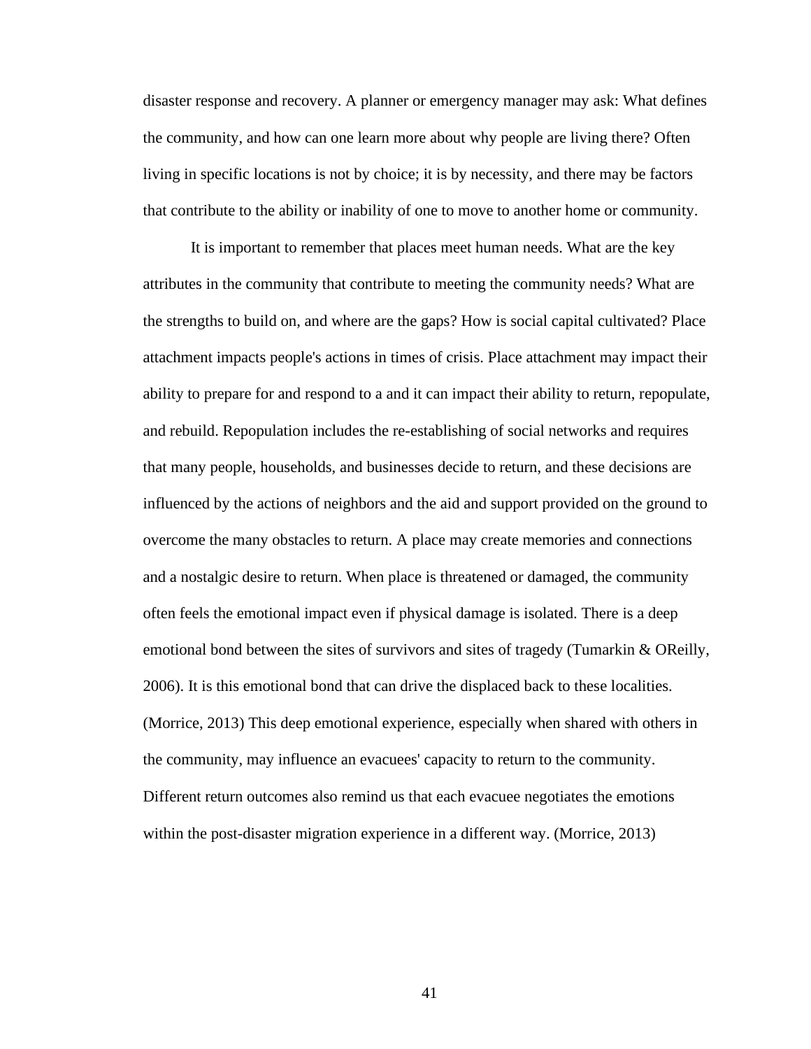disaster response and recovery. A planner or emergency manager may ask: What defines the community, and how can one learn more about why people are living there? Often living in specific locations is not by choice; it is by necessity, and there may be factors that contribute to the ability or inability of one to move to another home or community.

It is important to remember that places meet human needs. What are the key attributes in the community that contribute to meeting the community needs? What are the strengths to build on, and where are the gaps? How is social capital cultivated? Place attachment impacts people's actions in times of crisis. Place attachment may impact their ability to prepare for and respond to a and it can impact their ability to return, repopulate, and rebuild. Repopulation includes the re-establishing of social networks and requires that many people, households, and businesses decide to return, and these decisions are influenced by the actions of neighbors and the aid and support provided on the ground to overcome the many obstacles to return. A place may create memories and connections and a nostalgic desire to return. When place is threatened or damaged, the community often feels the emotional impact even if physical damage is isolated. There is a deep emotional bond between the sites of survivors and sites of tragedy (Tumarkin & OReilly, 2006). It is this emotional bond that can drive the displaced back to these localities. (Morrice, 2013) This deep emotional experience, especially when shared with others in the community, may influence an evacuees' capacity to return to the community. Different return outcomes also remind us that each evacuee negotiates the emotions within the post-disaster migration experience in a different way. (Morrice, 2013)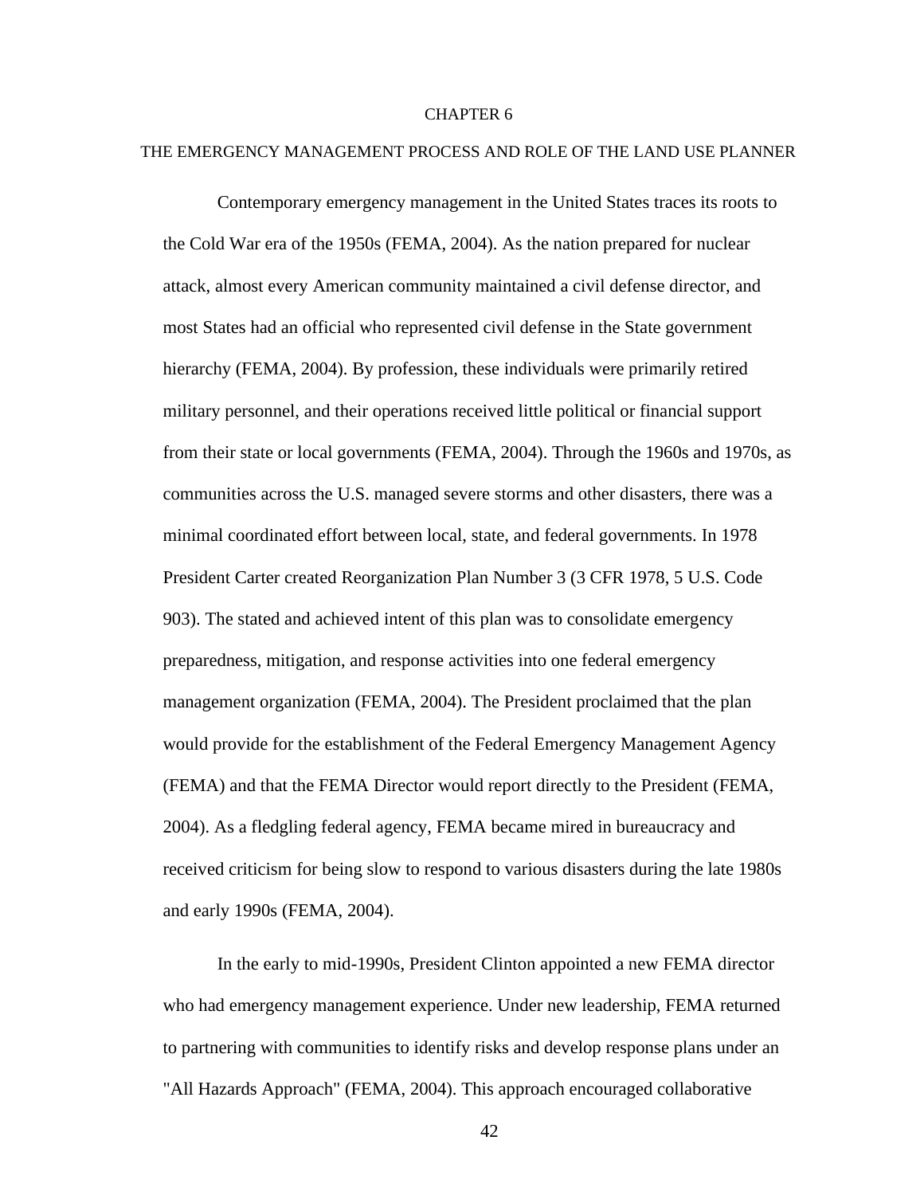# CHAPTER 6

## THE EMERGENCY MANAGEMENT PROCESS AND ROLE OF THE LAND USE PLANNER

Contemporary emergency management in the United States traces its roots to the Cold War era of the 1950s (FEMA, 2004). As the nation prepared for nuclear attack, almost every American community maintained a civil defense director, and most States had an official who represented civil defense in the State government hierarchy (FEMA, 2004). By profession, these individuals were primarily retired military personnel, and their operations received little political or financial support from their state or local governments (FEMA, 2004). Through the 1960s and 1970s, as communities across the U.S. managed severe storms and other disasters, there was a minimal coordinated effort between local, state, and federal governments. In 1978 President Carter created Reorganization Plan Number 3 (3 CFR 1978, 5 U.S. Code 903). The stated and achieved intent of this plan was to consolidate emergency preparedness, mitigation, and response activities into one federal emergency management organization (FEMA, 2004). The President proclaimed that the plan would provide for the establishment of the Federal Emergency Management Agency (FEMA) and that the FEMA Director would report directly to the President (FEMA, 2004). As a fledgling federal agency, FEMA became mired in bureaucracy and received criticism for being slow to respond to various disasters during the late 1980s and early 1990s (FEMA, 2004).

In the early to mid-1990s, President Clinton appointed a new FEMA director who had emergency management experience. Under new leadership, FEMA returned to partnering with communities to identify risks and develop response plans under an "All Hazards Approach" (FEMA, 2004). This approach encouraged collaborative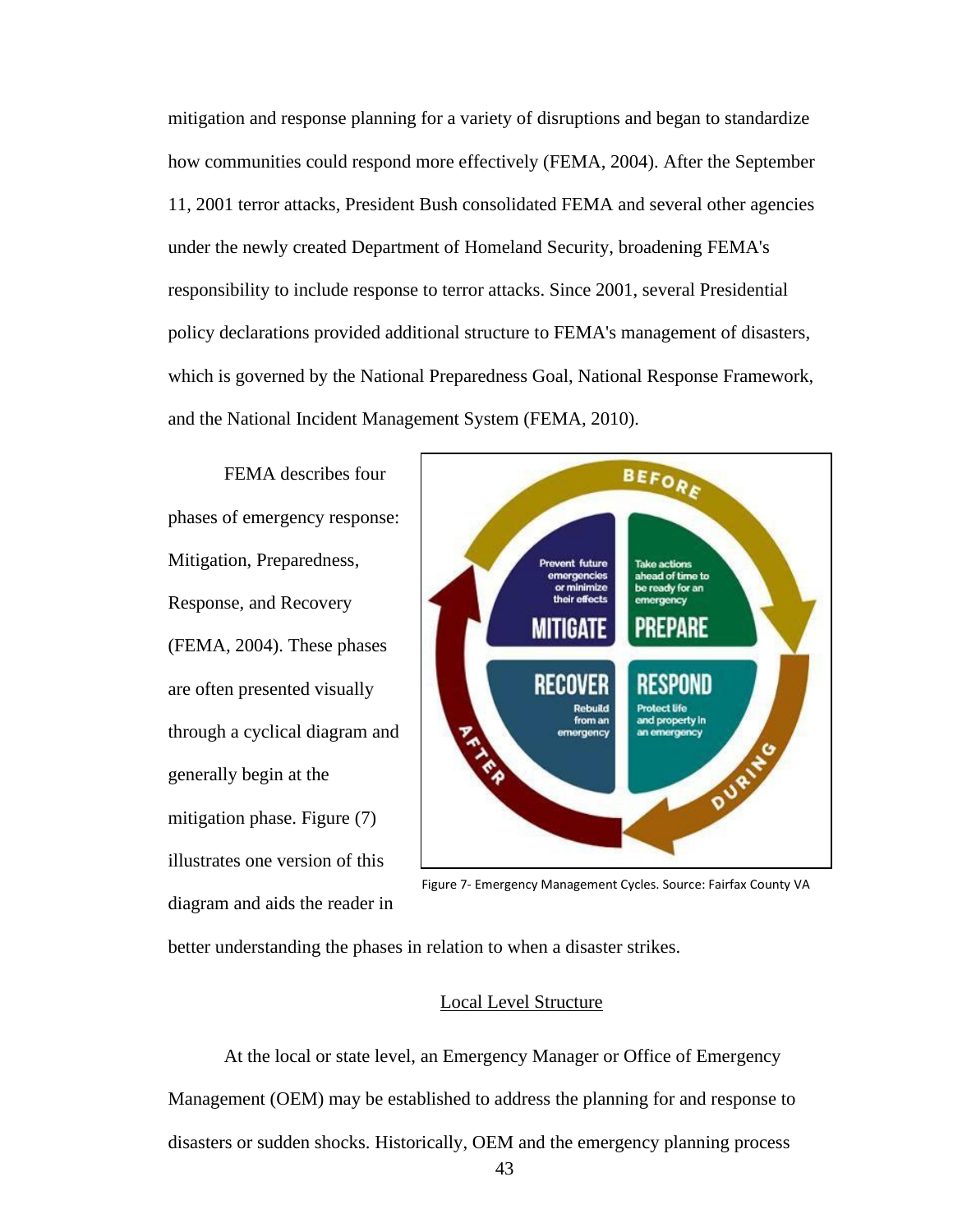mitigation and response planning for a variety of disruptions and began to standardize how communities could respond more effectively (FEMA, 2004). After the September 11, 2001 terror attacks, President Bush consolidated FEMA and several other agencies under the newly created Department of Homeland Security, broadening FEMA's responsibility to include response to terror attacks. Since 2001, several Presidential policy declarations provided additional structure to FEMA's management of disasters, which is governed by the National Preparedness Goal, National Response Framework, and the National Incident Management System (FEMA, 2010).

FEMA describes four phases of emergency response: Mitigation, Preparedness, Response, and Recovery (FEMA, 2004). These phases are often presented visually through a cyclical diagram and generally begin at the mitigation phase. Figure (7) illustrates one version of this diagram and aids the reader in better understanding the phases in relation to when a disaster strikes.

Figure 7- Emergency Management Cycles. Source: Fairfax County VA

## Local Level Structure

At the local or state level, an Emergency Manager or Office of Emergency Management (OEM) may be established to address the planning for and response to disasters or sudden shocks. Historically, OEM and the emergency planning process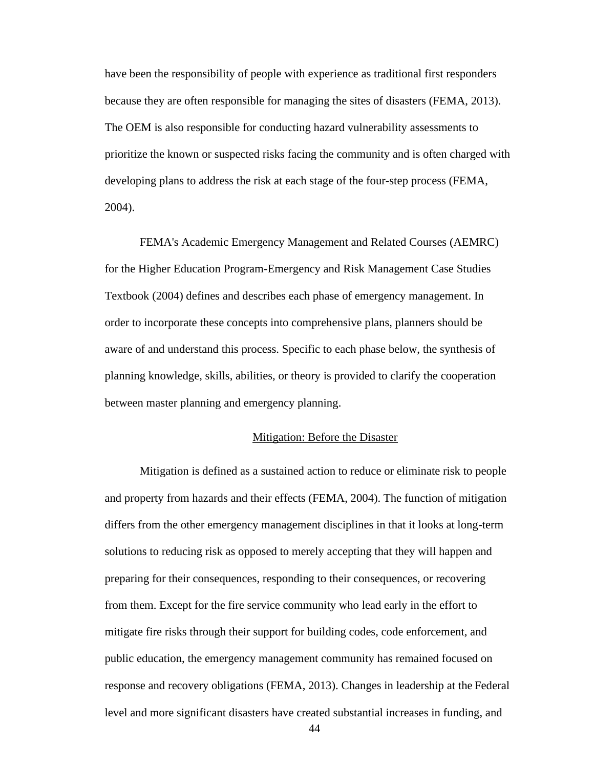have been the responsibility of people with experience as traditional first responders because they are often responsible for managing the sites of disasters (FEMA, 2013). The OEM is also responsible for conducting hazard vulnerability assessments to prioritize the known or suspected risks facing the community and is often charged with developing plans to address the risk at each stage of the four-step process (FEMA, 2004).

FEMA's Academic Emergency Management and Related Courses (AEMRC) for the Higher Education Program-Emergency and Risk Management Case Studies Textbook (2004) defines and describes each phase of emergency management. In order to incorporate these concepts into comprehensive plans, planners should be aware of and understand this process. Specific to each phase below, the synthesis of planning knowledge, skills, abilities, or theory is provided to clarify the cooperation between master planning and emergency planning.

### Mitigation: Before the Disaster

Mitigation is defined as a sustained action to reduce or eliminate risk to people and property from hazards and their effects (FEMA, 2004). The function of mitigation differs from the other emergency management disciplines in that it looks at long-term solutions to reducing risk as opposed to merely accepting that they will happen and preparing for their consequences, responding to their consequences, or recovering from them. Except for the fire service community who lead early in the effort to mitigate fire risks through their support for building codes, code enforcement, and public education, the emergency management community has remained focused on response and recovery obligations (FEMA, 2013). Changes in leadership at the Federal level and more significant disasters have created substantial increases in funding, and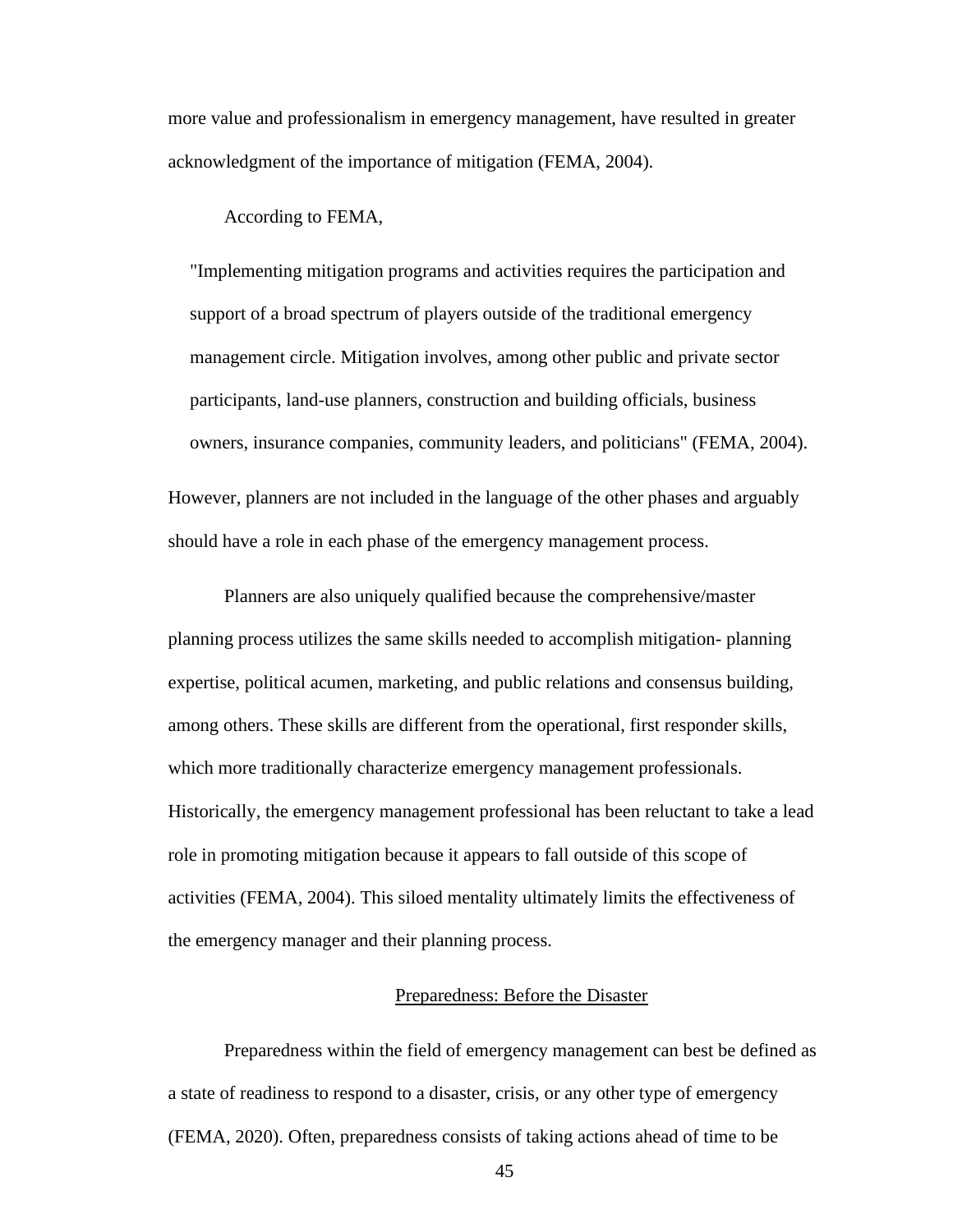more value and professionalism in emergency management, have resulted in greater acknowledgment of the importance of mitigation (FEMA, 2004).

According to FEMA,

> "Implementing mitigation programs and activities requires the participation and support of a broad spectrum of players outside of the traditional emergency management circle. Mitigation involves, among other public and private sector participants, land-use planners, construction and building officials, business owners, insurance companies, community leaders, and politicians" (FEMA, 2004).

However, planners are not included in the language of the other phases and arguably should have a role in each phase of the emergency management process.

Planners are also uniquely qualified because the comprehensive/master planning process utilizes the same skills needed to accomplish mitigation- planning expertise, political acumen, marketing, and public relations and consensus building, among others. These skills are different from the operational, first responder skills, which more traditionally characterize emergency management professionals. Historically, the emergency management professional has been reluctant to take a lead role in promoting mitigation because it appears to fall outside of this scope of activities (FEMA, 2004). This siloed mentality ultimately limits the effectiveness of the emergency manager and their planning process.

## Preparedness: Before the Disaster

Preparedness within the field of emergency management can best be defined as a state of readiness to respond to a disaster, crisis, or any other type of emergency (FEMA, 2020). Often, preparedness consists of taking actions ahead of time to be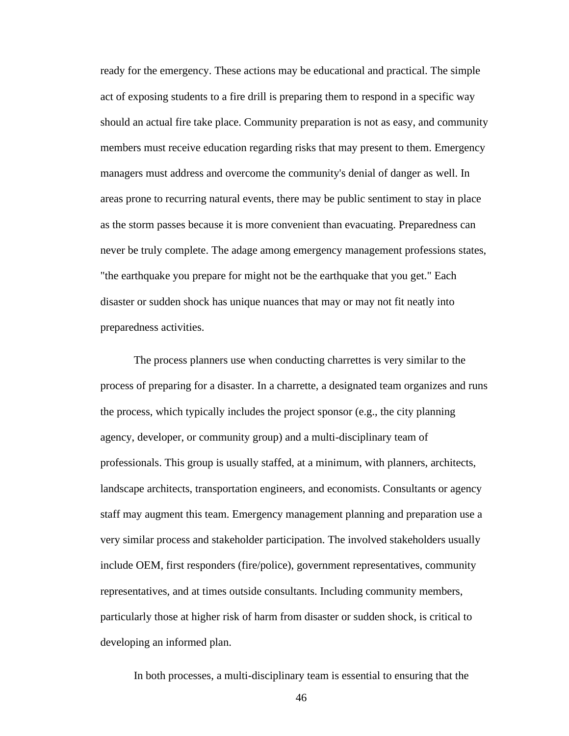ready for the emergency. These actions may be educational and practical. The simple act of exposing students to a fire drill is preparing them to respond in a specific way should an actual fire take place. Community preparation is not as easy, and community members must receive education regarding risks that may present to them. Emergency managers must address and overcome the community's denial of danger as well. In areas prone to recurring natural events, there may be public sentiment to stay in place as the storm passes because it is more convenient than evacuating. Preparedness can never be truly complete. The adage among emergency management professions states, "the earthquake you prepare for might not be the earthquake that you get." Each disaster or sudden shock has unique nuances that may or may not fit neatly into preparedness activities.

The process planners use when conducting charrettes is very similar to the process of preparing for a disaster. In a charrette, a designated team organizes and runs the process, which typically includes the project sponsor (e.g., the city planning agency, developer, or community group) and a multi-disciplinary team of professionals. This group is usually staffed, at a minimum, with planners, architects, landscape architects, transportation engineers, and economists. Consultants or agency staff may augment this team. Emergency management planning and preparation use a very similar process and stakeholder participation. The involved stakeholders usually include OEM, first responders (fire/police), government representatives, community representatives, and at times outside consultants. Including community members, particularly those at higher risk of harm from disaster or sudden shock, is critical to developing an informed plan.

In both processes, a multi-disciplinary team is essential to ensuring that the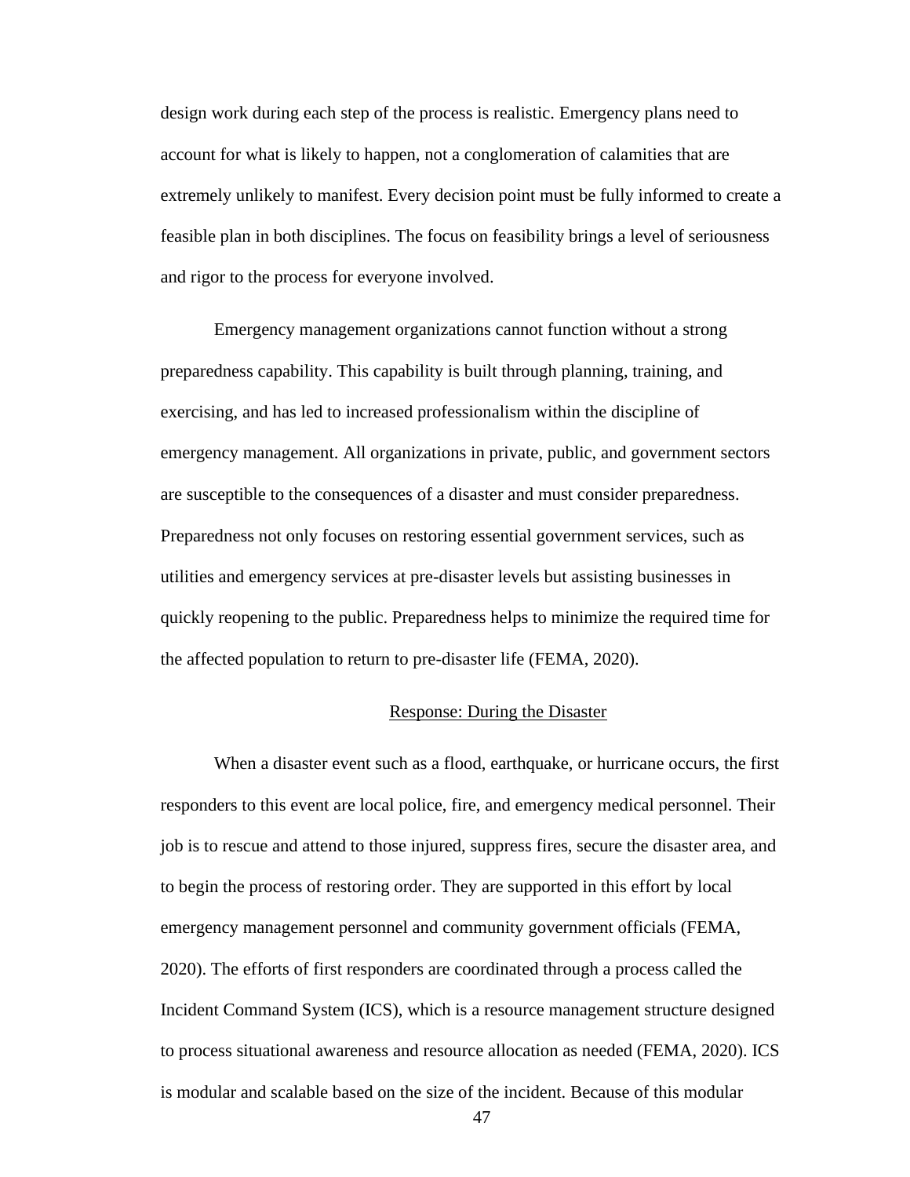design work during each step of the process is realistic. Emergency plans need to account for what is likely to happen, not a conglomeration of calamities that are extremely unlikely to manifest. Every decision point must be fully informed to create a feasible plan in both disciplines. The focus on feasibility brings a level of seriousness and rigor to the process for everyone involved.

Emergency management organizations cannot function without a strong preparedness capability. This capability is built through planning, training, and exercising, and has led to increased professionalism within the discipline of emergency management. All organizations in private, public, and government sectors are susceptible to the consequences of a disaster and must consider preparedness. Preparedness not only focuses on restoring essential government services, such as utilities and emergency services at pre-disaster levels but assisting businesses in quickly reopening to the public. Preparedness helps to minimize the required time for the affected population to return to pre-disaster life (FEMA, 2020).

## Response: During the Disaster

When a disaster event such as a flood, earthquake, or hurricane occurs, the first responders to this event are local police, fire, and emergency medical personnel. Their job is to rescue and attend to those injured, suppress fires, secure the disaster area, and to begin the process of restoring order. They are supported in this effort by local emergency management personnel and community government officials (FEMA, 2020). The efforts of first responders are coordinated through a process called the Incident Command System (ICS), which is a resource management structure designed to process situational awareness and resource allocation as needed (FEMA, 2020). ICS is modular and scalable based on the size of the incident. Because of this modular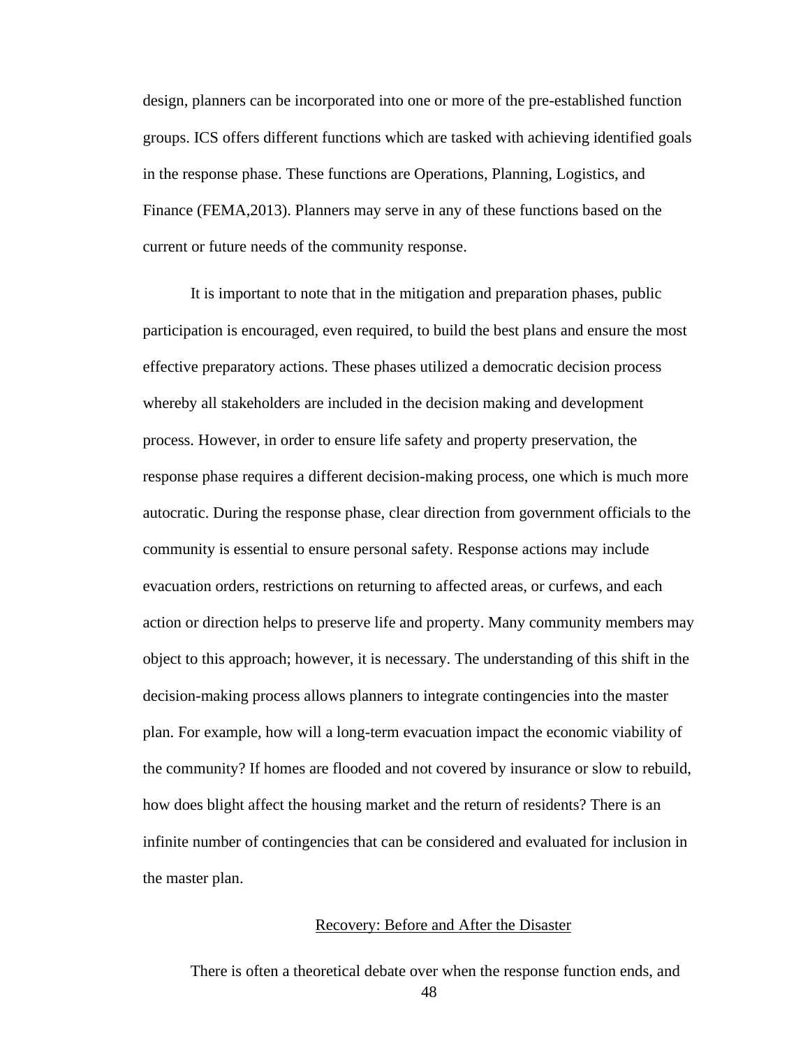design, planners can be incorporated into one or more of the pre-established function groups. ICS offers different functions which are tasked with achieving identified goals in the response phase. These functions are Operations, Planning, Logistics, and Finance (FEMA,2013). Planners may serve in any of these functions based on the current or future needs of the community response.

It is important to note that in the mitigation and preparation phases, public participation is encouraged, even required, to build the best plans and ensure the most effective preparatory actions. These phases utilized a democratic decision process whereby all stakeholders are included in the decision making and development process. However, in order to ensure life safety and property preservation, the response phase requires a different decision-making process, one which is much more autocratic. During the response phase, clear direction from government officials to the community is essential to ensure personal safety. Response actions may include evacuation orders, restrictions on returning to affected areas, or curfews, and each action or direction helps to preserve life and property. Many community members may object to this approach; however, it is necessary. The understanding of this shift in the decision-making process allows planners to integrate contingencies into the master plan. For example, how will a long-term evacuation impact the economic viability of the community? If homes are flooded and not covered by insurance or slow to rebuild, how does blight affect the housing market and the return of residents? There is an infinite number of contingencies that can be considered and evaluated for inclusion in the master plan.

## Recovery: Before and After the Disaster

There is often a theoretical debate over when the response function ends, and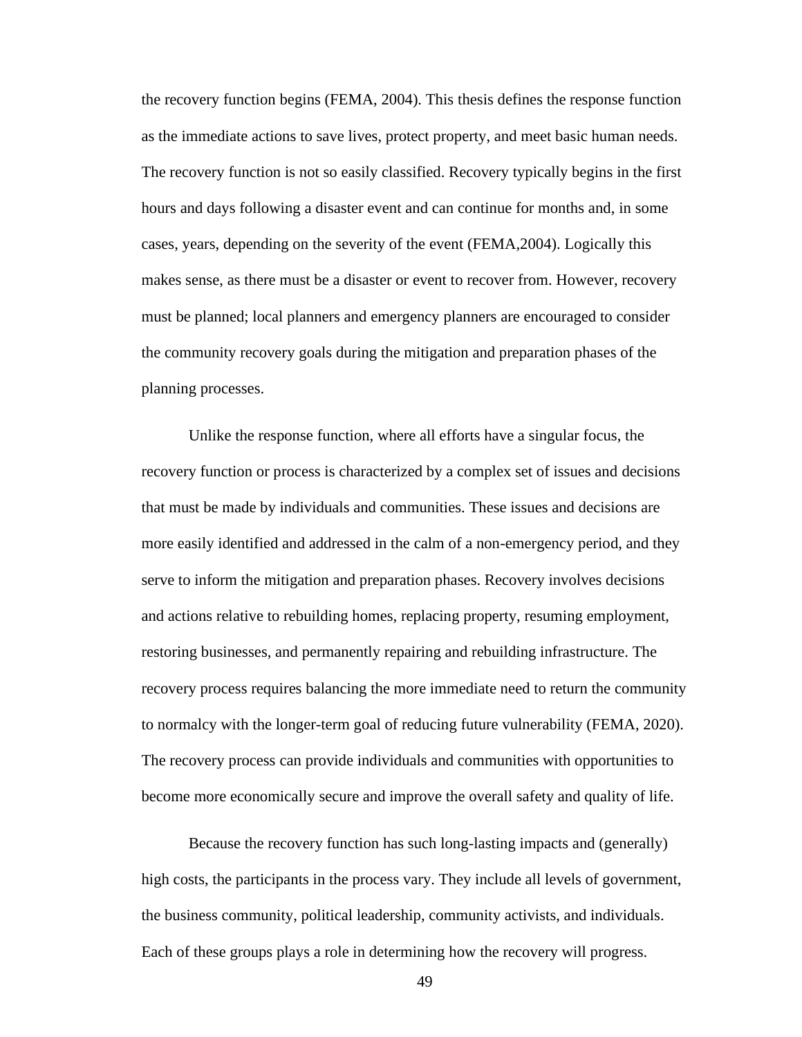the recovery function begins (FEMA, 2004). This thesis defines the response function as the immediate actions to save lives, protect property, and meet basic human needs. The recovery function is not so easily classified. Recovery typically begins in the first hours and days following a disaster event and can continue for months and, in some cases, years, depending on the severity of the event (FEMA,2004). Logically this makes sense, as there must be a disaster or event to recover from. However, recovery must be planned; local planners and emergency planners are encouraged to consider the community recovery goals during the mitigation and preparation phases of the planning processes.

Unlike the response function, where all efforts have a singular focus, the recovery function or process is characterized by a complex set of issues and decisions that must be made by individuals and communities. These issues and decisions are more easily identified and addressed in the calm of a non-emergency period, and they serve to inform the mitigation and preparation phases. Recovery involves decisions and actions relative to rebuilding homes, replacing property, resuming employment, restoring businesses, and permanently repairing and rebuilding infrastructure. The recovery process requires balancing the more immediate need to return the community to normalcy with the longer-term goal of reducing future vulnerability (FEMA, 2020). The recovery process can provide individuals and communities with opportunities to become more economically secure and improve the overall safety and quality of life.

Because the recovery function has such long-lasting impacts and (generally) high costs, the participants in the process vary. They include all levels of government, the business community, political leadership, community activists, and individuals. Each of these groups plays a role in determining how the recovery will progress.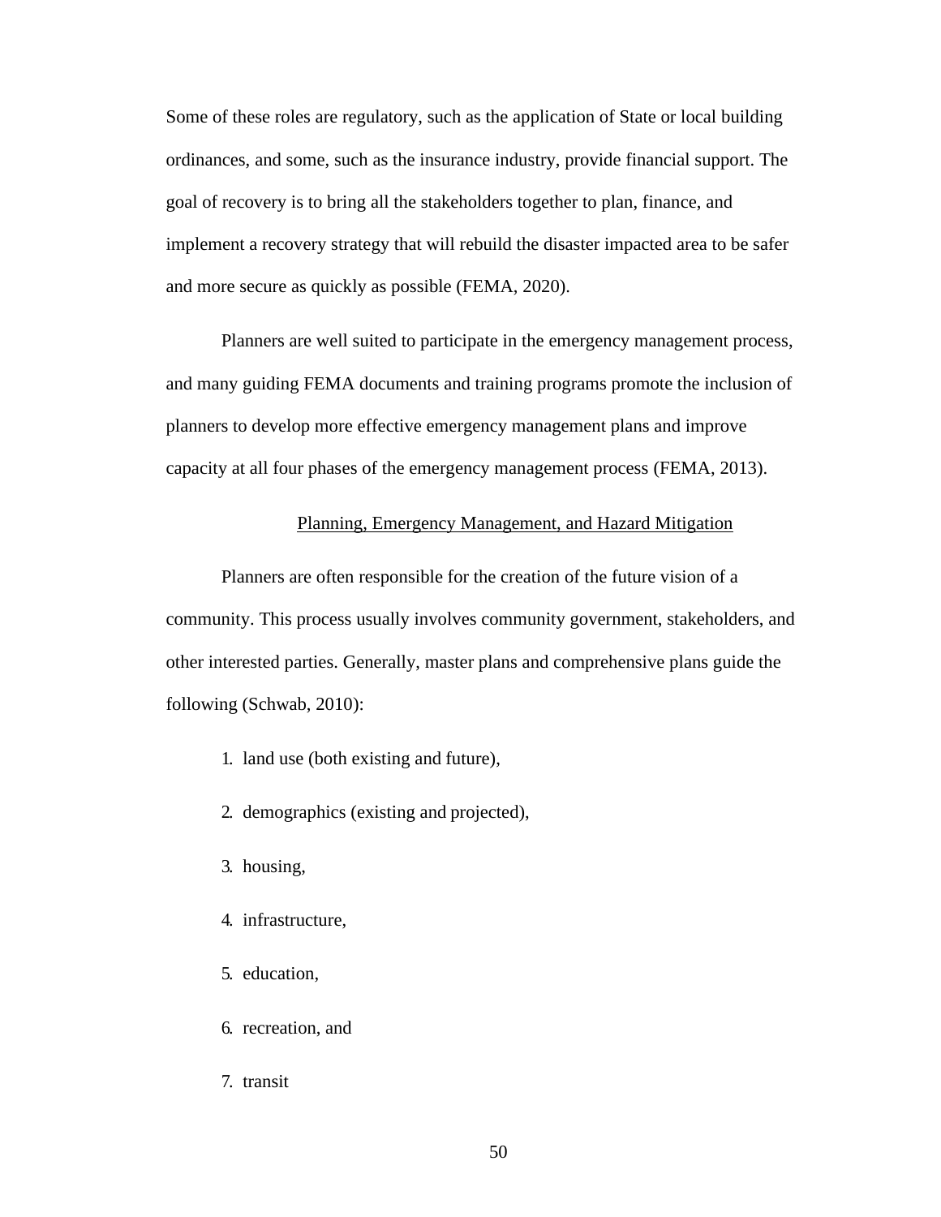Some of these roles are regulatory, such as the application of State or local building ordinances, and some, such as the insurance industry, provide financial support. The goal of recovery is to bring all the stakeholders together to plan, finance, and implement a recovery strategy that will rebuild the disaster impacted area to be safer and more secure as quickly as possible (FEMA, 2020).

Planners are well suited to participate in the emergency management process, and many guiding FEMA documents and training programs promote the inclusion of planners to develop more effective emergency management plans and improve capacity at all four phases of the emergency management process (FEMA, 2013).

## Planning, Emergency Management, and Hazard Mitigation

Planners are often responsible for the creation of the future vision of a community. This process usually involves community government, stakeholders, and other interested parties. Generally, master plans and comprehensive plans guide the following (Schwab, 2010):

1. land use (both existing and future),
2. demographics (existing and projected),
3. housing,
4. infrastructure,
5. education,
6. recreation, and
7. transit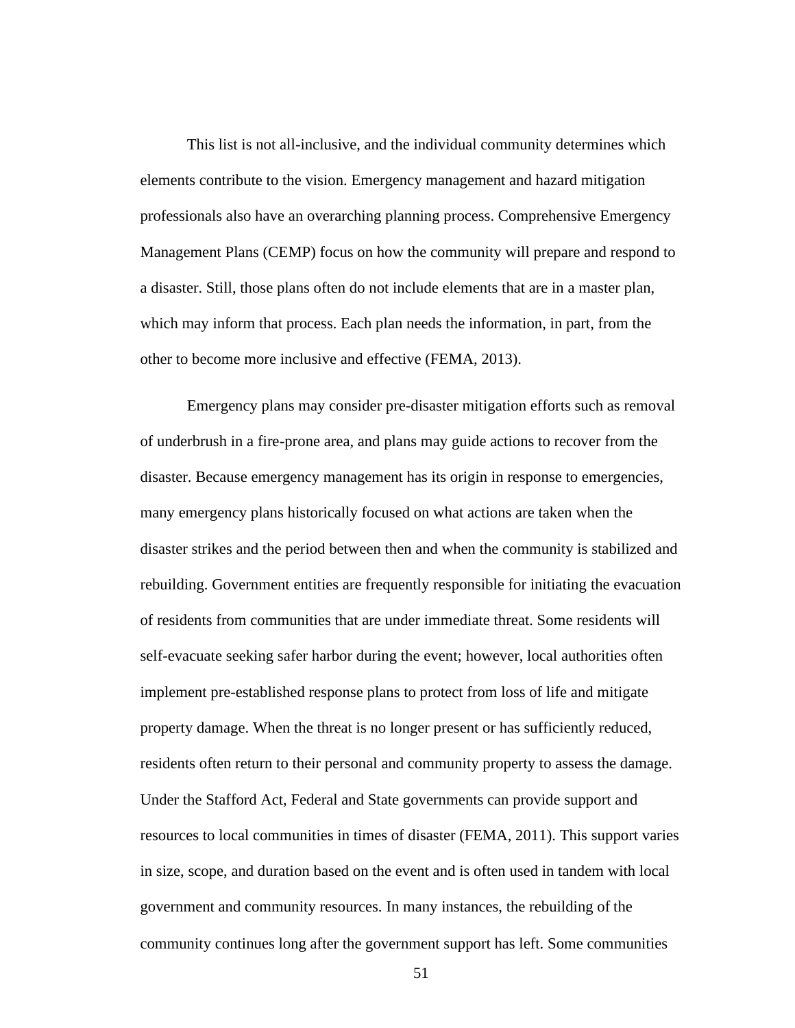This list is not all-inclusive, and the individual community determines which elements contribute to the vision. Emergency management and hazard mitigation professionals also have an overarching planning process. Comprehensive Emergency Management Plans (CEMP) focus on how the community will prepare and respond to a disaster. Still, those plans often do not include elements that are in a master plan, which may inform that process. Each plan needs the information, in part, from the other to become more inclusive and effective (FEMA, 2013).

Emergency plans may consider pre-disaster mitigation efforts such as removal of underbrush in a fire-prone area, and plans may guide actions to recover from the disaster. Because emergency management has its origin in response to emergencies, many emergency plans historically focused on what actions are taken when the disaster strikes and the period between then and when the community is stabilized and rebuilding. Government entities are frequently responsible for initiating the evacuation of residents from communities that are under immediate threat. Some residents will self-evacuate seeking safer harbor during the event; however, local authorities often implement pre-established response plans to protect from loss of life and mitigate property damage. When the threat is no longer present or has sufficiently reduced, residents often return to their personal and community property to assess the damage. Under the Stafford Act, Federal and State governments can provide support and resources to local communities in times of disaster (FEMA, 2011). This support varies in size, scope, and duration based on the event and is often used in tandem with local government and community resources. In many instances, the rebuilding of the community continues long after the government support has left. Some communities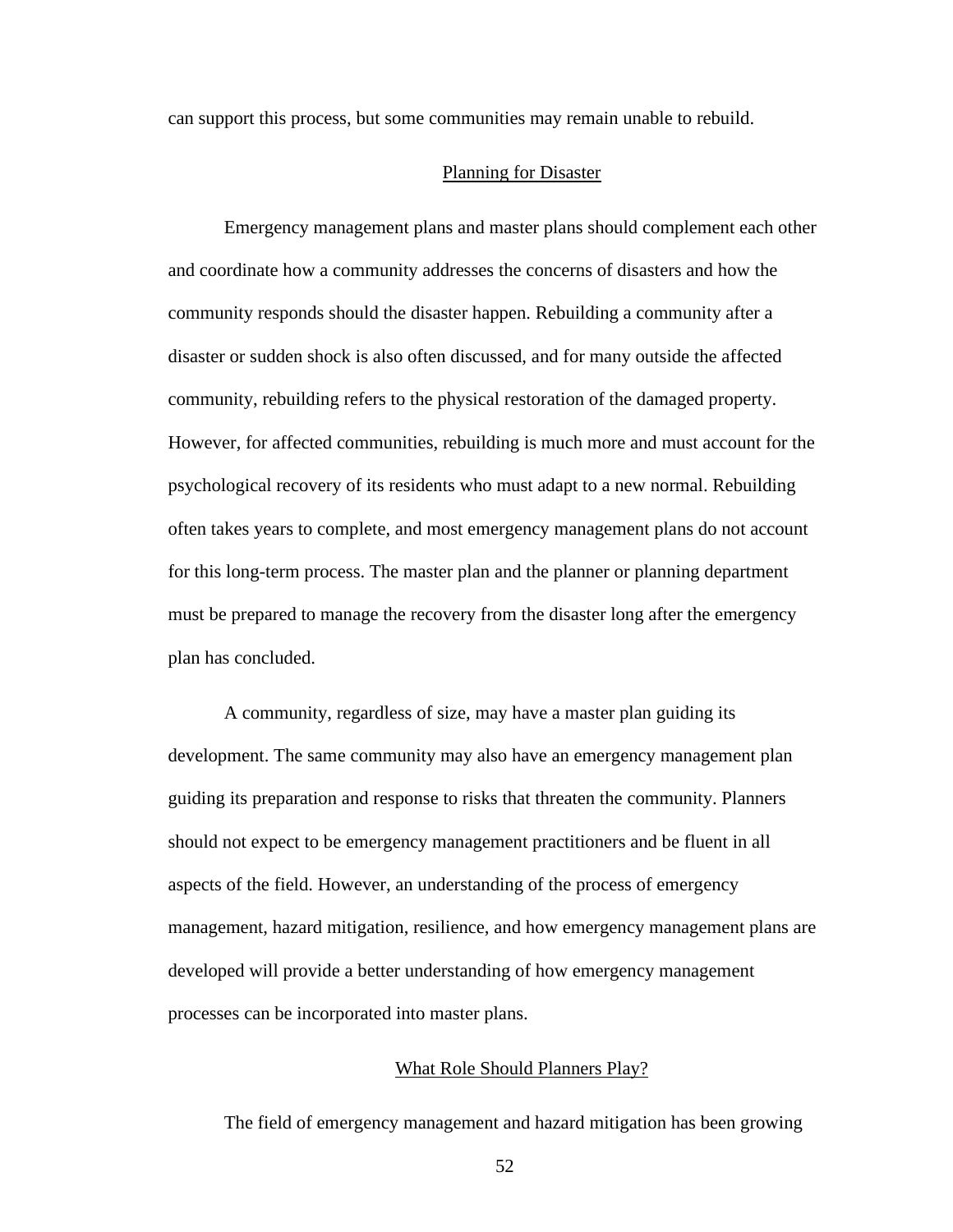can support this process, but some communities may remain unable to rebuild.

## Planning for Disaster

Emergency management plans and master plans should complement each other and coordinate how a community addresses the concerns of disasters and how the community responds should the disaster happen. Rebuilding a community after a disaster or sudden shock is also often discussed, and for many outside the affected community, rebuilding refers to the physical restoration of the damaged property. However, for affected communities, rebuilding is much more and must account for the psychological recovery of its residents who must adapt to a new normal. Rebuilding often takes years to complete, and most emergency management plans do not account for this long-term process. The master plan and the planner or planning department must be prepared to manage the recovery from the disaster long after the emergency plan has concluded.

A community, regardless of size, may have a master plan guiding its development. The same community may also have an emergency management plan guiding its preparation and response to risks that threaten the community. Planners should not expect to be emergency management practitioners and be fluent in all aspects of the field. However, an understanding of the process of emergency management, hazard mitigation, resilience, and how emergency management plans are developed will provide a better understanding of how emergency management processes can be incorporated into master plans.

## What Role Should Planners Play?

The field of emergency management and hazard mitigation has been growing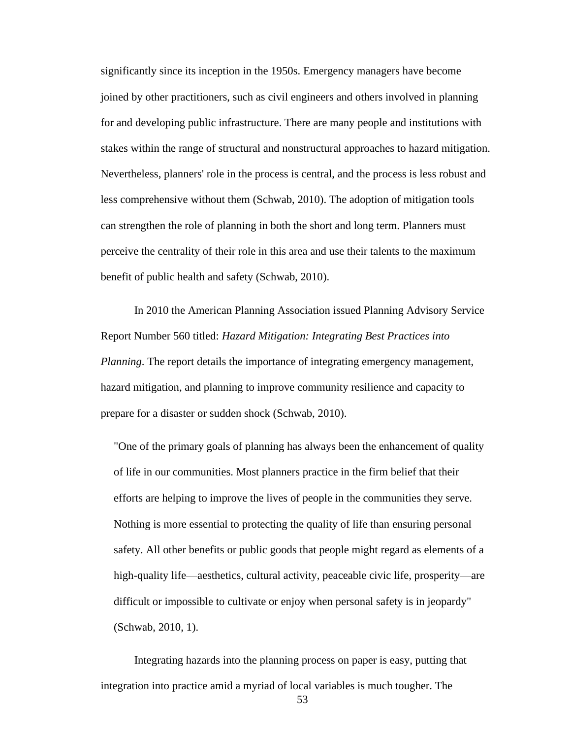significantly since its inception in the 1950s. Emergency managers have become joined by other practitioners, such as civil engineers and others involved in planning for and developing public infrastructure. There are many people and institutions with stakes within the range of structural and nonstructural approaches to hazard mitigation. Nevertheless, planners' role in the process is central, and the process is less robust and less comprehensive without them (Schwab, 2010). The adoption of mitigation tools can strengthen the role of planning in both the short and long term. Planners must perceive the centrality of their role in this area and use their talents to the maximum benefit of public health and safety (Schwab, 2010).

In 2010 the American Planning Association issued Planning Advisory Service Report Number 560 titled: *Hazard Mitigation: Integrating Best Practices into Planning*. The report details the importance of integrating emergency management, hazard mitigation, and planning to improve community resilience and capacity to prepare for a disaster or sudden shock (Schwab, 2010).

> "One of the primary goals of planning has always been the enhancement of quality of life in our communities. Most planners practice in the firm belief that their efforts are helping to improve the lives of people in the communities they serve. Nothing is more essential to protecting the quality of life than ensuring personal safety. All other benefits or public goods that people might regard as elements of a high-quality life—aesthetics, cultural activity, peaceable civic life, prosperity—are difficult or impossible to cultivate or enjoy when personal safety is in jeopardy" (Schwab, 2010, 1).

Integrating hazards into the planning process on paper is easy, putting that integration into practice amid a myriad of local variables is much tougher. The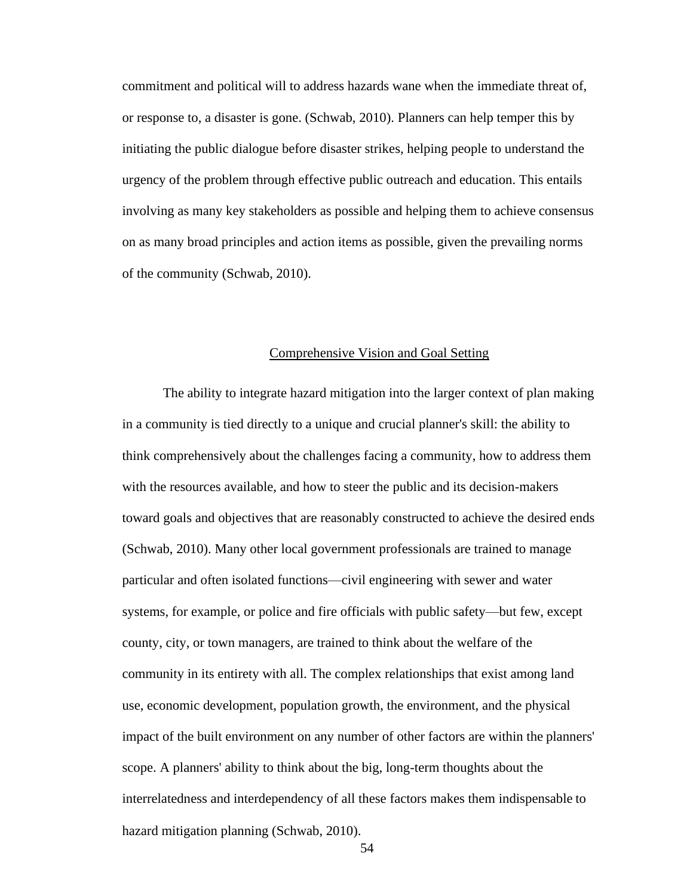commitment and political will to address hazards wane when the immediate threat of, or response to, a disaster is gone. (Schwab, 2010). Planners can help temper this by initiating the public dialogue before disaster strikes, helping people to understand the urgency of the problem through effective public outreach and education. This entails involving as many key stakeholders as possible and helping them to achieve consensus on as many broad principles and action items as possible, given the prevailing norms of the community (Schwab, 2010).

## Comprehensive Vision and Goal Setting

The ability to integrate hazard mitigation into the larger context of plan making in a community is tied directly to a unique and crucial planner's skill: the ability to think comprehensively about the challenges facing a community, how to address them with the resources available, and how to steer the public and its decision-makers toward goals and objectives that are reasonably constructed to achieve the desired ends (Schwab, 2010). Many other local government professionals are trained to manage particular and often isolated functions—civil engineering with sewer and water systems, for example, or police and fire officials with public safety—but few, except county, city, or town managers, are trained to think about the welfare of the community in its entirety with all. The complex relationships that exist among land use, economic development, population growth, the environment, and the physical impact of the built environment on any number of other factors are within the planners' scope. A planners' ability to think about the big, long-term thoughts about the interrelatedness and interdependency of all these factors makes them indispensable to hazard mitigation planning (Schwab, 2010).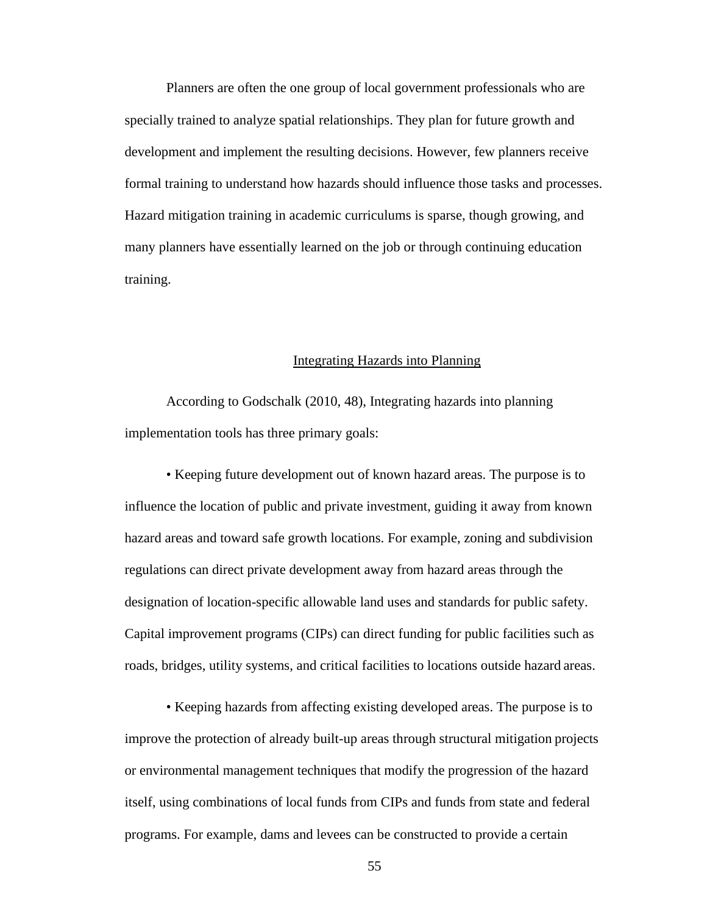Planners are often the one group of local government professionals who are specially trained to analyze spatial relationships. They plan for future growth and development and implement the resulting decisions. However, few planners receive formal training to understand how hazards should influence those tasks and processes. Hazard mitigation training in academic curriculums is sparse, though growing, and many planners have essentially learned on the job or through continuing education training.

## Integrating Hazards into Planning

According to Godschalk (2010, 48), Integrating hazards into planning implementation tools has three primary goals:

• Keeping future development out of known hazard areas. The purpose is to influence the location of public and private investment, guiding it away from known hazard areas and toward safe growth locations. For example, zoning and subdivision regulations can direct private development away from hazard areas through the designation of location-specific allowable land uses and standards for public safety. Capital improvement programs (CIPs) can direct funding for public facilities such as roads, bridges, utility systems, and critical facilities to locations outside hazard areas.

• Keeping hazards from affecting existing developed areas. The purpose is to improve the protection of already built-up areas through structural mitigation projects or environmental management techniques that modify the progression of the hazard itself, using combinations of local funds from CIPs and funds from state and federal programs. For example, dams and levees can be constructed to provide a certain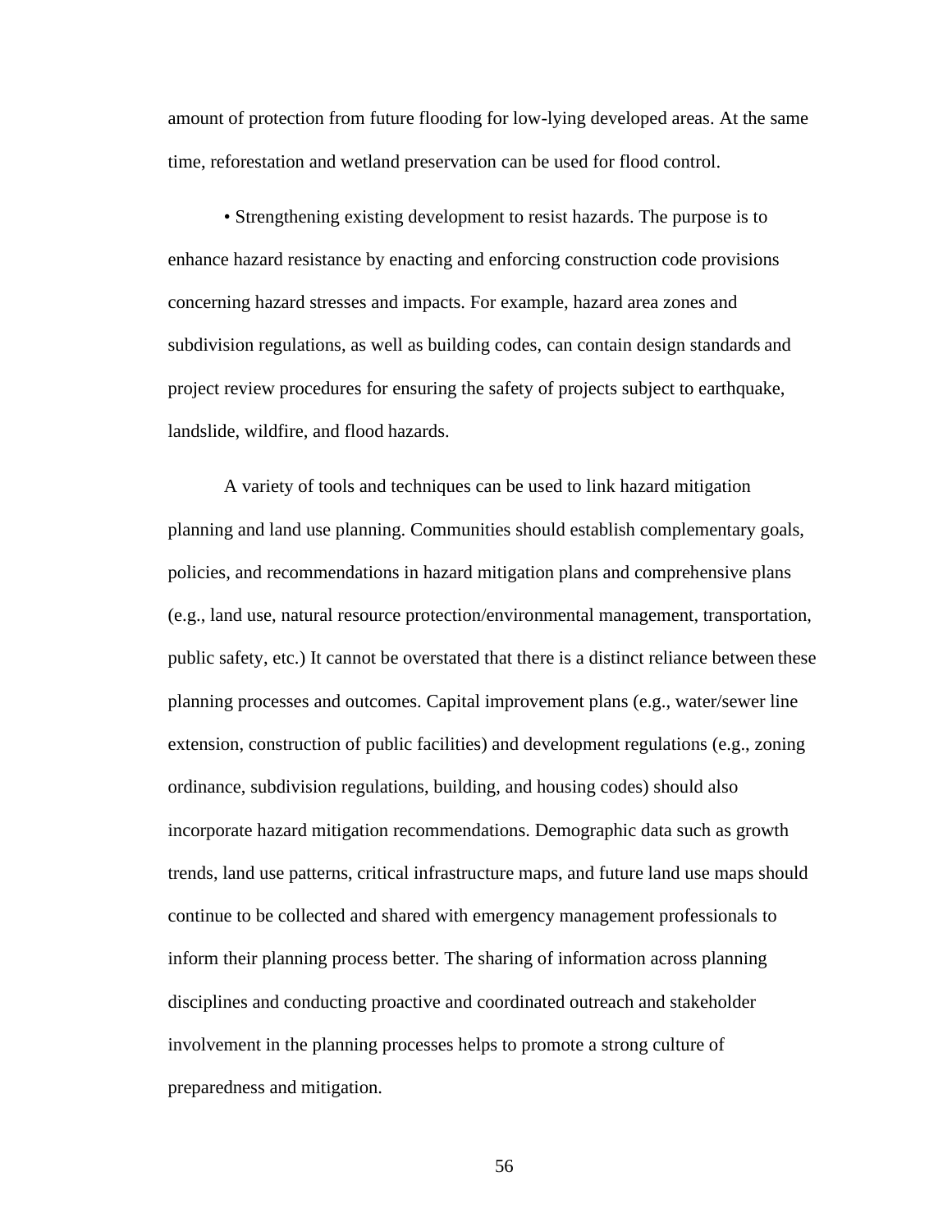amount of protection from future flooding for low-lying developed areas. At the same time, reforestation and wetland preservation can be used for flood control.

• Strengthening existing development to resist hazards. The purpose is to enhance hazard resistance by enacting and enforcing construction code provisions concerning hazard stresses and impacts. For example, hazard area zones and subdivision regulations, as well as building codes, can contain design standards and project review procedures for ensuring the safety of projects subject to earthquake, landslide, wildfire, and flood hazards.

A variety of tools and techniques can be used to link hazard mitigation planning and land use planning. Communities should establish complementary goals, policies, and recommendations in hazard mitigation plans and comprehensive plans (e.g., land use, natural resource protection/environmental management, transportation, public safety, etc.) It cannot be overstated that there is a distinct reliance between these planning processes and outcomes. Capital improvement plans (e.g., water/sewer line extension, construction of public facilities) and development regulations (e.g., zoning ordinance, subdivision regulations, building, and housing codes) should also incorporate hazard mitigation recommendations. Demographic data such as growth trends, land use patterns, critical infrastructure maps, and future land use maps should continue to be collected and shared with emergency management professionals to inform their planning process better. The sharing of information across planning disciplines and conducting proactive and coordinated outreach and stakeholder involvement in the planning processes helps to promote a strong culture of preparedness and mitigation.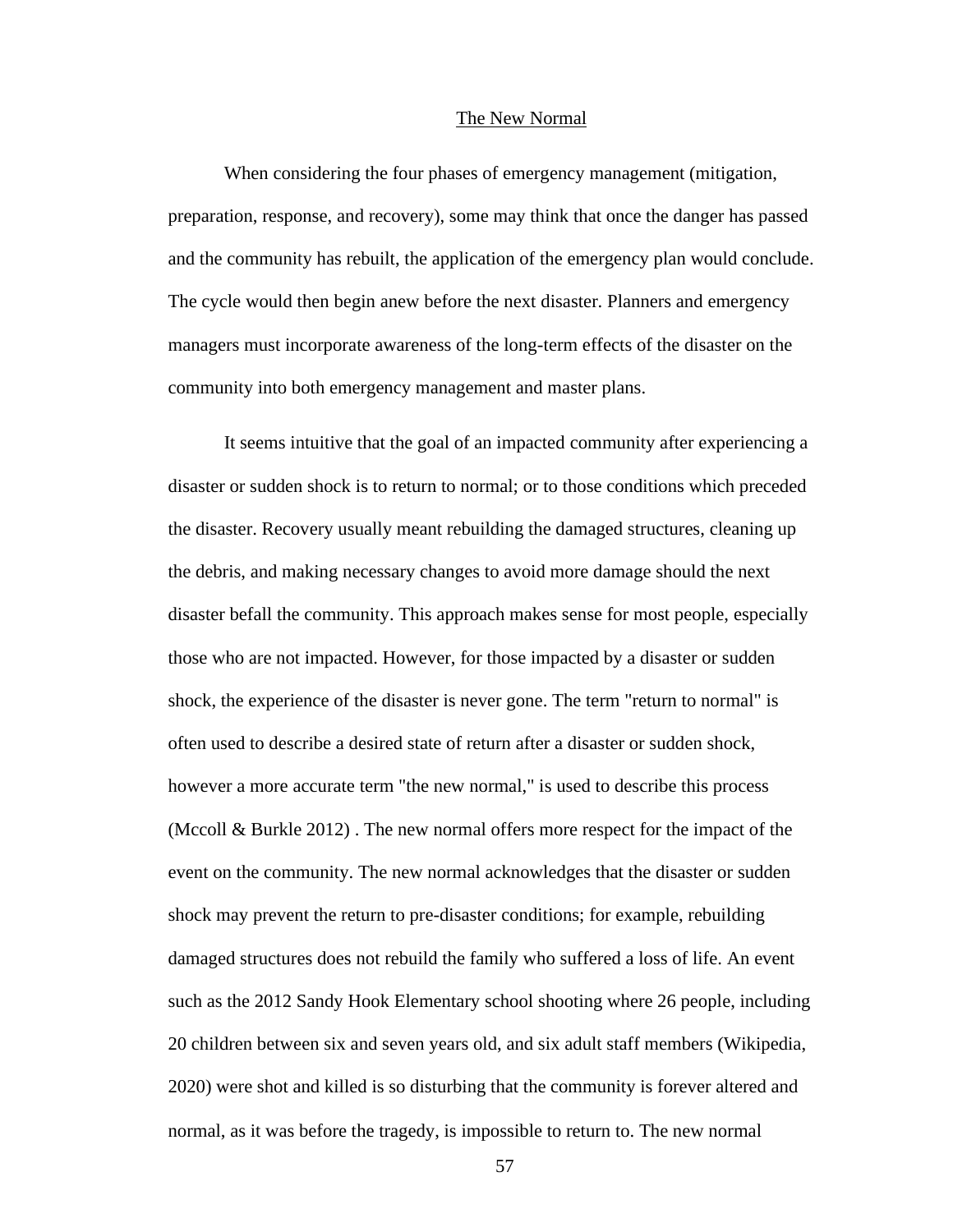## The New Normal

When considering the four phases of emergency management (mitigation, preparation, response, and recovery), some may think that once the danger has passed and the community has rebuilt, the application of the emergency plan would conclude. The cycle would then begin anew before the next disaster. Planners and emergency managers must incorporate awareness of the long-term effects of the disaster on the community into both emergency management and master plans.

It seems intuitive that the goal of an impacted community after experiencing a disaster or sudden shock is to return to normal; or to those conditions which preceded the disaster. Recovery usually meant rebuilding the damaged structures, cleaning up the debris, and making necessary changes to avoid more damage should the next disaster befall the community. This approach makes sense for most people, especially those who are not impacted. However, for those impacted by a disaster or sudden shock, the experience of the disaster is never gone. The term "return to normal" is often used to describe a desired state of return after a disaster or sudden shock, however a more accurate term "the new normal," is used to describe this process (Mccoll & Burkle 2012) . The new normal offers more respect for the impact of the event on the community. The new normal acknowledges that the disaster or sudden shock may prevent the return to pre-disaster conditions; for example, rebuilding damaged structures does not rebuild the family who suffered a loss of life. An event such as the 2012 Sandy Hook Elementary school shooting where 26 people, including 20 children between six and seven years old, and six adult staff members (Wikipedia, 2020) were shot and killed is so disturbing that the community is forever altered and normal, as it was before the tragedy, is impossible to return to. The new normal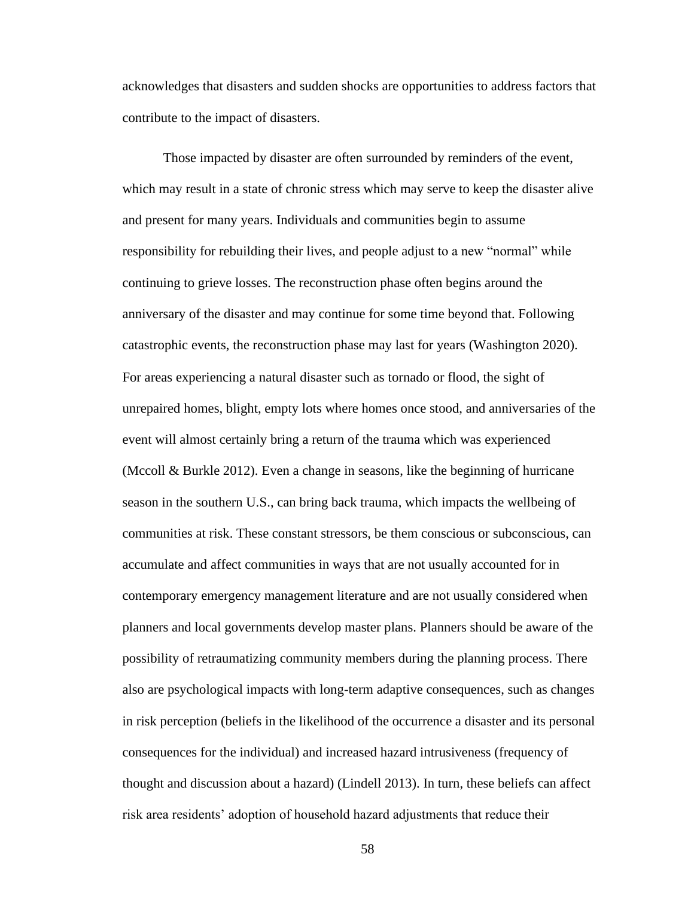acknowledges that disasters and sudden shocks are opportunities to address factors that contribute to the impact of disasters.

Those impacted by disaster are often surrounded by reminders of the event, which may result in a state of chronic stress which may serve to keep the disaster alive and present for many years. Individuals and communities begin to assume responsibility for rebuilding their lives, and people adjust to a new "normal" while continuing to grieve losses. The reconstruction phase often begins around the anniversary of the disaster and may continue for some time beyond that. Following catastrophic events, the reconstruction phase may last for years (Washington 2020). For areas experiencing a natural disaster such as tornado or flood, the sight of unrepaired homes, blight, empty lots where homes once stood, and anniversaries of the event will almost certainly bring a return of the trauma which was experienced (Mccoll & Burkle 2012). Even a change in seasons, like the beginning of hurricane season in the southern U.S., can bring back trauma, which impacts the wellbeing of communities at risk. These constant stressors, be them conscious or subconscious, can accumulate and affect communities in ways that are not usually accounted for in contemporary emergency management literature and are not usually considered when planners and local governments develop master plans. Planners should be aware of the possibility of retraumatizing community members during the planning process. There also are psychological impacts with long-term adaptive consequences, such as changes in risk perception (beliefs in the likelihood of the occurrence a disaster and its personal consequences for the individual) and increased hazard intrusiveness (frequency of thought and discussion about a hazard) (Lindell 2013). In turn, these beliefs can affect risk area residents' adoption of household hazard adjustments that reduce their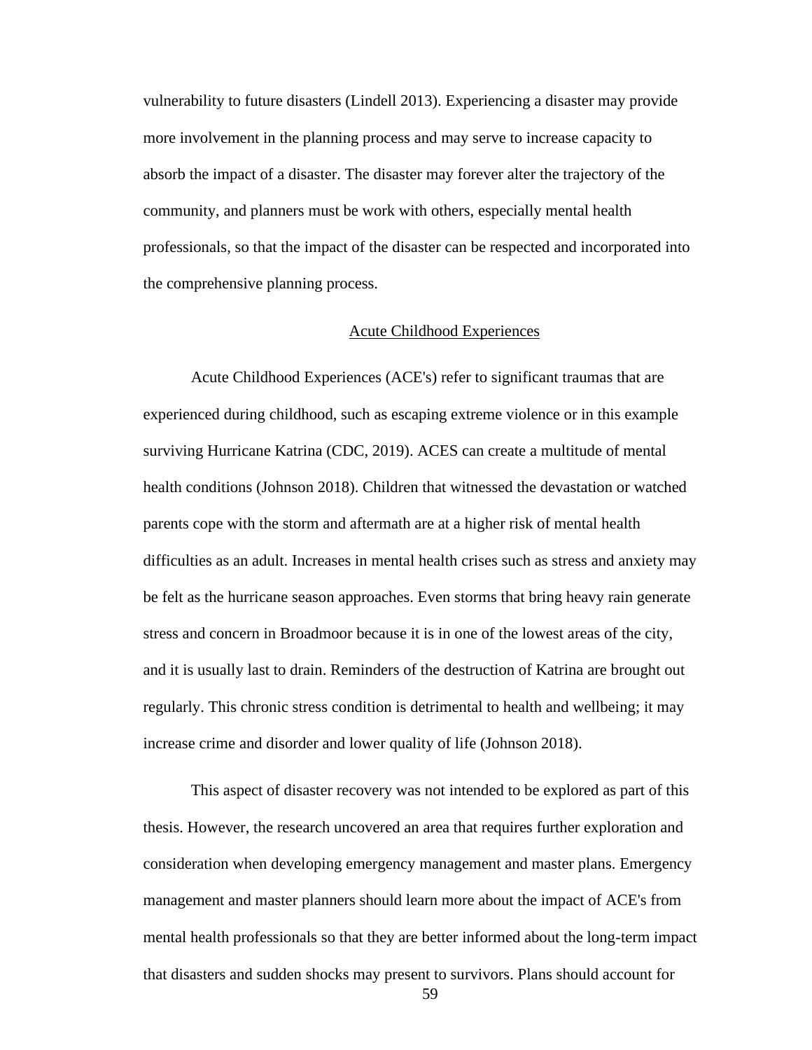vulnerability to future disasters (Lindell 2013). Experiencing a disaster may provide more involvement in the planning process and may serve to increase capacity to absorb the impact of a disaster. The disaster may forever alter the trajectory of the community, and planners must be work with others, especially mental health professionals, so that the impact of the disaster can be respected and incorporated into the comprehensive planning process.

## Acute Childhood Experiences

Acute Childhood Experiences (ACE's) refer to significant traumas that are experienced during childhood, such as escaping extreme violence or in this example surviving Hurricane Katrina (CDC, 2019). ACES can create a multitude of mental health conditions (Johnson 2018). Children that witnessed the devastation or watched parents cope with the storm and aftermath are at a higher risk of mental health difficulties as an adult. Increases in mental health crises such as stress and anxiety may be felt as the hurricane season approaches. Even storms that bring heavy rain generate stress and concern in Broadmoor because it is in one of the lowest areas of the city, and it is usually last to drain. Reminders of the destruction of Katrina are brought out regularly. This chronic stress condition is detrimental to health and wellbeing; it may increase crime and disorder and lower quality of life (Johnson 2018).

This aspect of disaster recovery was not intended to be explored as part of this thesis. However, the research uncovered an area that requires further exploration and consideration when developing emergency management and master plans. Emergency management and master planners should learn more about the impact of ACE's from mental health professionals so that they are better informed about the long-term impact that disasters and sudden shocks may present to survivors. Plans should account for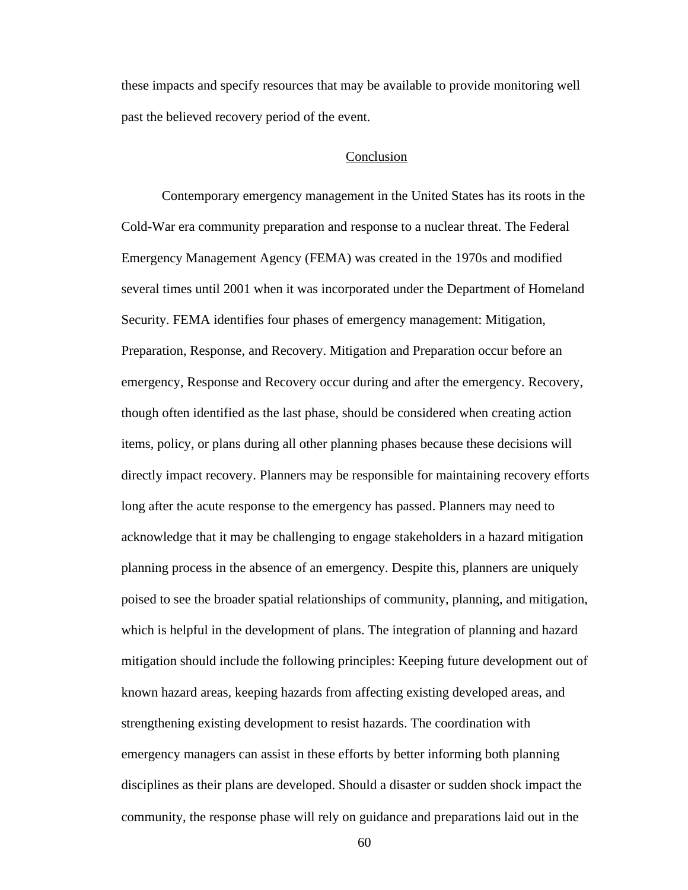these impacts and specify resources that may be available to provide monitoring well past the believed recovery period of the event.

## Conclusion

Contemporary emergency management in the United States has its roots in the Cold-War era community preparation and response to a nuclear threat. The Federal Emergency Management Agency (FEMA) was created in the 1970s and modified several times until 2001 when it was incorporated under the Department of Homeland Security. FEMA identifies four phases of emergency management: Mitigation, Preparation, Response, and Recovery. Mitigation and Preparation occur before an emergency, Response and Recovery occur during and after the emergency. Recovery, though often identified as the last phase, should be considered when creating action items, policy, or plans during all other planning phases because these decisions will directly impact recovery. Planners may be responsible for maintaining recovery efforts long after the acute response to the emergency has passed. Planners may need to acknowledge that it may be challenging to engage stakeholders in a hazard mitigation planning process in the absence of an emergency. Despite this, planners are uniquely poised to see the broader spatial relationships of community, planning, and mitigation, which is helpful in the development of plans. The integration of planning and hazard mitigation should include the following principles: Keeping future development out of known hazard areas, keeping hazards from affecting existing developed areas, and strengthening existing development to resist hazards. The coordination with emergency managers can assist in these efforts by better informing both planning disciplines as their plans are developed. Should a disaster or sudden shock impact the community, the response phase will rely on guidance and preparations laid out in the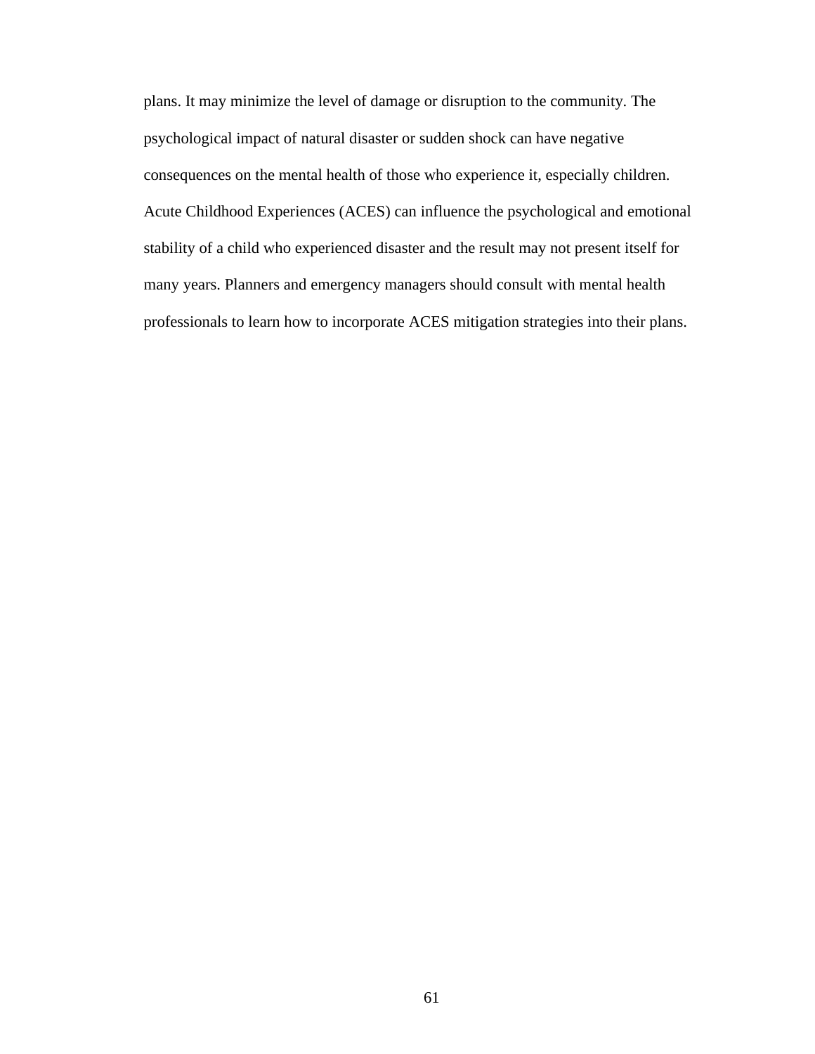plans. It may minimize the level of damage or disruption to the community. The psychological impact of natural disaster or sudden shock can have negative consequences on the mental health of those who experience it, especially children. Acute Childhood Experiences (ACES) can influence the psychological and emotional stability of a child who experienced disaster and the result may not present itself for many years. Planners and emergency managers should consult with mental health professionals to learn how to incorporate ACES mitigation strategies into their plans.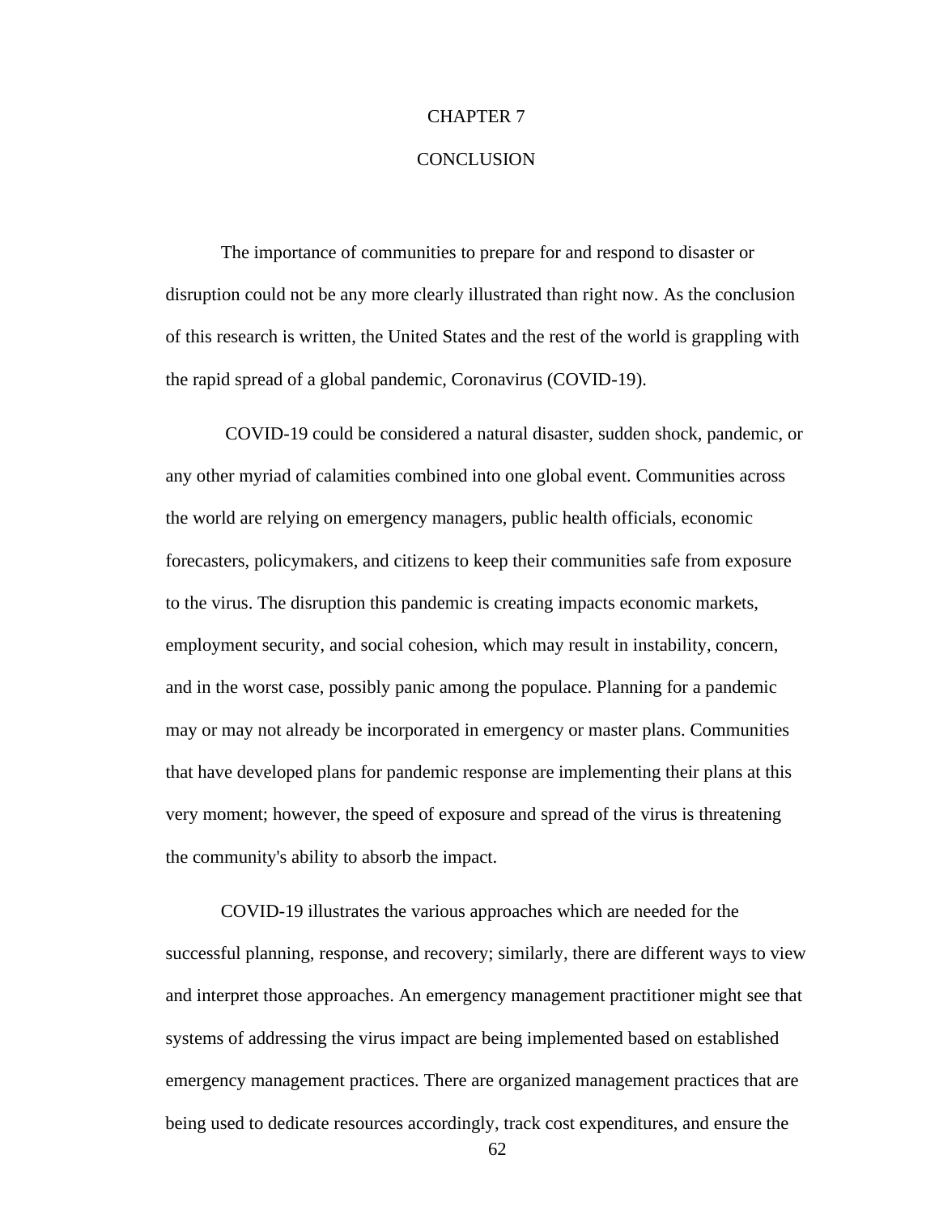# CHAPTER 7

# CONCLUSION

The importance of communities to prepare for and respond to disaster or disruption could not be any more clearly illustrated than right now. As the conclusion of this research is written, the United States and the rest of the world is grappling with the rapid spread of a global pandemic, Coronavirus (COVID-19).

COVID-19 could be considered a natural disaster, sudden shock, pandemic, or any other myriad of calamities combined into one global event. Communities across the world are relying on emergency managers, public health officials, economic forecasters, policymakers, and citizens to keep their communities safe from exposure to the virus. The disruption this pandemic is creating impacts economic markets, employment security, and social cohesion, which may result in instability, concern, and in the worst case, possibly panic among the populace. Planning for a pandemic may or may not already be incorporated in emergency or master plans. Communities that have developed plans for pandemic response are implementing their plans at this very moment; however, the speed of exposure and spread of the virus is threatening the community's ability to absorb the impact.

COVID-19 illustrates the various approaches which are needed for the successful planning, response, and recovery; similarly, there are different ways to view and interpret those approaches. An emergency management practitioner might see that systems of addressing the virus impact are being implemented based on established emergency management practices. There are organized management practices that are being used to dedicate resources accordingly, track cost expenditures, and ensure the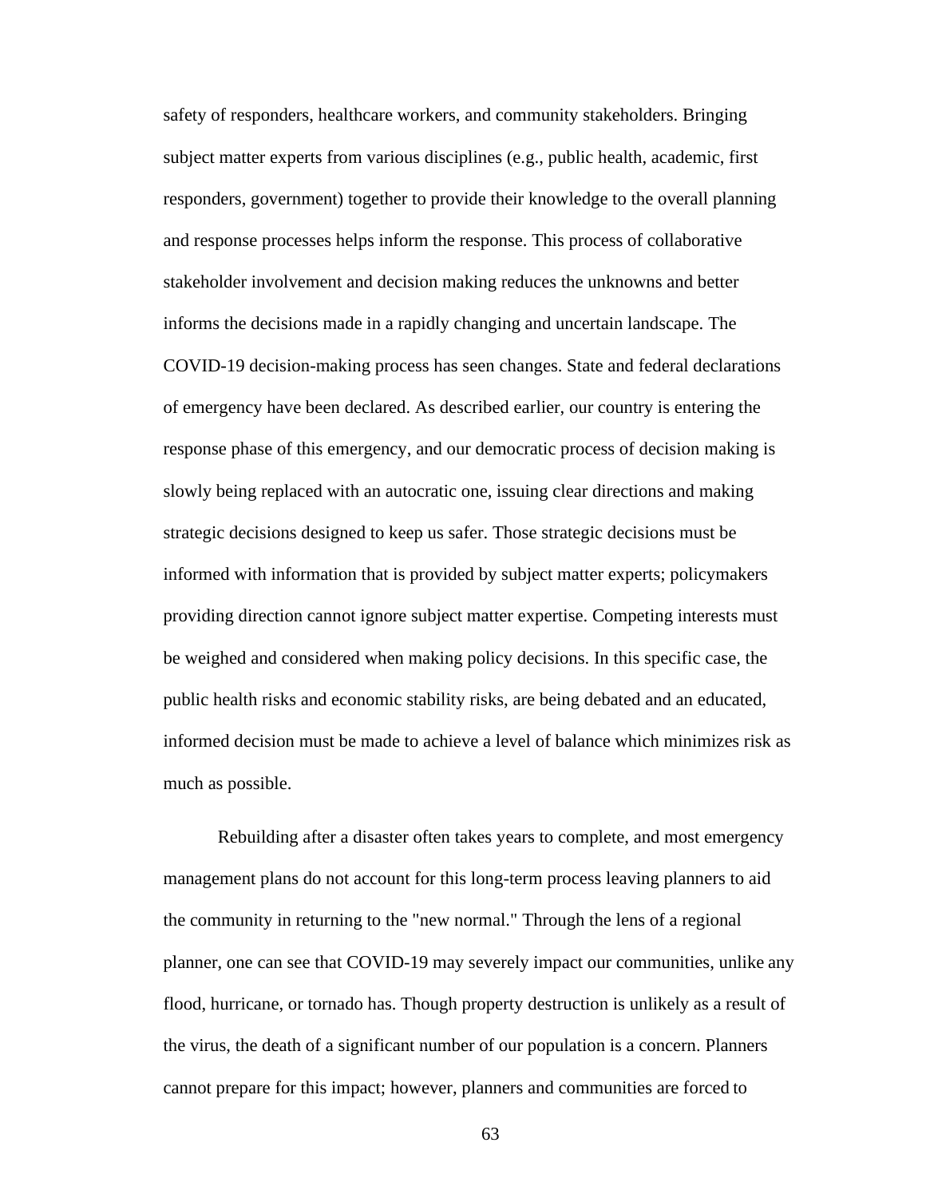safety of responders, healthcare workers, and community stakeholders. Bringing subject matter experts from various disciplines (e.g., public health, academic, first responders, government) together to provide their knowledge to the overall planning and response processes helps inform the response. This process of collaborative stakeholder involvement and decision making reduces the unknowns and better informs the decisions made in a rapidly changing and uncertain landscape. The COVID-19 decision-making process has seen changes. State and federal declarations of emergency have been declared. As described earlier, our country is entering the response phase of this emergency, and our democratic process of decision making is slowly being replaced with an autocratic one, issuing clear directions and making strategic decisions designed to keep us safer. Those strategic decisions must be informed with information that is provided by subject matter experts; policymakers providing direction cannot ignore subject matter expertise. Competing interests must be weighed and considered when making policy decisions. In this specific case, the public health risks and economic stability risks, are being debated and an educated, informed decision must be made to achieve a level of balance which minimizes risk as much as possible.

Rebuilding after a disaster often takes years to complete, and most emergency management plans do not account for this long-term process leaving planners to aid the community in returning to the "new normal." Through the lens of a regional planner, one can see that COVID-19 may severely impact our communities, unlike any flood, hurricane, or tornado has. Though property destruction is unlikely as a result of the virus, the death of a significant number of our population is a concern. Planners cannot prepare for this impact; however, planners and communities are forced to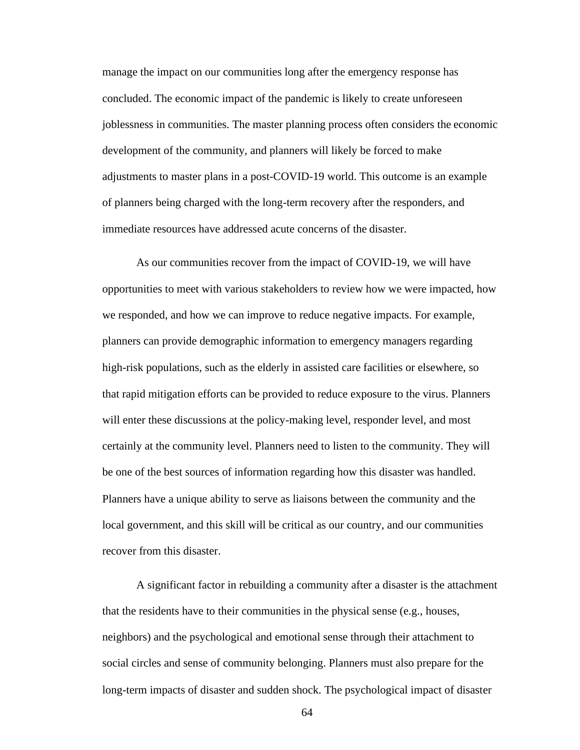manage the impact on our communities long after the emergency response has concluded. The economic impact of the pandemic is likely to create unforeseen joblessness in communities. The master planning process often considers the economic development of the community, and planners will likely be forced to make adjustments to master plans in a post-COVID-19 world. This outcome is an example of planners being charged with the long-term recovery after the responders, and immediate resources have addressed acute concerns of the disaster.

As our communities recover from the impact of COVID-19, we will have opportunities to meet with various stakeholders to review how we were impacted, how we responded, and how we can improve to reduce negative impacts. For example, planners can provide demographic information to emergency managers regarding high-risk populations, such as the elderly in assisted care facilities or elsewhere, so that rapid mitigation efforts can be provided to reduce exposure to the virus. Planners will enter these discussions at the policy-making level, responder level, and most certainly at the community level. Planners need to listen to the community. They will be one of the best sources of information regarding how this disaster was handled. Planners have a unique ability to serve as liaisons between the community and the local government, and this skill will be critical as our country, and our communities recover from this disaster.

A significant factor in rebuilding a community after a disaster is the attachment that the residents have to their communities in the physical sense (e.g., houses, neighbors) and the psychological and emotional sense through their attachment to social circles and sense of community belonging. Planners must also prepare for the long-term impacts of disaster and sudden shock. The psychological impact of disaster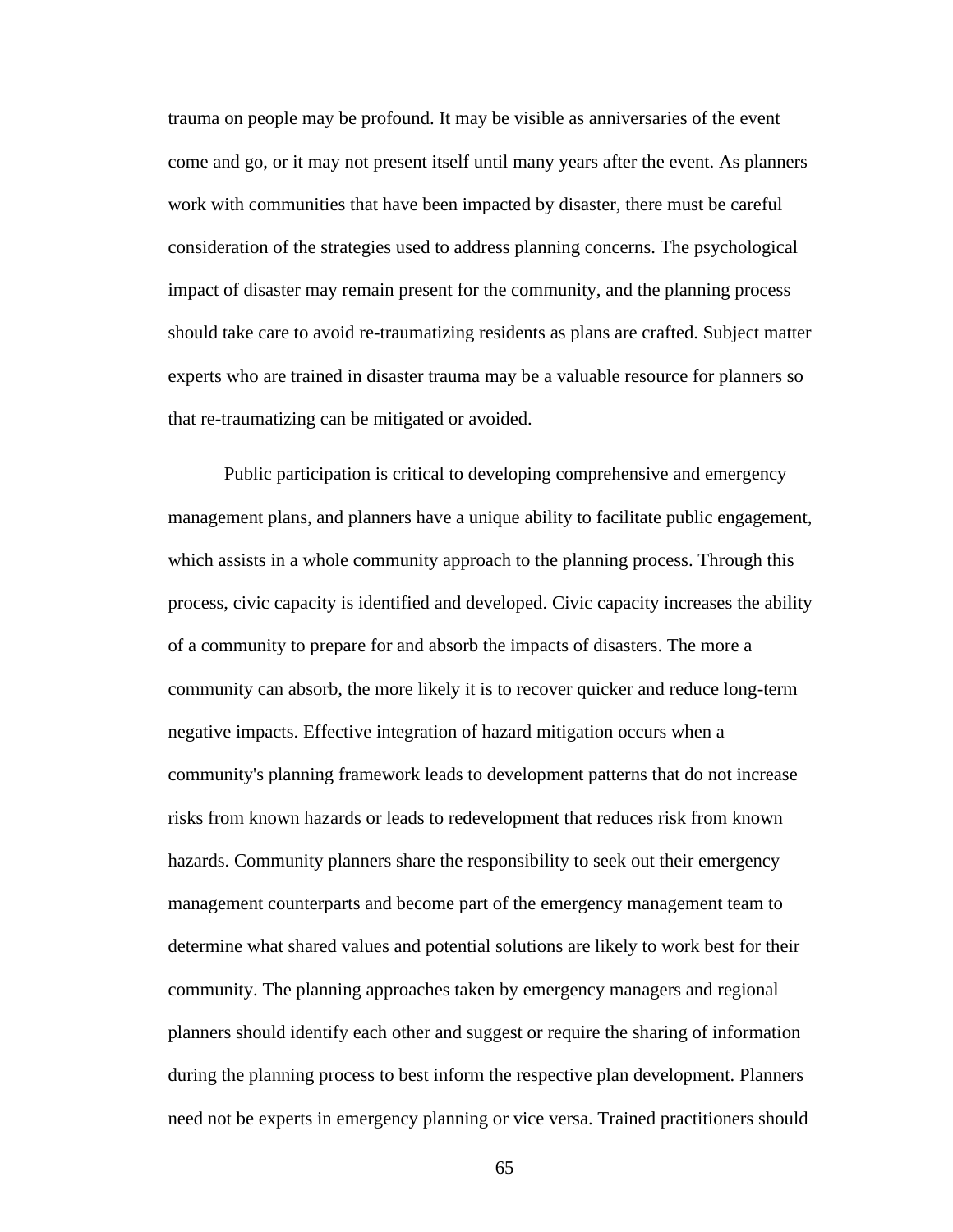trauma on people may be profound. It may be visible as anniversaries of the event come and go, or it may not present itself until many years after the event. As planners work with communities that have been impacted by disaster, there must be careful consideration of the strategies used to address planning concerns. The psychological impact of disaster may remain present for the community, and the planning process should take care to avoid re-traumatizing residents as plans are crafted. Subject matter experts who are trained in disaster trauma may be a valuable resource for planners so that re-traumatizing can be mitigated or avoided.

Public participation is critical to developing comprehensive and emergency management plans, and planners have a unique ability to facilitate public engagement, which assists in a whole community approach to the planning process. Through this process, civic capacity is identified and developed. Civic capacity increases the ability of a community to prepare for and absorb the impacts of disasters. The more a community can absorb, the more likely it is to recover quicker and reduce long-term negative impacts. Effective integration of hazard mitigation occurs when a community's planning framework leads to development patterns that do not increase risks from known hazards or leads to redevelopment that reduces risk from known hazards. Community planners share the responsibility to seek out their emergency management counterparts and become part of the emergency management team to determine what shared values and potential solutions are likely to work best for their community. The planning approaches taken by emergency managers and regional planners should identify each other and suggest or require the sharing of information during the planning process to best inform the respective plan development. Planners need not be experts in emergency planning or vice versa. Trained practitioners should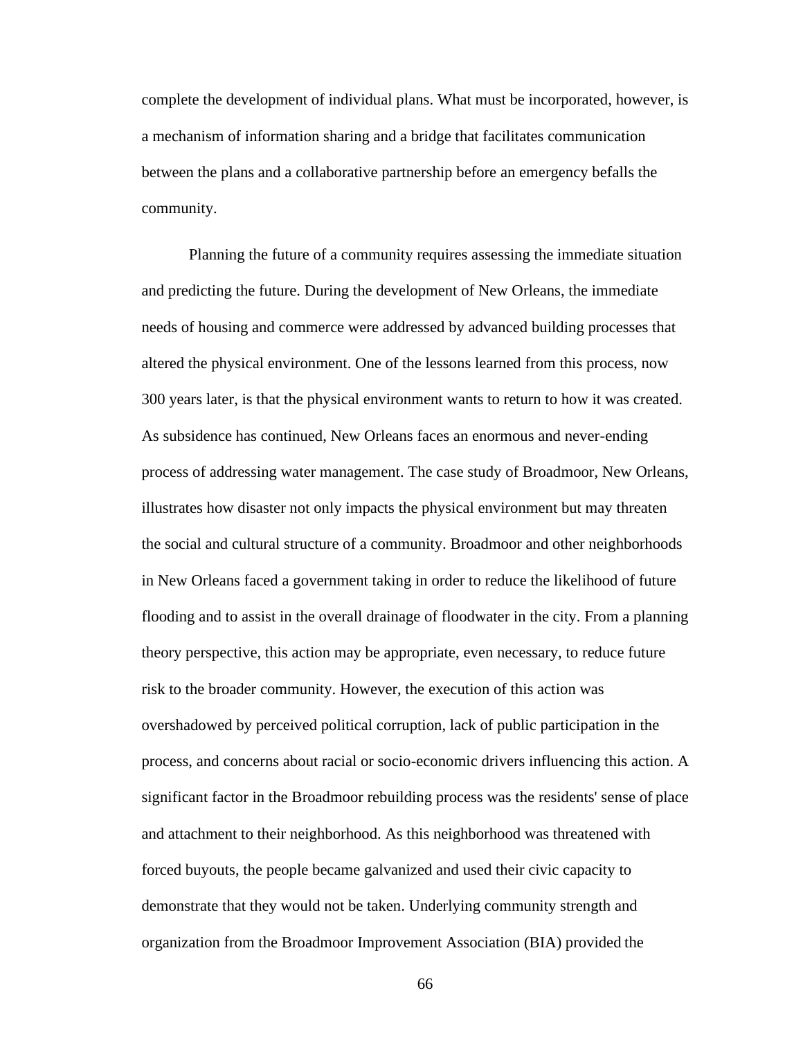complete the development of individual plans. What must be incorporated, however, is a mechanism of information sharing and a bridge that facilitates communication between the plans and a collaborative partnership before an emergency befalls the community.

Planning the future of a community requires assessing the immediate situation and predicting the future. During the development of New Orleans, the immediate needs of housing and commerce were addressed by advanced building processes that altered the physical environment. One of the lessons learned from this process, now 300 years later, is that the physical environment wants to return to how it was created. As subsidence has continued, New Orleans faces an enormous and never-ending process of addressing water management. The case study of Broadmoor, New Orleans, illustrates how disaster not only impacts the physical environment but may threaten the social and cultural structure of a community. Broadmoor and other neighborhoods in New Orleans faced a government taking in order to reduce the likelihood of future flooding and to assist in the overall drainage of floodwater in the city. From a planning theory perspective, this action may be appropriate, even necessary, to reduce future risk to the broader community. However, the execution of this action was overshadowed by perceived political corruption, lack of public participation in the process, and concerns about racial or socio-economic drivers influencing this action. A significant factor in the Broadmoor rebuilding process was the residents' sense of place and attachment to their neighborhood. As this neighborhood was threatened with forced buyouts, the people became galvanized and used their civic capacity to demonstrate that they would not be taken. Underlying community strength and organization from the Broadmoor Improvement Association (BIA) provided the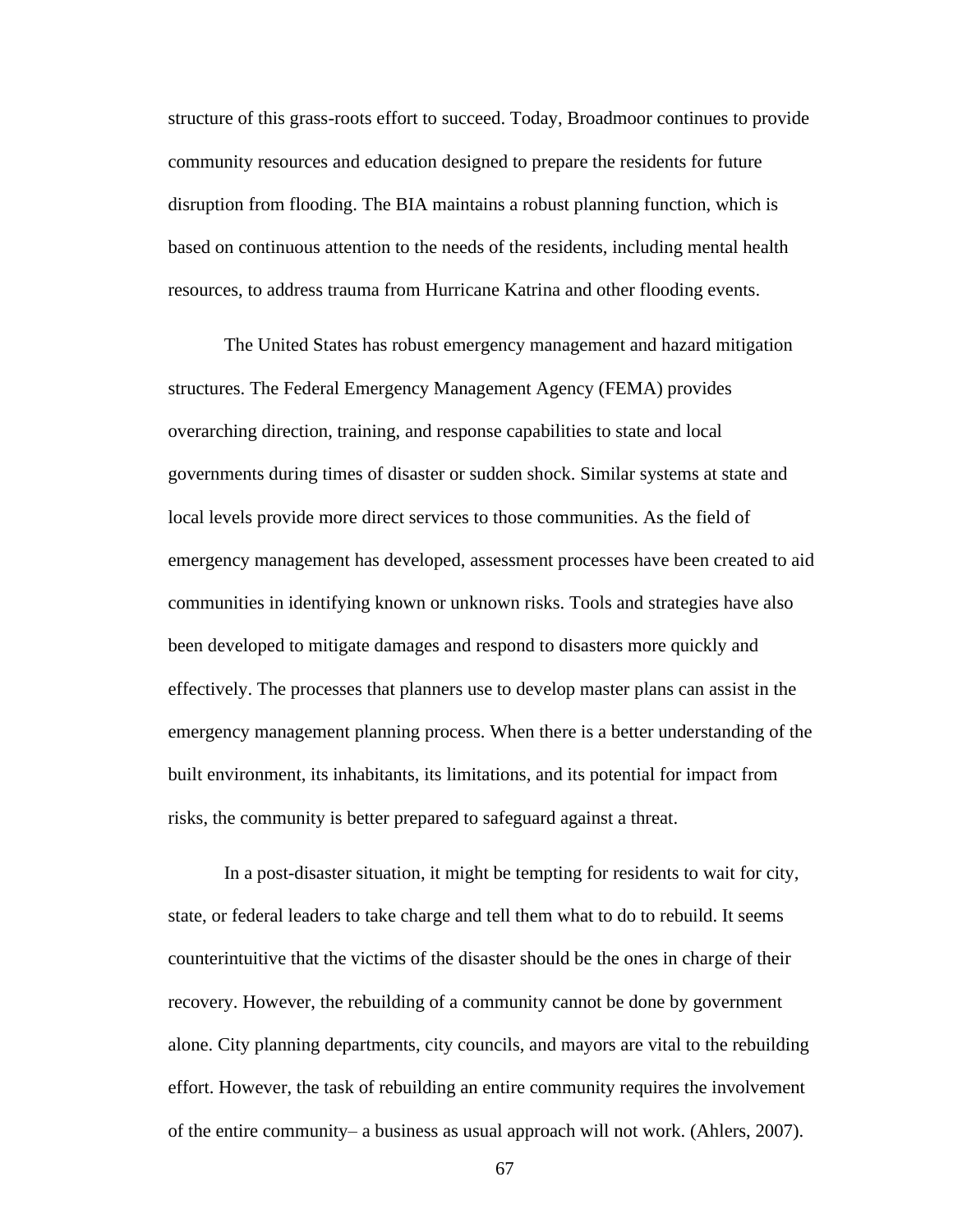structure of this grass-roots effort to succeed. Today, Broadmoor continues to provide community resources and education designed to prepare the residents for future disruption from flooding. The BIA maintains a robust planning function, which is based on continuous attention to the needs of the residents, including mental health resources, to address trauma from Hurricane Katrina and other flooding events.

The United States has robust emergency management and hazard mitigation structures. The Federal Emergency Management Agency (FEMA) provides overarching direction, training, and response capabilities to state and local governments during times of disaster or sudden shock. Similar systems at state and local levels provide more direct services to those communities. As the field of emergency management has developed, assessment processes have been created to aid communities in identifying known or unknown risks. Tools and strategies have also been developed to mitigate damages and respond to disasters more quickly and effectively. The processes that planners use to develop master plans can assist in the emergency management planning process. When there is a better understanding of the built environment, its inhabitants, its limitations, and its potential for impact from risks, the community is better prepared to safeguard against a threat.

In a post-disaster situation, it might be tempting for residents to wait for city, state, or federal leaders to take charge and tell them what to do to rebuild. It seems counterintuitive that the victims of the disaster should be the ones in charge of their recovery. However, the rebuilding of a community cannot be done by government alone. City planning departments, city councils, and mayors are vital to the rebuilding effort. However, the task of rebuilding an entire community requires the involvement of the entire community– a business as usual approach will not work. (Ahlers, 2007).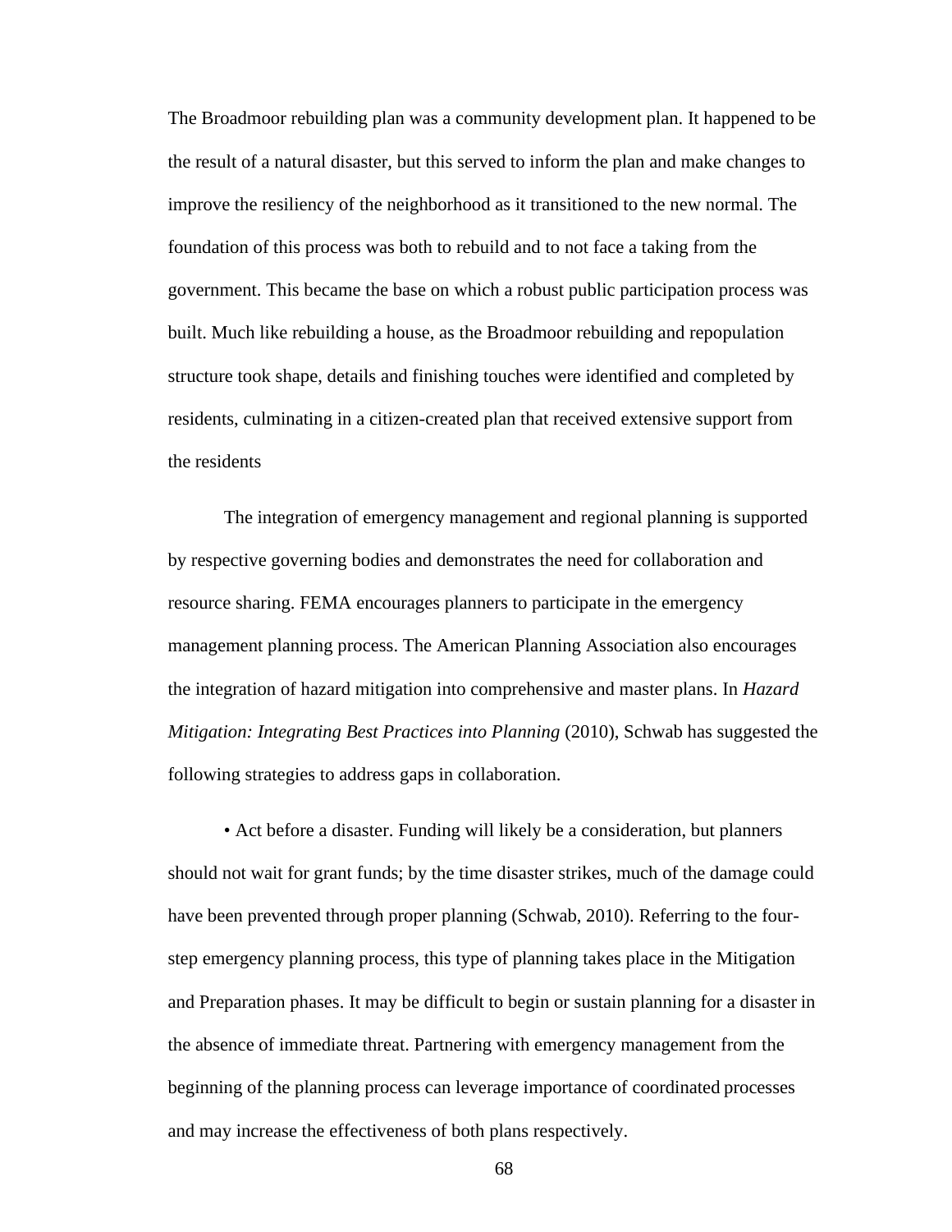The Broadmoor rebuilding plan was a community development plan. It happened to be the result of a natural disaster, but this served to inform the plan and make changes to improve the resiliency of the neighborhood as it transitioned to the new normal. The foundation of this process was both to rebuild and to not face a taking from the government. This became the base on which a robust public participation process was built. Much like rebuilding a house, as the Broadmoor rebuilding and repopulation structure took shape, details and finishing touches were identified and completed by residents, culminating in a citizen-created plan that received extensive support from the residents

The integration of emergency management and regional planning is supported by respective governing bodies and demonstrates the need for collaboration and resource sharing. FEMA encourages planners to participate in the emergency management planning process. The American Planning Association also encourages the integration of hazard mitigation into comprehensive and master plans. In *Hazard Mitigation: Integrating Best Practices into Planning* (2010), Schwab has suggested the following strategies to address gaps in collaboration.

• Act before a disaster. Funding will likely be a consideration, but planners should not wait for grant funds; by the time disaster strikes, much of the damage could have been prevented through proper planning (Schwab, 2010). Referring to the four-step emergency planning process, this type of planning takes place in the Mitigation and Preparation phases. It may be difficult to begin or sustain planning for a disaster in the absence of immediate threat. Partnering with emergency management from the beginning of the planning process can leverage importance of coordinated processes and may increase the effectiveness of both plans respectively.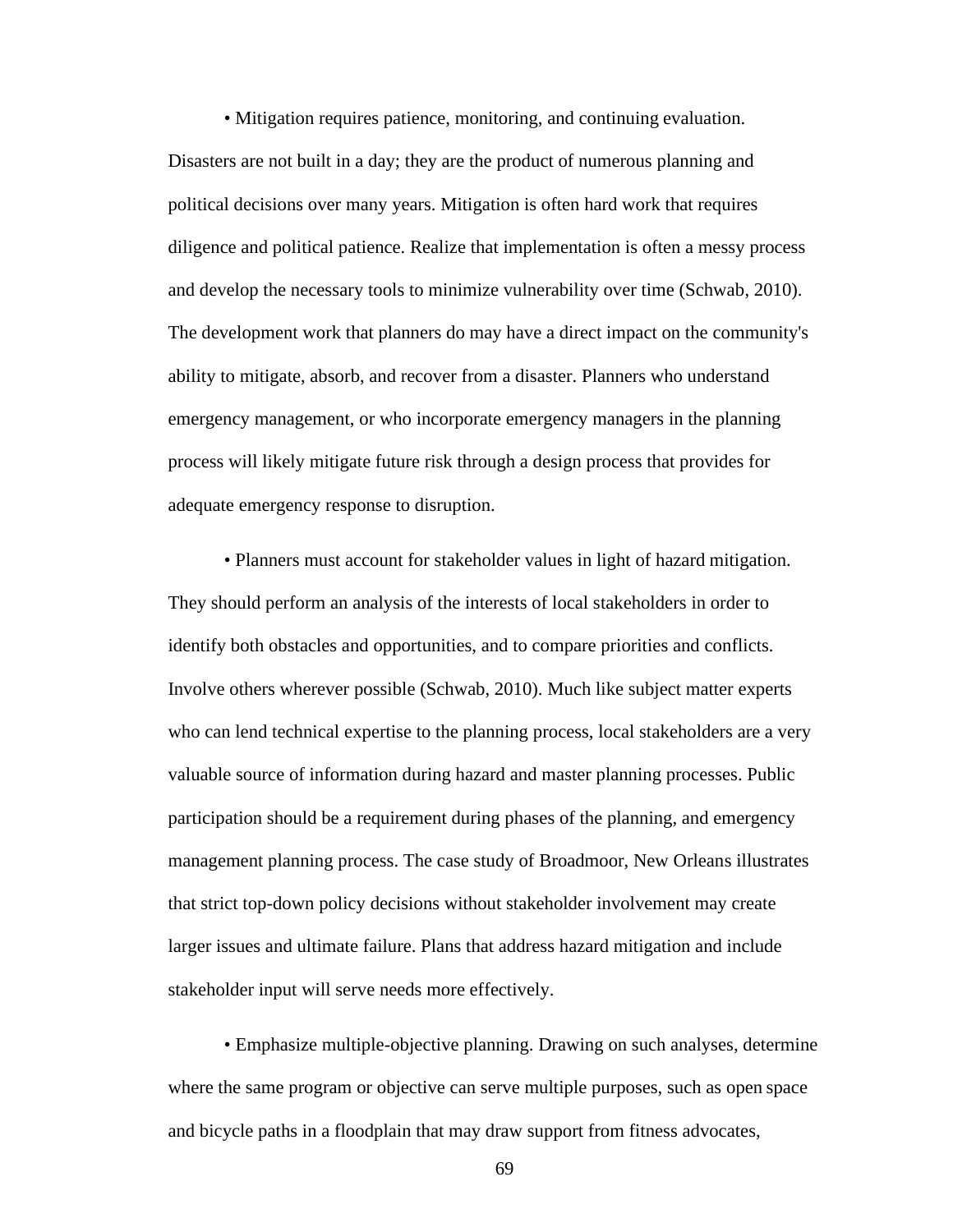• Mitigation requires patience, monitoring, and continuing evaluation. Disasters are not built in a day; they are the product of numerous planning and political decisions over many years. Mitigation is often hard work that requires diligence and political patience. Realize that implementation is often a messy process and develop the necessary tools to minimize vulnerability over time (Schwab, 2010). The development work that planners do may have a direct impact on the community's ability to mitigate, absorb, and recover from a disaster. Planners who understand emergency management, or who incorporate emergency managers in the planning process will likely mitigate future risk through a design process that provides for adequate emergency response to disruption.

• Planners must account for stakeholder values in light of hazard mitigation. They should perform an analysis of the interests of local stakeholders in order to identify both obstacles and opportunities, and to compare priorities and conflicts. Involve others wherever possible (Schwab, 2010). Much like subject matter experts who can lend technical expertise to the planning process, local stakeholders are a very valuable source of information during hazard and master planning processes. Public participation should be a requirement during phases of the planning, and emergency management planning process. The case study of Broadmoor, New Orleans illustrates that strict top-down policy decisions without stakeholder involvement may create larger issues and ultimate failure. Plans that address hazard mitigation and include stakeholder input will serve needs more effectively.

• Emphasize multiple-objective planning. Drawing on such analyses, determine where the same program or objective can serve multiple purposes, such as open space and bicycle paths in a floodplain that may draw support from fitness advocates,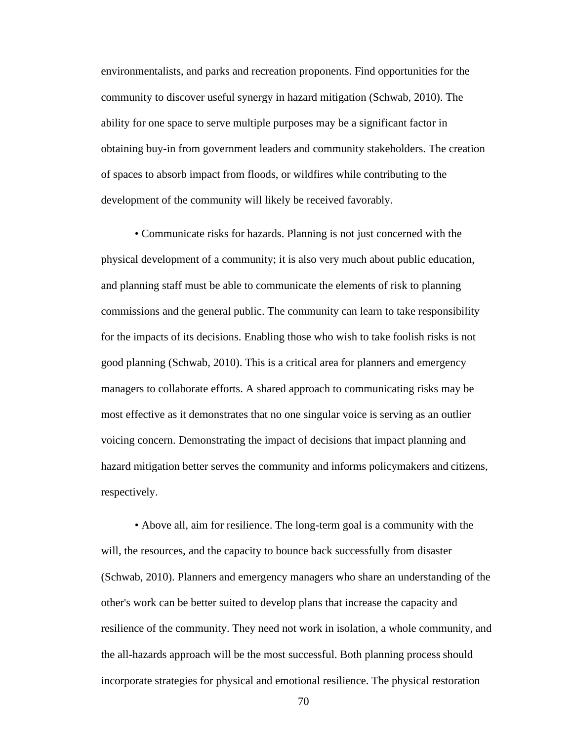environmentalists, and parks and recreation proponents. Find opportunities for the community to discover useful synergy in hazard mitigation (Schwab, 2010). The ability for one space to serve multiple purposes may be a significant factor in obtaining buy-in from government leaders and community stakeholders. The creation of spaces to absorb impact from floods, or wildfires while contributing to the development of the community will likely be received favorably.

• Communicate risks for hazards. Planning is not just concerned with the physical development of a community; it is also very much about public education, and planning staff must be able to communicate the elements of risk to planning commissions and the general public. The community can learn to take responsibility for the impacts of its decisions. Enabling those who wish to take foolish risks is not good planning (Schwab, 2010). This is a critical area for planners and emergency managers to collaborate efforts. A shared approach to communicating risks may be most effective as it demonstrates that no one singular voice is serving as an outlier voicing concern. Demonstrating the impact of decisions that impact planning and hazard mitigation better serves the community and informs policymakers and citizens, respectively.

• Above all, aim for resilience. The long-term goal is a community with the will, the resources, and the capacity to bounce back successfully from disaster (Schwab, 2010). Planners and emergency managers who share an understanding of the other's work can be better suited to develop plans that increase the capacity and resilience of the community. They need not work in isolation, a whole community, and the all-hazards approach will be the most successful. Both planning process should incorporate strategies for physical and emotional resilience. The physical restoration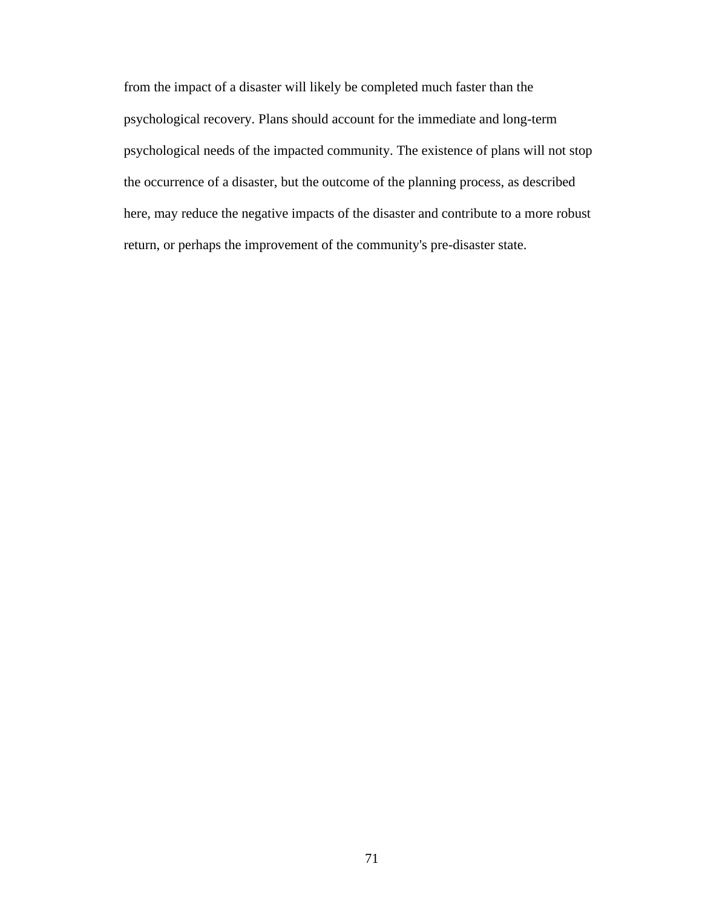from the impact of a disaster will likely be completed much faster than the psychological recovery. Plans should account for the immediate and long-term psychological needs of the impacted community. The existence of plans will not stop the occurrence of a disaster, but the outcome of the planning process, as described here, may reduce the negative impacts of the disaster and contribute to a more robust return, or perhaps the improvement of the community's pre-disaster state.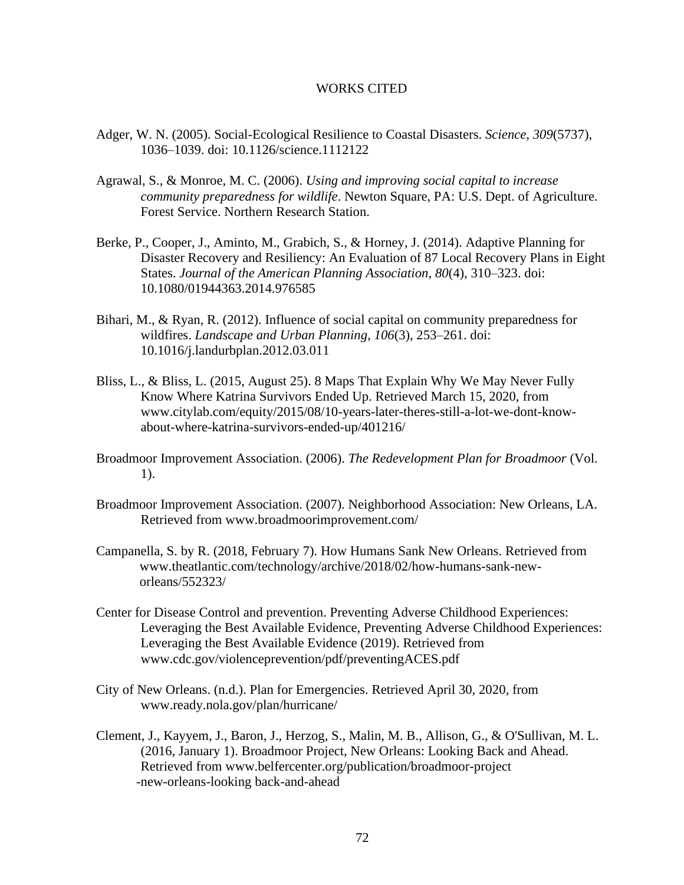# WORKS CITED

Adger, W. N. (2005). Social-Ecological Resilience to Coastal Disasters. *Science*, *309*(5737), 1036–1039. doi: 10.1126/science.1112122

Agrawal, S., & Monroe, M. C. (2006). *Using and improving social capital to increase community preparedness for wildlife*. Newton Square, PA: U.S. Dept. of Agriculture. Forest Service. Northern Research Station.

Berke, P., Cooper, J., Aminto, M., Grabich, S., & Horney, J. (2014). Adaptive Planning for Disaster Recovery and Resiliency: An Evaluation of 87 Local Recovery Plans in Eight States. *Journal of the American Planning Association*, *80*(4), 310–323. doi: 10.1080/01944363.2014.976585

Bihari, M., & Ryan, R. (2012). Influence of social capital on community preparedness for wildfires. *Landscape and Urban Planning*, *106*(3), 253–261. doi: 10.1016/j.landurbplan.2012.03.011

Bliss, L., & Bliss, L. (2015, August 25). 8 Maps That Explain Why We May Never Fully Know Where Katrina Survivors Ended Up. Retrieved March 15, 2020, from www.citylab.com/equity/2015/08/10-years-later-theres-still-a-lot-we-dont-know-about-where-katrina-survivors-ended-up/401216/

Broadmoor Improvement Association. (2006). *The Redevelopment Plan for Broadmoor* (Vol. 1).

Broadmoor Improvement Association. (2007). Neighborhood Association: New Orleans, LA. Retrieved from www.broadmoorimprovement.com/

Campanella, S. by R. (2018, February 7). How Humans Sank New Orleans. Retrieved from www.theatlantic.com/technology/archive/2018/02/how-humans-sank-new-orleans/552323/

Center for Disease Control and prevention. Preventing Adverse Childhood Experiences: Leveraging the Best Available Evidence, Preventing Adverse Childhood Experiences: Leveraging the Best Available Evidence (2019). Retrieved from www.cdc.gov/violenceprevention/pdf/preventingACES.pdf

City of New Orleans. (n.d.). Plan for Emergencies. Retrieved April 30, 2020, from www.ready.nola.gov/plan/hurricane/

Clement, J., Kayyem, J., Baron, J., Herzog, S., Malin, M. B., Allison, G., & O'Sullivan, M. L. (2016, January 1). Broadmoor Project, New Orleans: Looking Back and Ahead. Retrieved from www.belfercenter.org/publication/broadmoor-project -new-orleans-looking back-and-ahead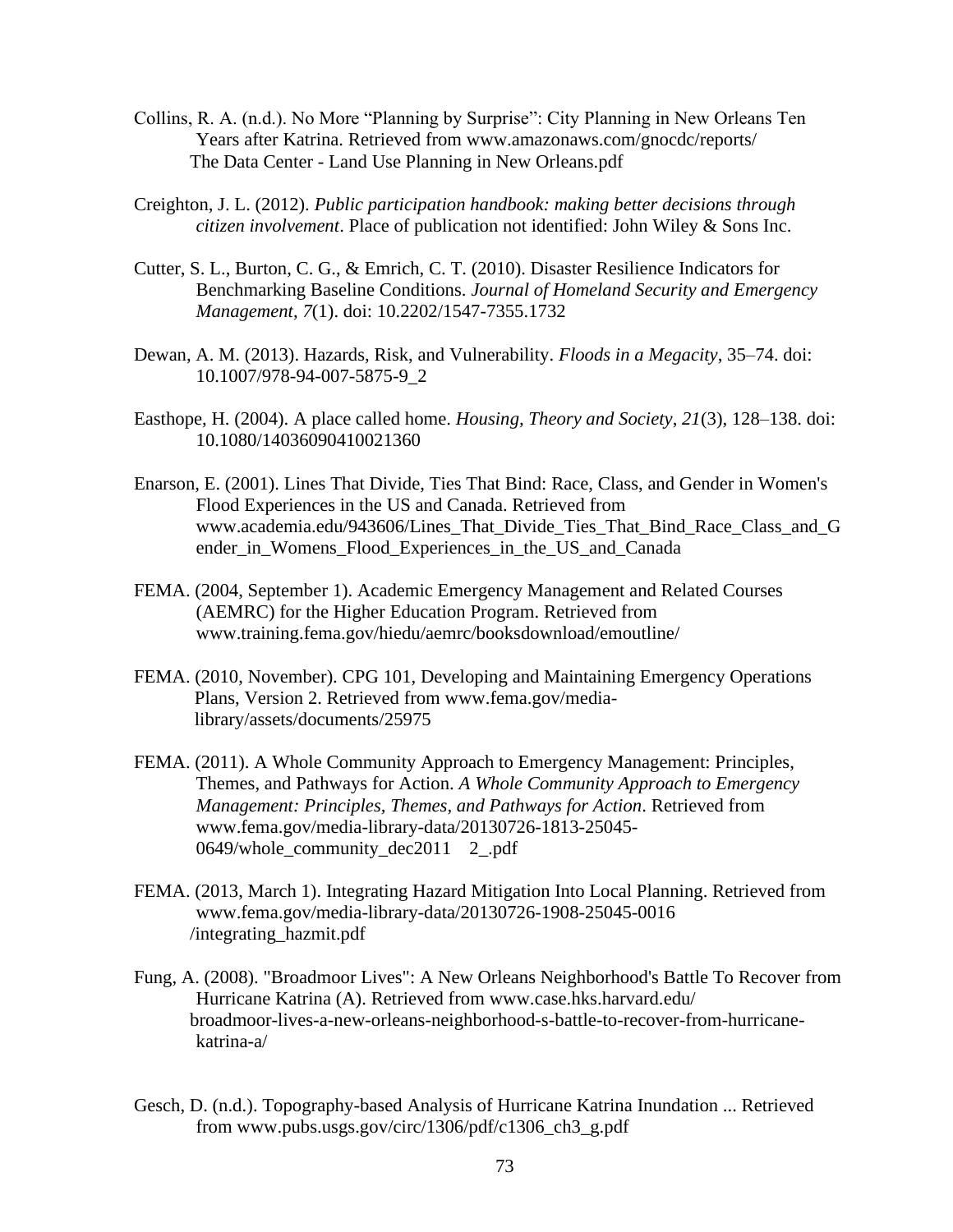Collins, R. A. (n.d.). No More "Planning by Surprise": City Planning in New Orleans Ten Years after Katrina. Retrieved from www.amazonaws.com/gnocdc/reports/ The Data Center - Land Use Planning in New Orleans.pdf

Creighton, J. L. (2012). *Public participation handbook: making better decisions through citizen involvement*. Place of publication not identified: John Wiley & Sons Inc.

Cutter, S. L., Burton, C. G., & Emrich, C. T. (2010). Disaster Resilience Indicators for Benchmarking Baseline Conditions. *Journal of Homeland Security and Emergency Management*, *7*(1). doi: 10.2202/1547-7355.1732

Dewan, A. M. (2013). Hazards, Risk, and Vulnerability. *Floods in a Megacity*, 35–74. doi: 10.1007/978-94-007-5875-9_2

Easthope, H. (2004). A place called home. *Housing, Theory and Society*, *21*(3), 128–138. doi: 10.1080/14036090410021360

Enarson, E. (2001). Lines That Divide, Ties That Bind: Race, Class, and Gender in Women's Flood Experiences in the US and Canada. Retrieved from www.academia.edu/943606/Lines_That_Divide_Ties_That_Bind_Race_Class_and_Gender_in_Womens_Flood_Experiences_in_the_US_and_Canada

FEMA. (2004, September 1). Academic Emergency Management and Related Courses (AEMRC) for the Higher Education Program. Retrieved from www.training.fema.gov/hiedu/aemrc/booksdownload/emoutline/

FEMA. (2010, November). CPG 101, Developing and Maintaining Emergency Operations Plans, Version 2. Retrieved from www.fema.gov/media-library/assets/documents/25975

FEMA. (2011). A Whole Community Approach to Emergency Management: Principles, Themes, and Pathways for Action. *A Whole Community Approach to Emergency Management: Principles, Themes, and Pathways for Action*. Retrieved from www.fema.gov/media-library-data/20130726-1813-25045-0649/whole_community_dec2011 2_.pdf

FEMA. (2013, March 1). Integrating Hazard Mitigation Into Local Planning. Retrieved from www.fema.gov/media-library-data/20130726-1908-25045-0016 /integrating_hazmit.pdf

Fung, A. (2008). "Broadmoor Lives": A New Orleans Neighborhood's Battle To Recover from Hurricane Katrina (A). Retrieved from www.case.hks.harvard.edu/ broadmoor-lives-a-new-orleans-neighborhood-s-battle-to-recover-from-hurricane-katrina-a/

Gesch, D. (n.d.). Topography-based Analysis of Hurricane Katrina Inundation ... Retrieved from www.pubs.usgs.gov/circ/1306/pdf/c1306_ch3_g.pdf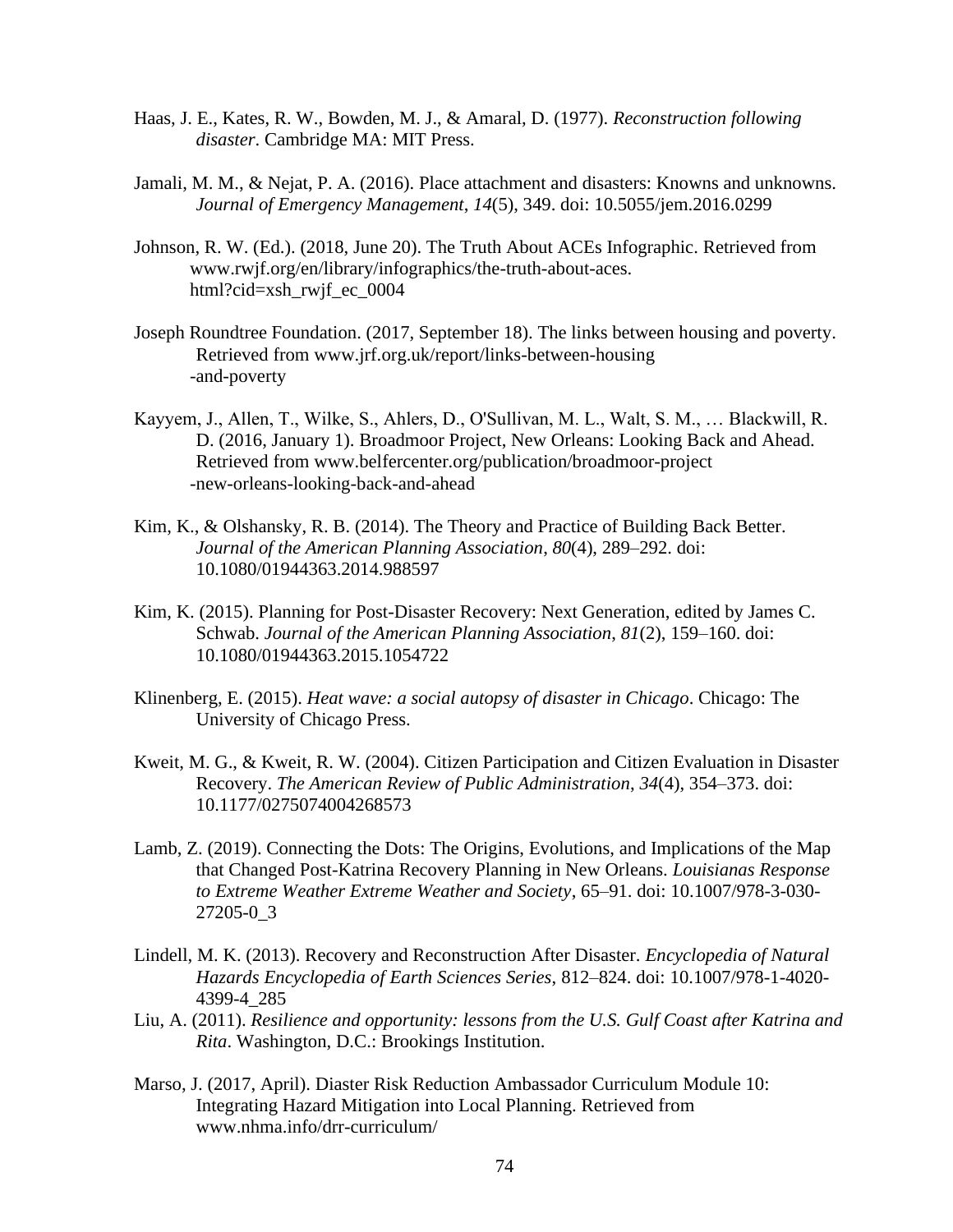Haas, J. E., Kates, R. W., Bowden, M. J., & Amaral, D. (1977). *Reconstruction following disaster*. Cambridge MA: MIT Press.

Jamali, M. M., & Nejat, P. A. (2016). Place attachment and disasters: Knowns and unknowns. *Journal of Emergency Management*, *14*(5), 349. doi: 10.5055/jem.2016.0299

Johnson, R. W. (Ed.). (2018, June 20). The Truth About ACEs Infographic. Retrieved from www.rwjf.org/en/library/infographics/the-truth-about-aces. html?cid=xsh_rwjf_ec_0004

Joseph Roundtree Foundation. (2017, September 18). The links between housing and poverty. Retrieved from www.jrf.org.uk/report/links-between-housing -and-poverty

Kayyem, J., Allen, T., Wilke, S., Ahlers, D., O'Sullivan, M. L., Walt, S. M., … Blackwill, R. D. (2016, January 1). Broadmoor Project, New Orleans: Looking Back and Ahead. Retrieved from www.belfercenter.org/publication/broadmoor-project -new-orleans-looking-back-and-ahead

Kim, K., & Olshansky, R. B. (2014). The Theory and Practice of Building Back Better. *Journal of the American Planning Association*, *80*(4), 289–292. doi: 10.1080/01944363.2014.988597

Kim, K. (2015). Planning for Post-Disaster Recovery: Next Generation, edited by James C. Schwab. *Journal of the American Planning Association*, *81*(2), 159–160. doi: 10.1080/01944363.2015.1054722

Klinenberg, E. (2015). *Heat wave: a social autopsy of disaster in Chicago*. Chicago: The University of Chicago Press.

Kweit, M. G., & Kweit, R. W. (2004). Citizen Participation and Citizen Evaluation in Disaster Recovery. *The American Review of Public Administration*, *34*(4), 354–373. doi: 10.1177/0275074004268573

Lamb, Z. (2019). Connecting the Dots: The Origins, Evolutions, and Implications of the Map that Changed Post-Katrina Recovery Planning in New Orleans. *Louisianas Response to Extreme Weather Extreme Weather and Society*, 65–91. doi: 10.1007/978-3-030-27205-0_3

Lindell, M. K. (2013). Recovery and Reconstruction After Disaster. *Encyclopedia of Natural Hazards Encyclopedia of Earth Sciences Series*, 812–824. doi: 10.1007/978-1-4020-4399-4_285

Liu, A. (2011). *Resilience and opportunity: lessons from the U.S. Gulf Coast after Katrina and Rita*. Washington, D.C.: Brookings Institution.

Marso, J. (2017, April). Diaster Risk Reduction Ambassador Curriculum Module 10: Integrating Hazard Mitigation into Local Planning. Retrieved from www.nhma.info/drr-curriculum/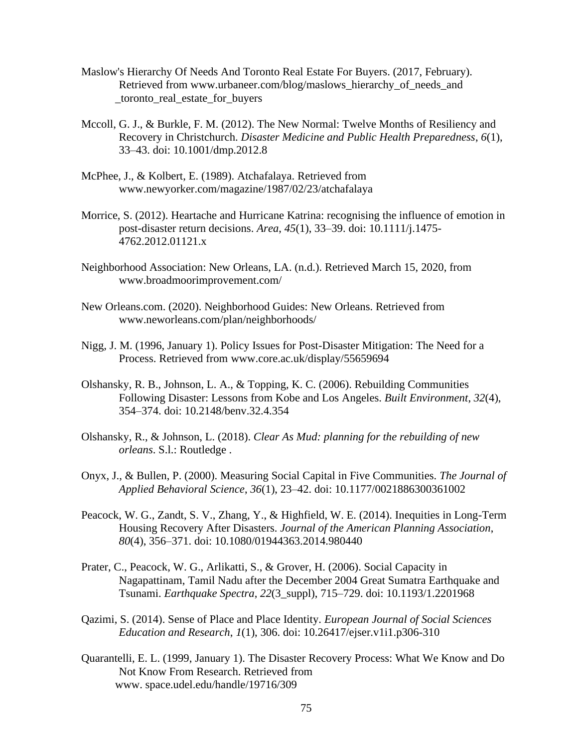Maslow's Hierarchy Of Needs And Toronto Real Estate For Buyers. (2017, February). Retrieved from www.urbaneer.com/blog/maslows_hierarchy_of_needs_and _toronto_real_estate_for_buyers

Mccoll, G. J., & Burkle, F. M. (2012). The New Normal: Twelve Months of Resiliency and Recovery in Christchurch. *Disaster Medicine and Public Health Preparedness*, *6*(1), 33–43. doi: 10.1001/dmp.2012.8

McPhee, J., & Kolbert, E. (1989). Atchafalaya. Retrieved from www.newyorker.com/magazine/1987/02/23/atchafalaya

Morrice, S. (2012). Heartache and Hurricane Katrina: recognising the influence of emotion in post-disaster return decisions. *Area*, *45*(1), 33–39. doi: 10.1111/j.1475-4762.2012.01121.x

Neighborhood Association: New Orleans, LA. (n.d.). Retrieved March 15, 2020, from www.broadmoorimprovement.com/

New Orleans.com. (2020). Neighborhood Guides: New Orleans. Retrieved from www.neworleans.com/plan/neighborhoods/

Nigg, J. M. (1996, January 1). Policy Issues for Post-Disaster Mitigation: The Need for a Process. Retrieved from www.core.ac.uk/display/55659694

Olshansky, R. B., Johnson, L. A., & Topping, K. C. (2006). Rebuilding Communities Following Disaster: Lessons from Kobe and Los Angeles. *Built Environment*, *32*(4), 354–374. doi: 10.2148/benv.32.4.354

Olshansky, R., & Johnson, L. (2018). *Clear As Mud: planning for the rebuilding of new orleans*. S.l.: Routledge .

Onyx, J., & Bullen, P. (2000). Measuring Social Capital in Five Communities. *The Journal of Applied Behavioral Science*, *36*(1), 23–42. doi: 10.1177/0021886300361002

Peacock, W. G., Zandt, S. V., Zhang, Y., & Highfield, W. E. (2014). Inequities in Long-Term Housing Recovery After Disasters. *Journal of the American Planning Association*, *80*(4), 356–371. doi: 10.1080/01944363.2014.980440

Prater, C., Peacock, W. G., Arlikatti, S., & Grover, H. (2006). Social Capacity in Nagapattinam, Tamil Nadu after the December 2004 Great Sumatra Earthquake and Tsunami. *Earthquake Spectra*, *22*(3_suppl), 715–729. doi: 10.1193/1.2201968

Qazimi, S. (2014). Sense of Place and Place Identity. *European Journal of Social Sciences Education and Research*, *1*(1), 306. doi: 10.26417/ejser.v1i1.p306-310

Quarantelli, E. L. (1999, January 1). The Disaster Recovery Process: What We Know and Do Not Know From Research. Retrieved from www. space.udel.edu/handle/19716/309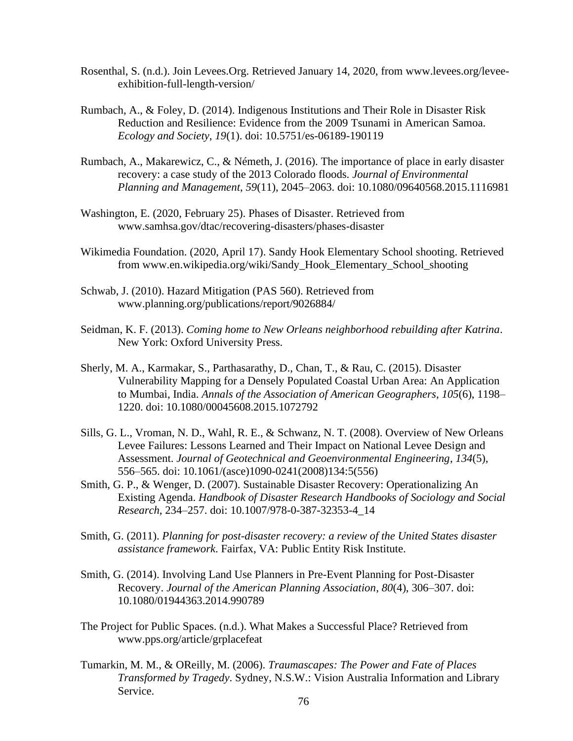Rosenthal, S. (n.d.). Join Levees.Org. Retrieved January 14, 2020, from www.levees.org/levee-exhibition-full-length-version/

Rumbach, A., & Foley, D. (2014). Indigenous Institutions and Their Role in Disaster Risk Reduction and Resilience: Evidence from the 2009 Tsunami in American Samoa. *Ecology and Society*, *19*(1). doi: 10.5751/es-06189-190119

Rumbach, A., Makarewicz, C., & Németh, J. (2016). The importance of place in early disaster recovery: a case study of the 2013 Colorado floods. *Journal of Environmental Planning and Management*, *59*(11), 2045–2063. doi: 10.1080/09640568.2015.1116981

Washington, E. (2020, February 25). Phases of Disaster. Retrieved from www.samhsa.gov/dtac/recovering-disasters/phases-disaster

Wikimedia Foundation. (2020, April 17). Sandy Hook Elementary School shooting. Retrieved from www.en.wikipedia.org/wiki/Sandy_Hook_Elementary_School_shooting

Schwab, J. (2010). Hazard Mitigation (PAS 560). Retrieved from www.planning.org/publications/report/9026884/

Seidman, K. F. (2013). *Coming home to New Orleans neighborhood rebuilding after Katrina*. New York: Oxford University Press.

Sherly, M. A., Karmakar, S., Parthasarathy, D., Chan, T., & Rau, C. (2015). Disaster Vulnerability Mapping for a Densely Populated Coastal Urban Area: An Application to Mumbai, India. *Annals of the Association of American Geographers*, *105*(6), 1198–1220. doi: 10.1080/00045608.2015.1072792

Sills, G. L., Vroman, N. D., Wahl, R. E., & Schwanz, N. T. (2008). Overview of New Orleans Levee Failures: Lessons Learned and Their Impact on National Levee Design and Assessment. *Journal of Geotechnical and Geoenvironmental Engineering*, *134*(5), 556–565. doi: 10.1061/(asce)1090-0241(2008)134:5(556)

Smith, G. P., & Wenger, D. (2007). Sustainable Disaster Recovery: Operationalizing An Existing Agenda. *Handbook of Disaster Research Handbooks of Sociology and Social Research*, 234–257. doi: 10.1007/978-0-387-32353-4_14

Smith, G. (2011). *Planning for post-disaster recovery: a review of the United States disaster assistance framework*. Fairfax, VA: Public Entity Risk Institute.

Smith, G. (2014). Involving Land Use Planners in Pre-Event Planning for Post-Disaster Recovery. *Journal of the American Planning Association*, *80*(4), 306–307. doi: 10.1080/01944363.2014.990789

The Project for Public Spaces. (n.d.). What Makes a Successful Place? Retrieved from www.pps.org/article/grplacefeat

Tumarkin, M. M., & OReilly, M. (2006). *Traumascapes: The Power and Fate of Places Transformed by Tragedy*. Sydney, N.S.W.: Vision Australia Information and Library Service.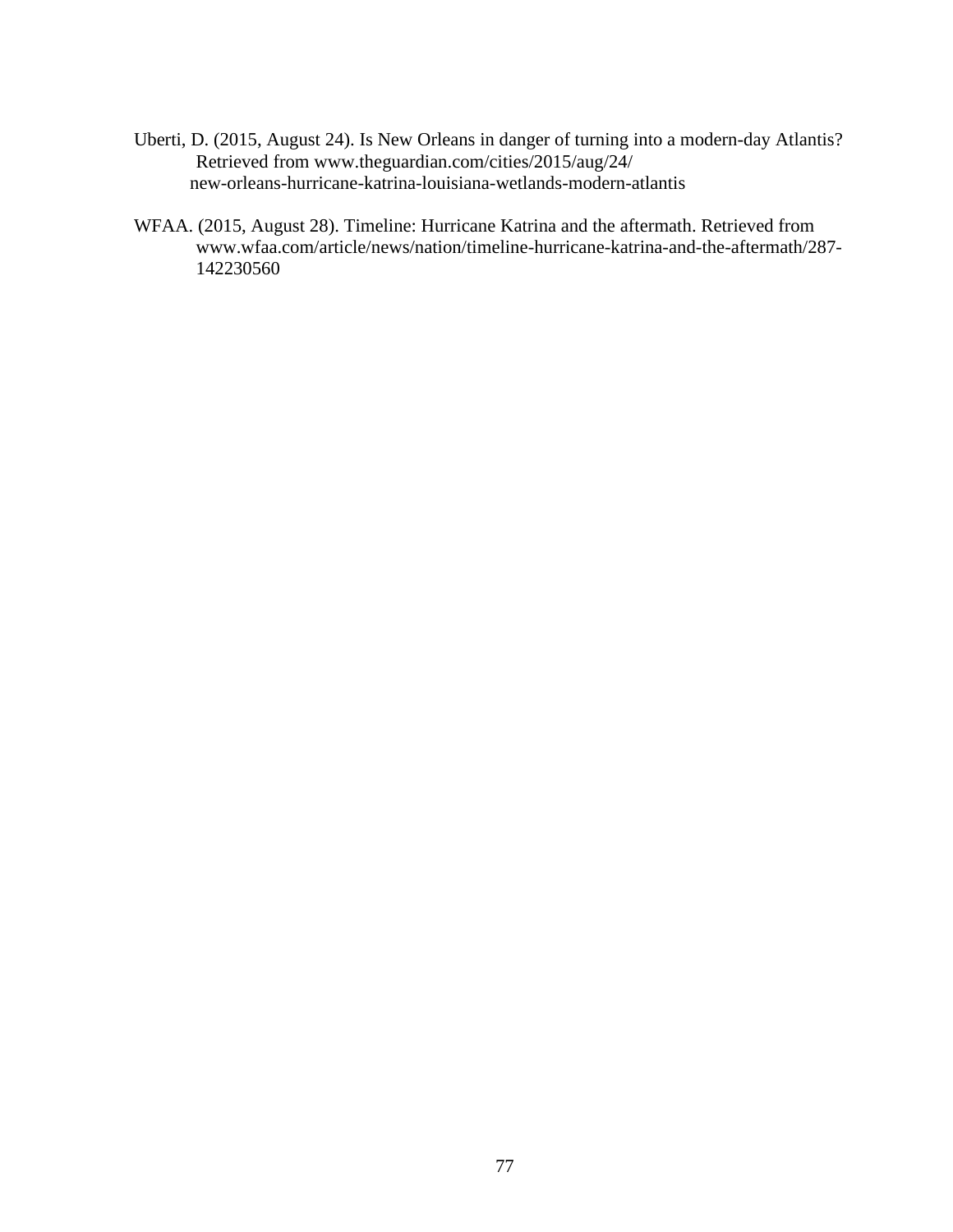Uberti, D. (2015, August 24). Is New Orleans in danger of turning into a modern-day Atlantis? Retrieved from www.theguardian.com/cities/2015/aug/24/new-orleans-hurricane-katrina-louisiana-wetlands-modern-atlantis

WFAA. (2015, August 28). Timeline: Hurricane Katrina and the aftermath. Retrieved from www.wfaa.com/article/news/nation/timeline-hurricane-katrina-and-the-aftermath/287-142230560